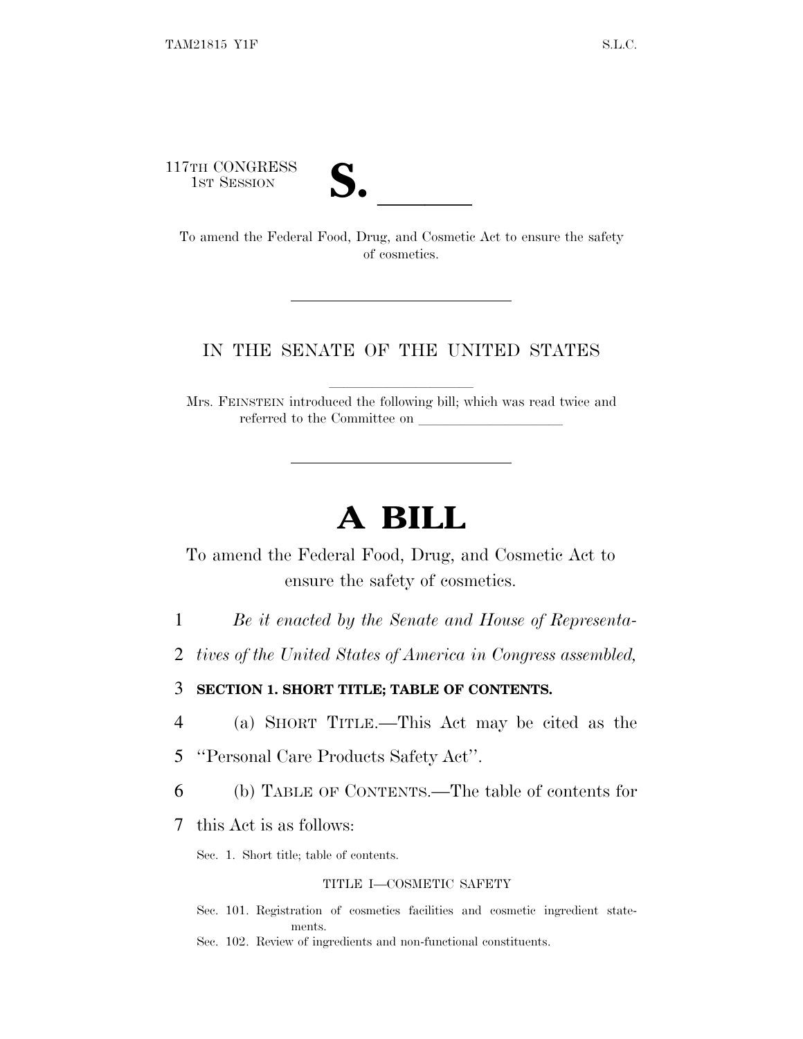117TH CONGRESS
1ST SESSION

# S. \_\_\_\_\_\_

To amend the Federal Food, Drug, and Cosmetic Act to ensure the safety of cosmetics.

IN THE SENATE OF THE UNITED STATES

Mrs. FEINSTEIN introduced the following bill; which was read twice and referred to the Committee on \_\_\_\_\_\_\_\_\_\_\_\_\_\_\_\_\_\_\_\_

# A BILL

To amend the Federal Food, Drug, and Cosmetic Act to ensure the safety of cosmetics.

1 *Be it enacted by the Senate and House of Representa-*
2 *tives of the United States of America in Congress assembled,*

3 **SECTION 1. SHORT TITLE; TABLE OF CONTENTS.**

4 (a) SHORT TITLE.—This Act may be cited as the
5 ''Personal Care Products Safety Act''.

6 (b) TABLE OF CONTENTS.—The table of contents for
7 this Act is as follows:

Sec. 1. Short title; table of contents.

TITLE I—COSMETIC SAFETY

Sec. 101. Registration of cosmetics facilities and cosmetic ingredient statements.
Sec. 102. Review of ingredients and non-functional constituents.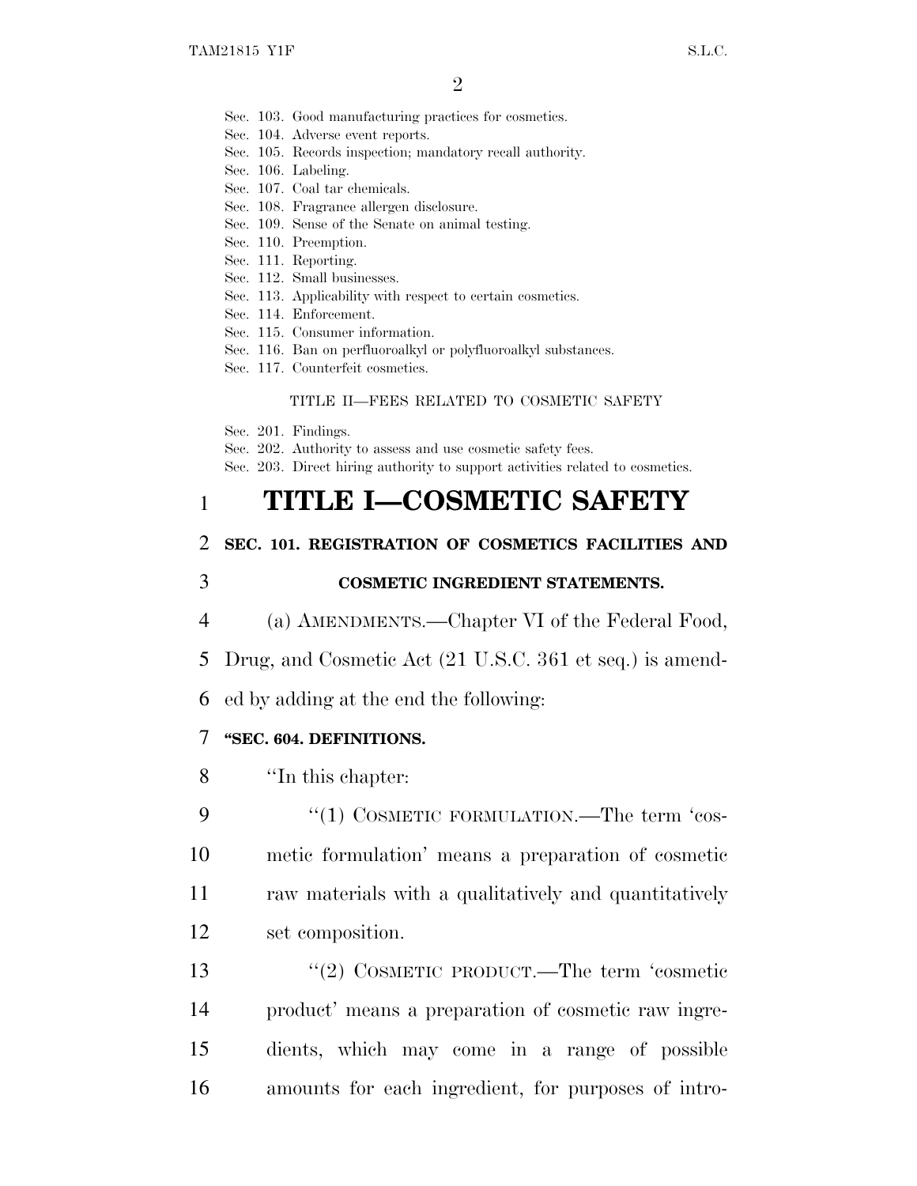Sec. 103. Good manufacturing practices for cosmetics.
Sec. 104. Adverse event reports.
Sec. 105. Records inspection; mandatory recall authority.
Sec. 106. Labeling.
Sec. 107. Coal tar chemicals.
Sec. 108. Fragrance allergen disclosure.
Sec. 109. Sense of the Senate on animal testing.
Sec. 110. Preemption.
Sec. 111. Reporting.
Sec. 112. Small businesses.
Sec. 113. Applicability with respect to certain cosmetics.
Sec. 114. Enforcement.
Sec. 115. Consumer information.
Sec. 116. Ban on perfluoroalkyl or polyfluoroalkyl substances.
Sec. 117. Counterfeit cosmetics.

TITLE II—FEES RELATED TO COSMETIC SAFETY

Sec. 201. Findings.
Sec. 202. Authority to assess and use cosmetic safety fees.
Sec. 203. Direct hiring authority to support activities related to cosmetics.

# TITLE I—COSMETIC SAFETY

**SEC. 101. REGISTRATION OF COSMETICS FACILITIES AND COSMETIC INGREDIENT STATEMENTS.**

(a) AMENDMENTS.—Chapter VI of the Federal Food, Drug, and Cosmetic Act (21 U.S.C. 361 et seq.) is amended by adding at the end the following:

**"SEC. 604. DEFINITIONS.**

"In this chapter:

"(1) COSMETIC FORMULATION.—The term 'cosmetic formulation' means a preparation of cosmetic raw materials with a qualitatively and quantitatively set composition.

"(2) COSMETIC PRODUCT.—The term 'cosmetic product' means a preparation of cosmetic raw ingredients, which may come in a range of possible amounts for each ingredient, for purposes of intro-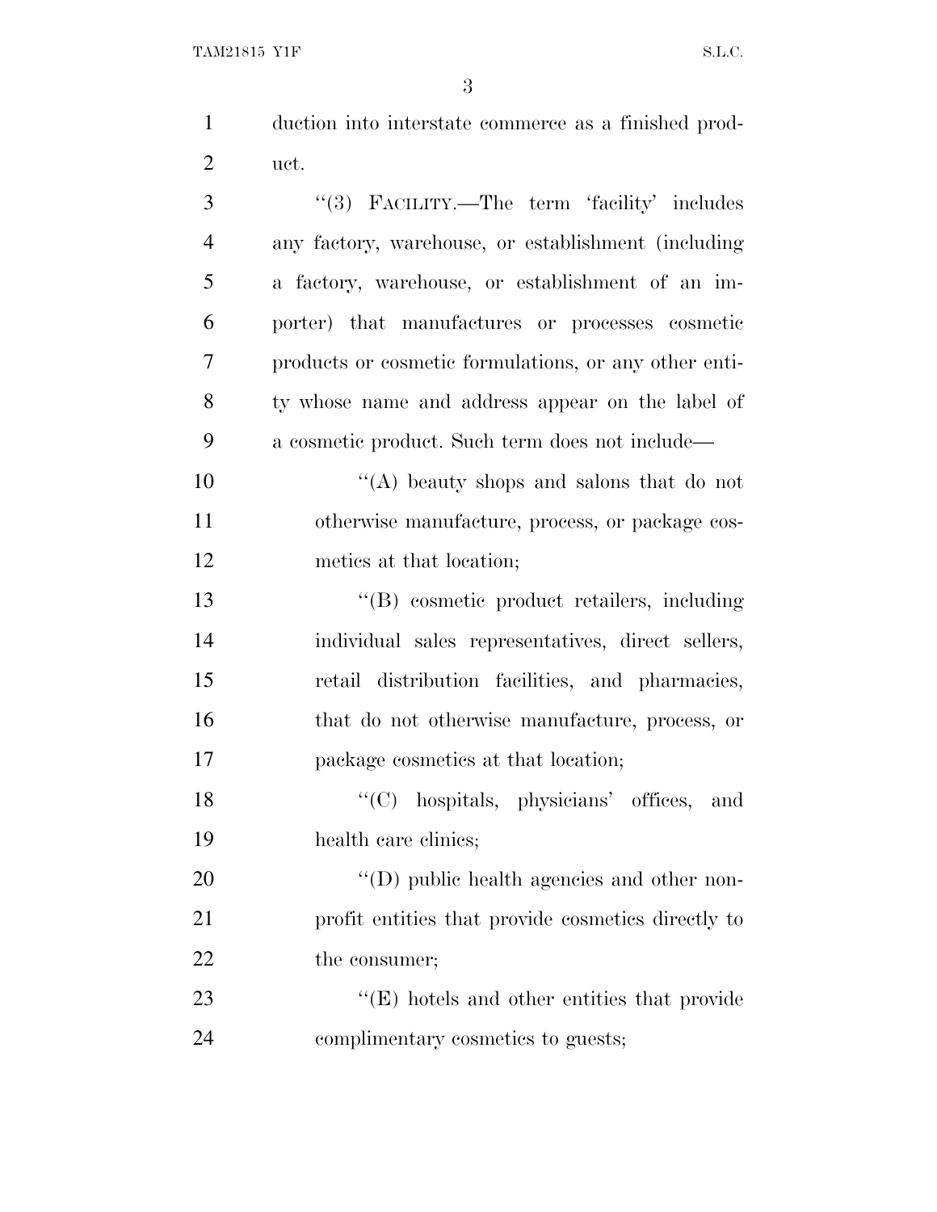duction into interstate commerce as a finished product.

''(3) FACILITY.—The term 'facility' includes any factory, warehouse, or establishment (including a factory, warehouse, or establishment of an importer) that manufactures or processes cosmetic products or cosmetic formulations, or any other entity whose name and address appear on the label of a cosmetic product. Such term does not include—

''(A) beauty shops and salons that do not otherwise manufacture, process, or package cosmetics at that location;

''(B) cosmetic product retailers, including individual sales representatives, direct sellers, retail distribution facilities, and pharmacies, that do not otherwise manufacture, process, or package cosmetics at that location;

''(C) hospitals, physicians' offices, and health care clinics;

''(D) public health agencies and other nonprofit entities that provide cosmetics directly to the consumer;

''(E) hotels and other entities that provide complimentary cosmetics to guests;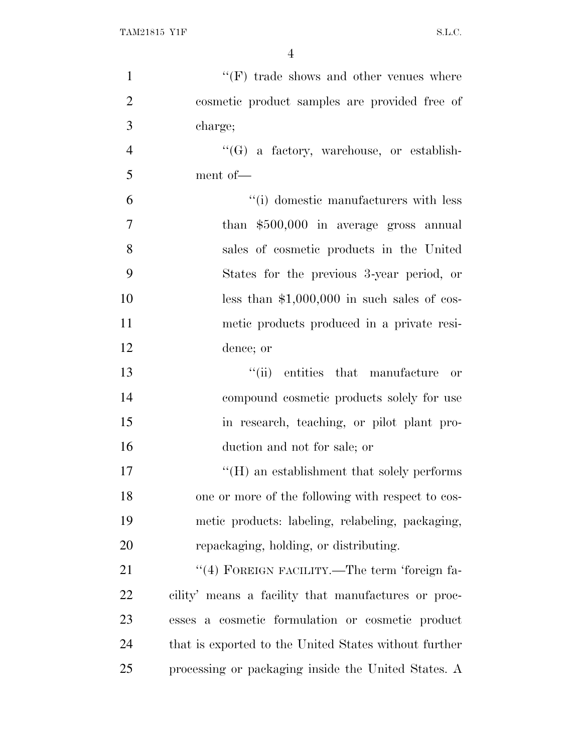"(F) trade shows and other venues where cosmetic product samples are provided free of charge;

"(G) a factory, warehouse, or establishment of—

"(i) domestic manufacturers with less than $500,000 in average gross annual sales of cosmetic products in the United States for the previous 3-year period, or less than $1,000,000 in such sales of cosmetic products produced in a private residence; or

"(ii) entities that manufacture or compound cosmetic products solely for use in research, teaching, or pilot plant production and not for sale; or

"(H) an establishment that solely performs one or more of the following with respect to cosmetic products: labeling, relabeling, packaging, repackaging, holding, or distributing.

"(4) FOREIGN FACILITY.—The term 'foreign facility' means a facility that manufactures or processes a cosmetic formulation or cosmetic product that is exported to the United States without further processing or packaging inside the United States. A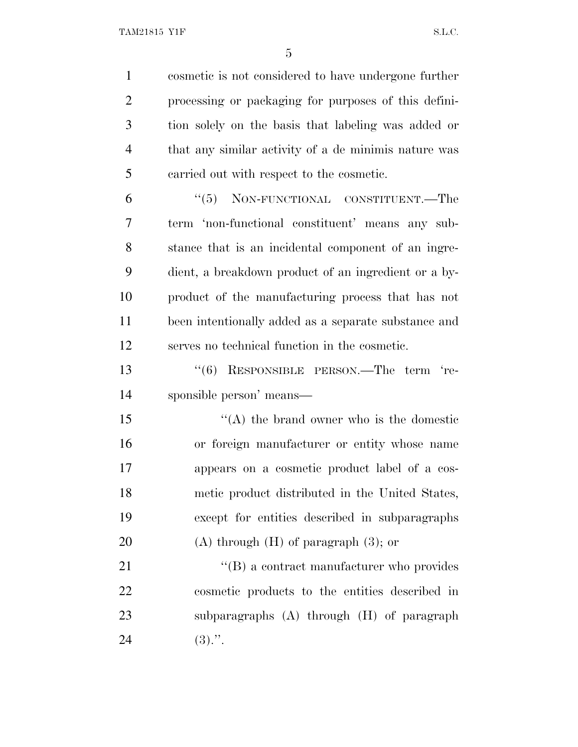cosmetic is not considered to have undergone further processing or packaging for purposes of this definition solely on the basis that labeling was added or that any similar activity of a de minimis nature was carried out with respect to the cosmetic.

"(5) NON-FUNCTIONAL CONSTITUENT.—The term 'non-functional constituent' means any substance that is an incidental component of an ingredient, a breakdown product of an ingredient or a byproduct of the manufacturing process that has not been intentionally added as a separate substance and serves no technical function in the cosmetic.

"(6) RESPONSIBLE PERSON.—The term 'responsible person' means—

"(A) the brand owner who is the domestic or foreign manufacturer or entity whose name appears on a cosmetic product label of a cosmetic product distributed in the United States, except for entities described in subparagraphs (A) through (H) of paragraph (3); or

"(B) a contract manufacturer who provides cosmetic products to the entities described in subparagraphs (A) through (H) of paragraph (3).".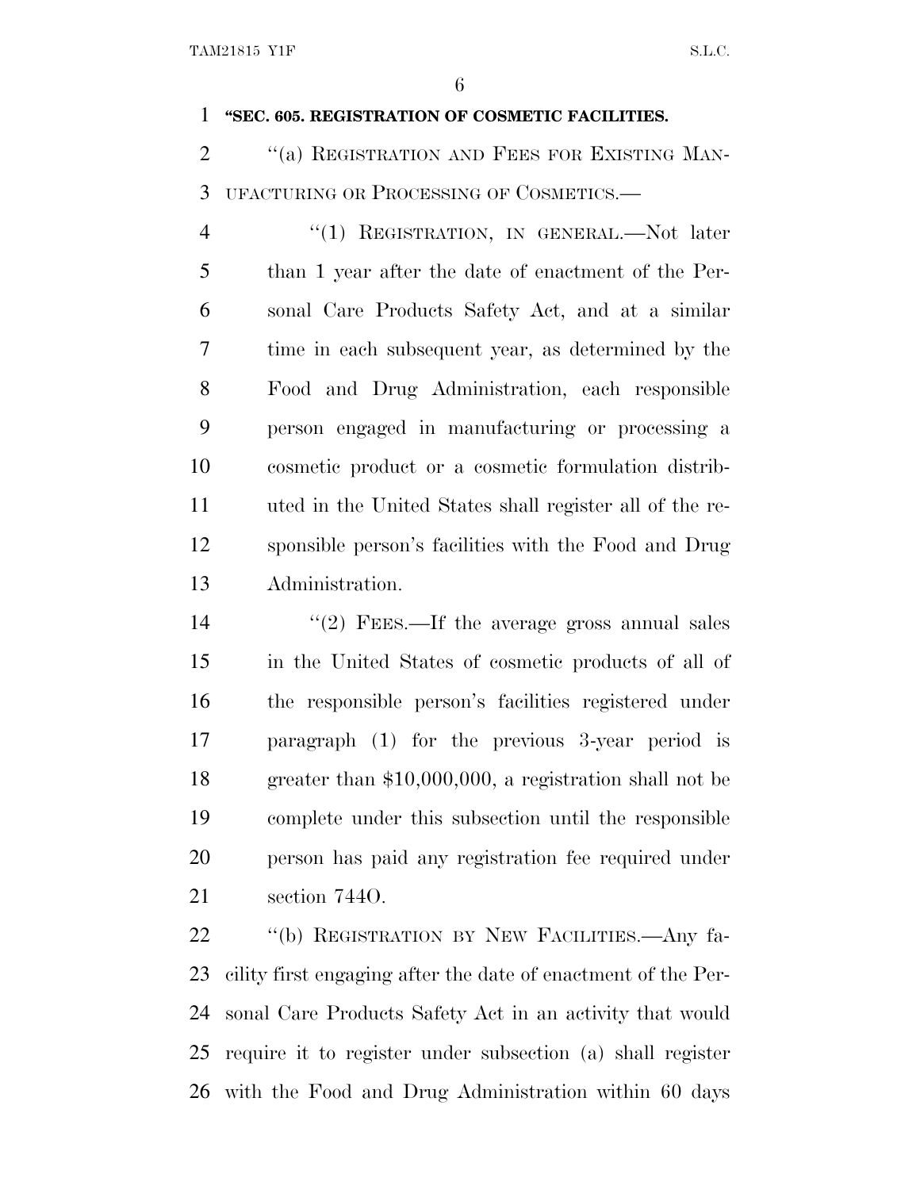**"SEC. 605. REGISTRATION OF COSMETIC FACILITIES.**

"(a) REGISTRATION AND FEES FOR EXISTING MANUFACTURING OR PROCESSING OF COSMETICS.—

"(1) REGISTRATION, IN GENERAL.—Not later than 1 year after the date of enactment of the Personal Care Products Safety Act, and at a similar time in each subsequent year, as determined by the Food and Drug Administration, each responsible person engaged in manufacturing or processing a cosmetic product or a cosmetic formulation distributed in the United States shall register all of the responsible person's facilities with the Food and Drug Administration.

"(2) FEES.—If the average gross annual sales in the United States of cosmetic products of all of the responsible person's facilities registered under paragraph (1) for the previous 3-year period is greater than $10,000,000, a registration shall not be complete under this subsection until the responsible person has paid any registration fee required under section 744O.

"(b) REGISTRATION BY NEW FACILITIES.—Any facility first engaging after the date of enactment of the Personal Care Products Safety Act in an activity that would require it to register under subsection (a) shall register with the Food and Drug Administration within 60 days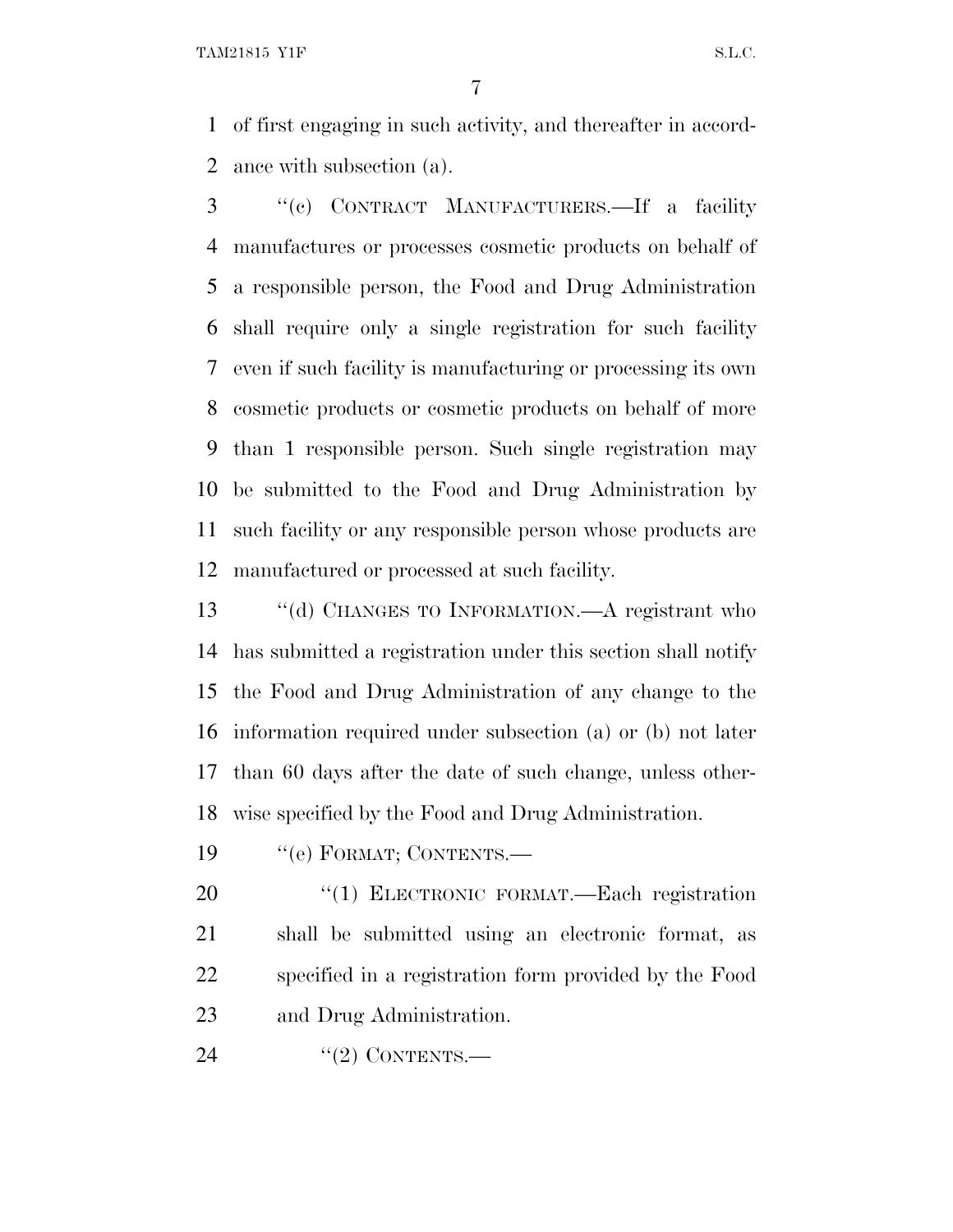of first engaging in such activity, and thereafter in accordance with subsection (a).

"(c) CONTRACT MANUFACTURERS.—If a facility manufactures or processes cosmetic products on behalf of a responsible person, the Food and Drug Administration shall require only a single registration for such facility even if such facility is manufacturing or processing its own cosmetic products or cosmetic products on behalf of more than 1 responsible person. Such single registration may be submitted to the Food and Drug Administration by such facility or any responsible person whose products are manufactured or processed at such facility.

"(d) CHANGES TO INFORMATION.—A registrant who has submitted a registration under this section shall notify the Food and Drug Administration of any change to the information required under subsection (a) or (b) not later than 60 days after the date of such change, unless otherwise specified by the Food and Drug Administration.

"(e) FORMAT; CONTENTS.—

"(1) ELECTRONIC FORMAT.—Each registration shall be submitted using an electronic format, as specified in a registration form provided by the Food and Drug Administration.

"(2) CONTENTS.—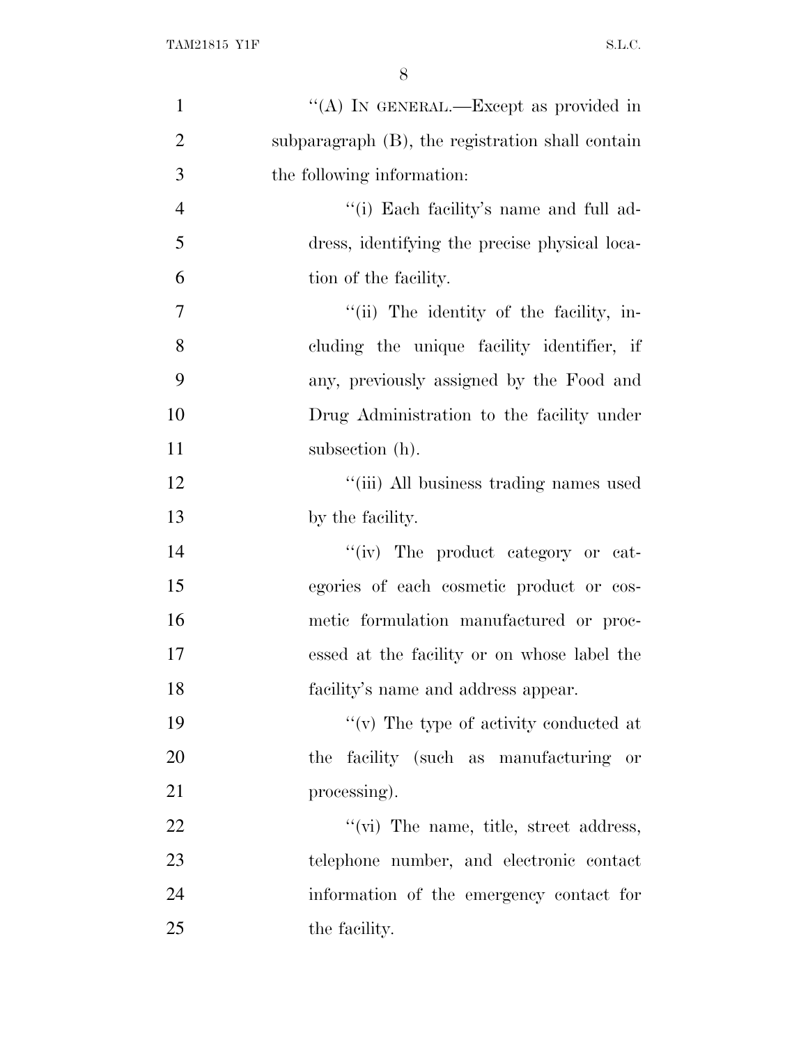''(A) IN GENERAL.—Except as provided in subparagraph (B), the registration shall contain the following information:

''(i) Each facility's name and full address, identifying the precise physical location of the facility.

''(ii) The identity of the facility, including the unique facility identifier, if any, previously assigned by the Food and Drug Administration to the facility under subsection (h).

''(iii) All business trading names used by the facility.

''(iv) The product category or categories of each cosmetic product or cosmetic formulation manufactured or processed at the facility or on whose label the facility's name and address appear.

''(v) The type of activity conducted at the facility (such as manufacturing or processing).

''(vi) The name, title, street address, telephone number, and electronic contact information of the emergency contact for the facility.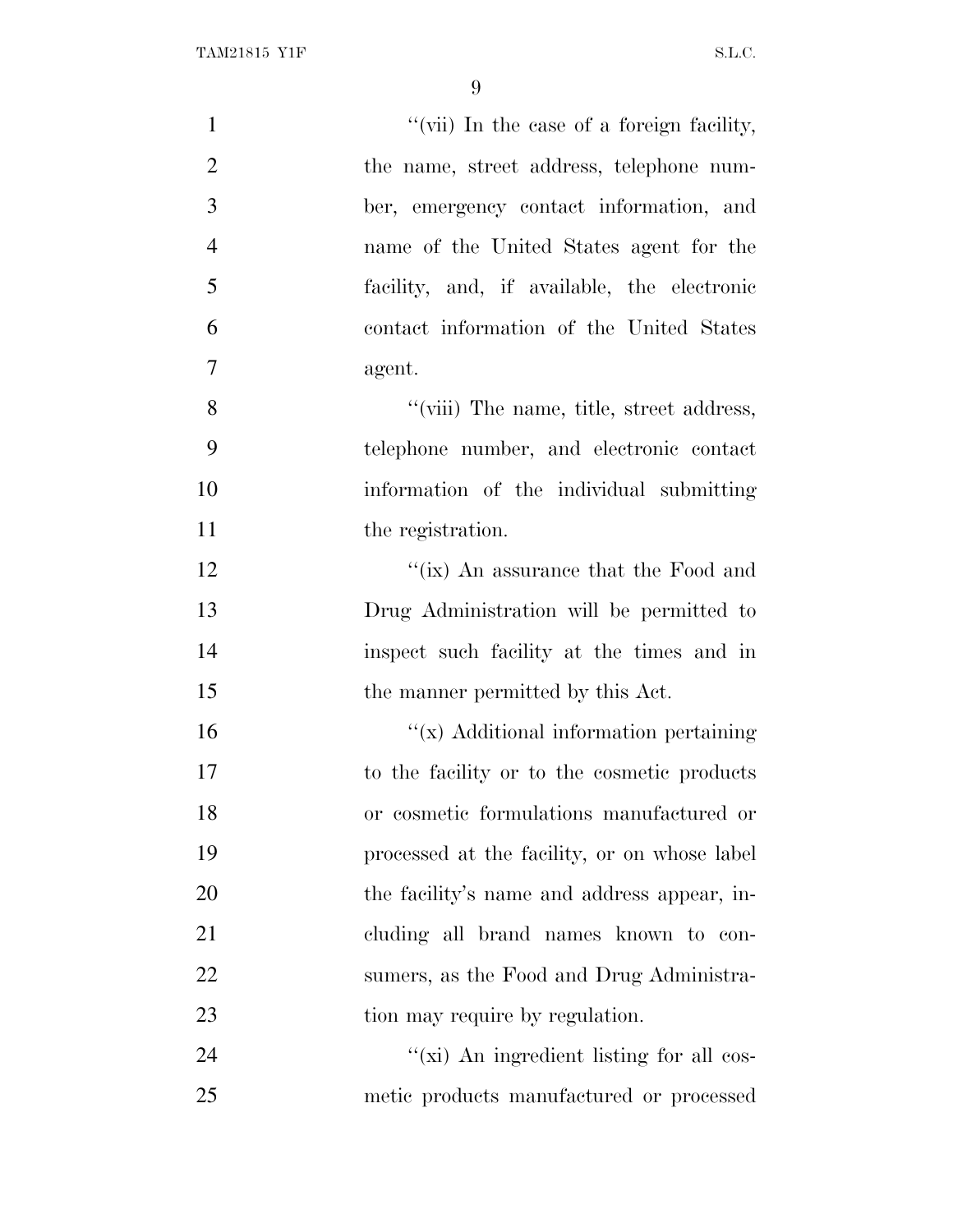''(vii) In the case of a foreign facility, the name, street address, telephone number, emergency contact information, and name of the United States agent for the facility, and, if available, the electronic contact information of the United States agent.

''(viii) The name, title, street address, telephone number, and electronic contact information of the individual submitting the registration.

''(ix) An assurance that the Food and Drug Administration will be permitted to inspect such facility at the times and in the manner permitted by this Act.

''(x) Additional information pertaining to the facility or to the cosmetic products or cosmetic formulations manufactured or processed at the facility, or on whose label the facility's name and address appear, including all brand names known to consumers, as the Food and Drug Administration may require by regulation.

''(xi) An ingredient listing for all cosmetic products manufactured or processed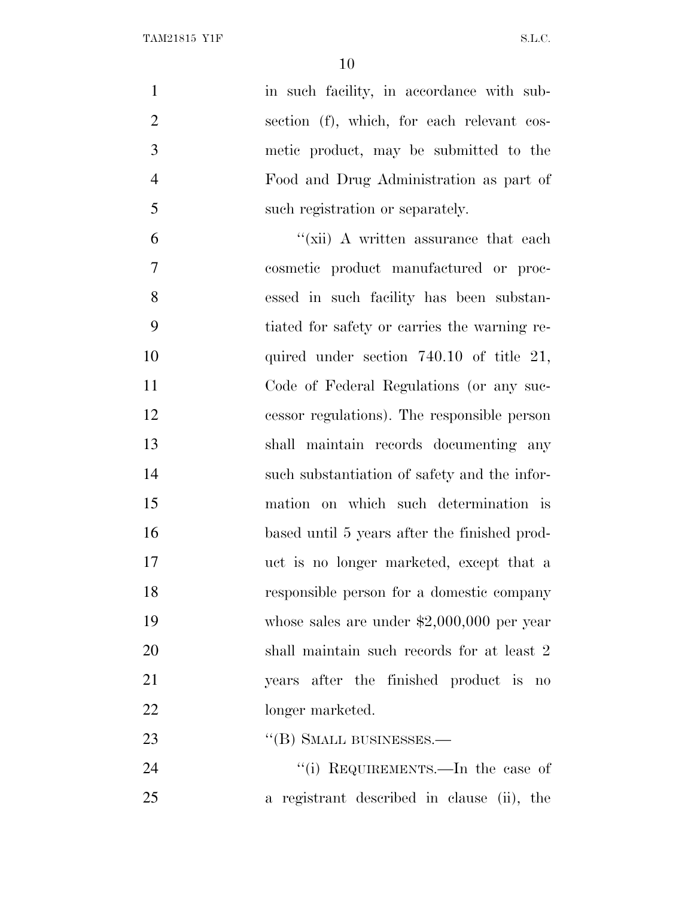in such facility, in accordance with subsection (f), which, for each relevant cosmetic product, may be submitted to the Food and Drug Administration as part of such registration or separately.

"(xii) A written assurance that each cosmetic product manufactured or processed in such facility has been substantiated for safety or carries the warning required under section 740.10 of title 21, Code of Federal Regulations (or any successor regulations). The responsible person shall maintain records documenting any such substantiation of safety and the information on which such determination is based until 5 years after the finished product is no longer marketed, except that a responsible person for a domestic company whose sales are under $2,000,000 per year shall maintain such records for at least 2 years after the finished product is no longer marketed.

"(B) SMALL BUSINESSES.—

"(i) REQUIREMENTS.—In the case of a registrant described in clause (ii), the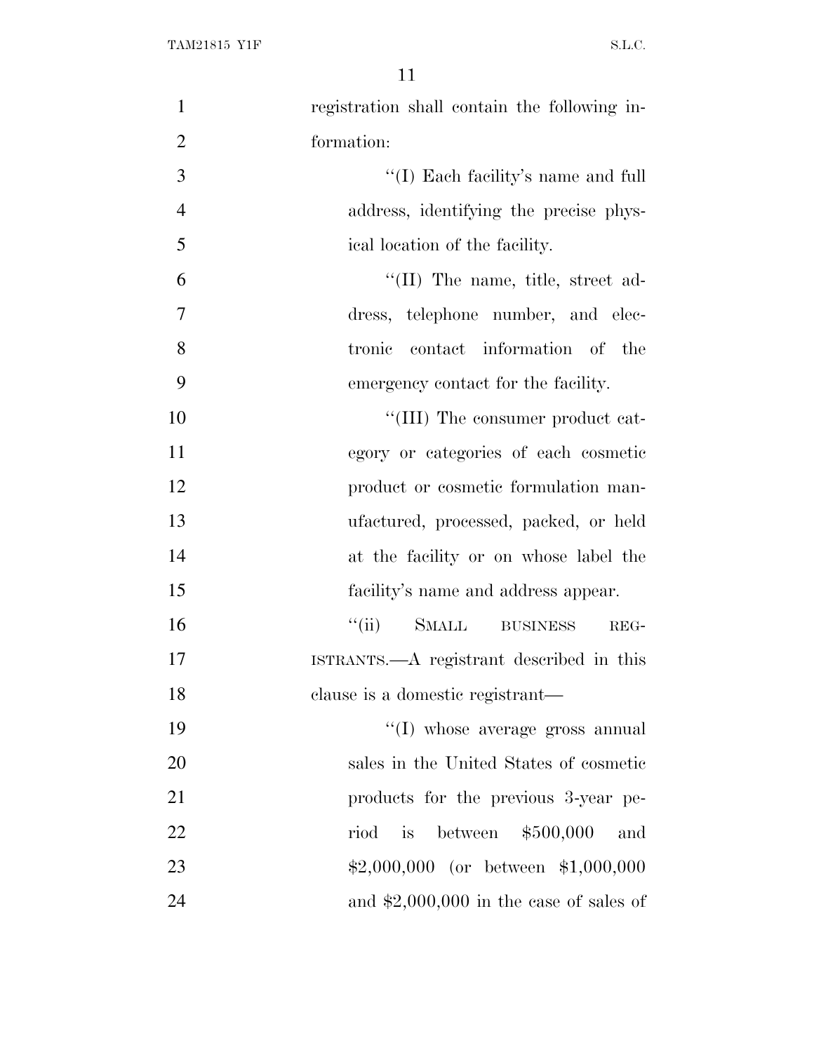registration shall contain the following information:

"(I) Each facility's name and full address, identifying the precise physical location of the facility.

"(II) The name, title, street address, telephone number, and electronic contact information of the emergency contact for the facility.

"(III) The consumer product category or categories of each cosmetic product or cosmetic formulation manufactured, processed, packed, or held at the facility or on whose label the facility's name and address appear.

"(ii) SMALL BUSINESS REGISTRANTS.—A registrant described in this clause is a domestic registrant—

"(I) whose average gross annual sales in the United States of cosmetic products for the previous 3-year period is between $500,000 and $2,000,000 (or between $1,000,000 and $2,000,000 in the case of sales of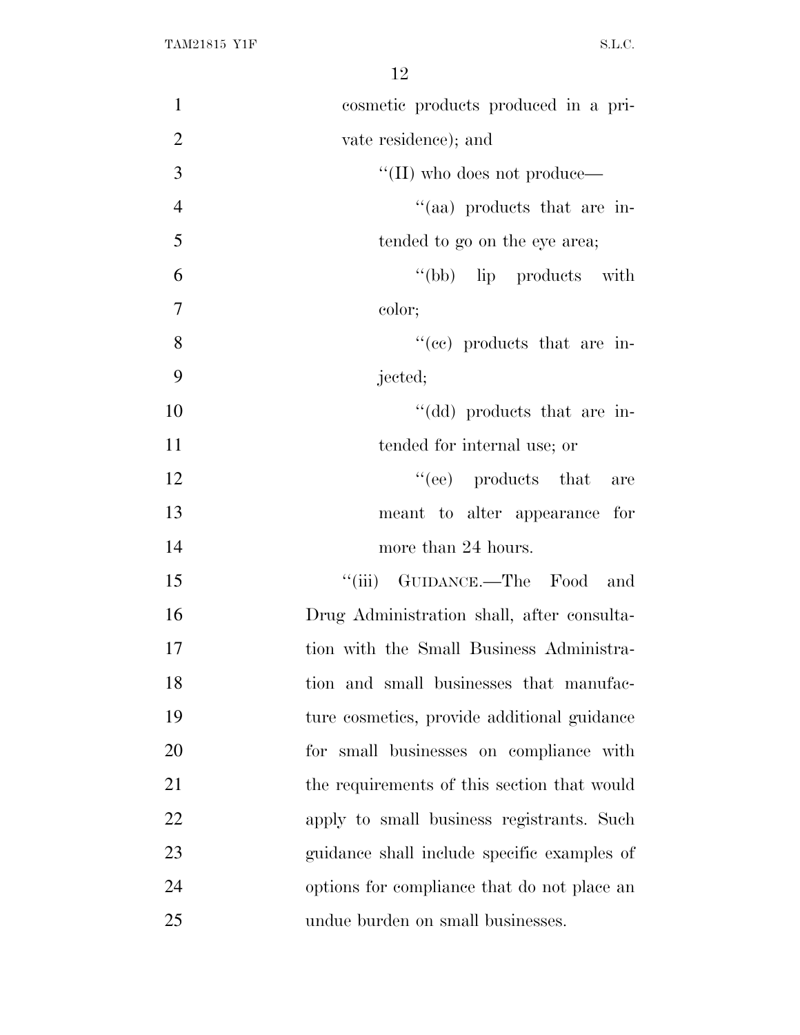cosmetic products produced in a private residence); and

"(II) who does not produce—

"(aa) products that are intended to go on the eye area;

"(bb) lip products with color;

"(cc) products that are injected;

"(dd) products that are intended for internal use; or

"(ee) products that are meant to alter appearance for more than 24 hours.

"(iii) GUIDANCE.—The Food and Drug Administration shall, after consultation with the Small Business Administration and small businesses that manufacture cosmetics, provide additional guidance for small businesses on compliance with the requirements of this section that would apply to small business registrants. Such guidance shall include specific examples of options for compliance that do not place an undue burden on small businesses.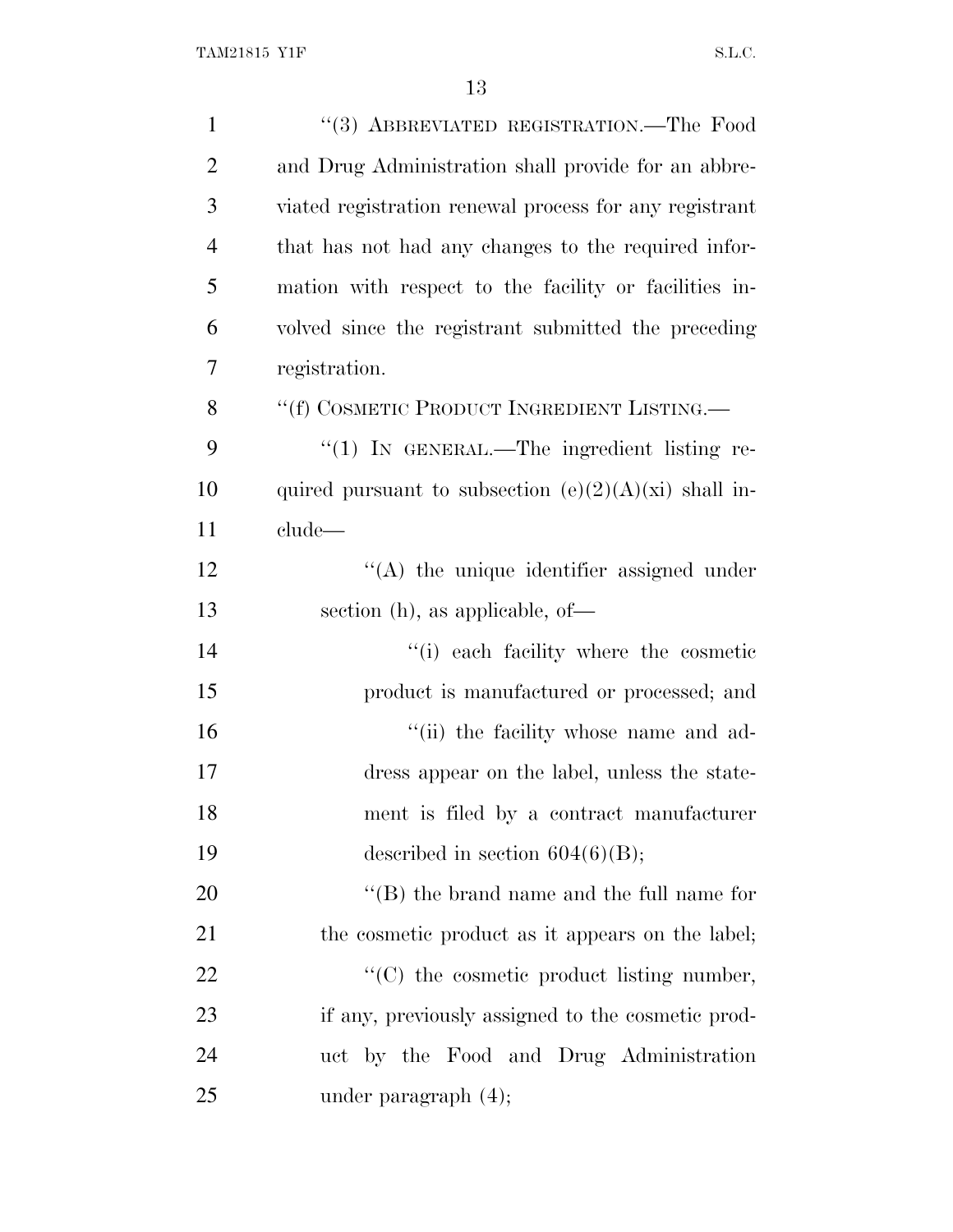"(3) ABBREVIATED REGISTRATION.—The Food and Drug Administration shall provide for an abbreviated registration renewal process for any registrant that has not had any changes to the required information with respect to the facility or facilities involved since the registrant submitted the preceding registration.

"(f) COSMETIC PRODUCT INGREDIENT LISTING.—

"(1) IN GENERAL.—The ingredient listing required pursuant to subsection (e)(2)(A)(xi) shall include—

"(A) the unique identifier assigned under section (h), as applicable, of—

"(i) each facility where the cosmetic product is manufactured or processed; and

"(ii) the facility whose name and address appear on the label, unless the statement is filed by a contract manufacturer described in section 604(6)(B);

"(B) the brand name and the full name for the cosmetic product as it appears on the label;

"(C) the cosmetic product listing number, if any, previously assigned to the cosmetic product by the Food and Drug Administration under paragraph (4);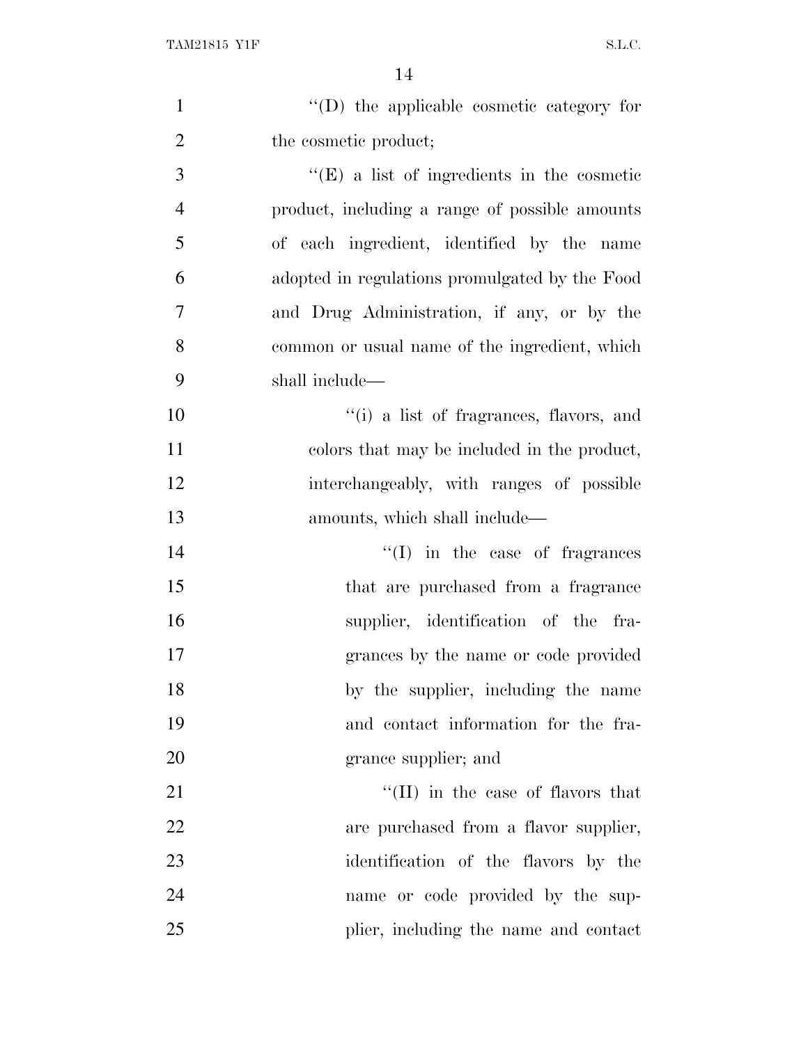''(D) the applicable cosmetic category for the cosmetic product;

''(E) a list of ingredients in the cosmetic product, including a range of possible amounts of each ingredient, identified by the name adopted in regulations promulgated by the Food and Drug Administration, if any, or by the common or usual name of the ingredient, which shall include—

''(i) a list of fragrances, flavors, and colors that may be included in the product, interchangeably, with ranges of possible amounts, which shall include—

''(I) in the case of fragrances that are purchased from a fragrance supplier, identification of the fragrances by the name or code provided by the supplier, including the name and contact information for the fragrance supplier; and

''(II) in the case of flavors that are purchased from a flavor supplier, identification of the flavors by the name or code provided by the supplier, including the name and contact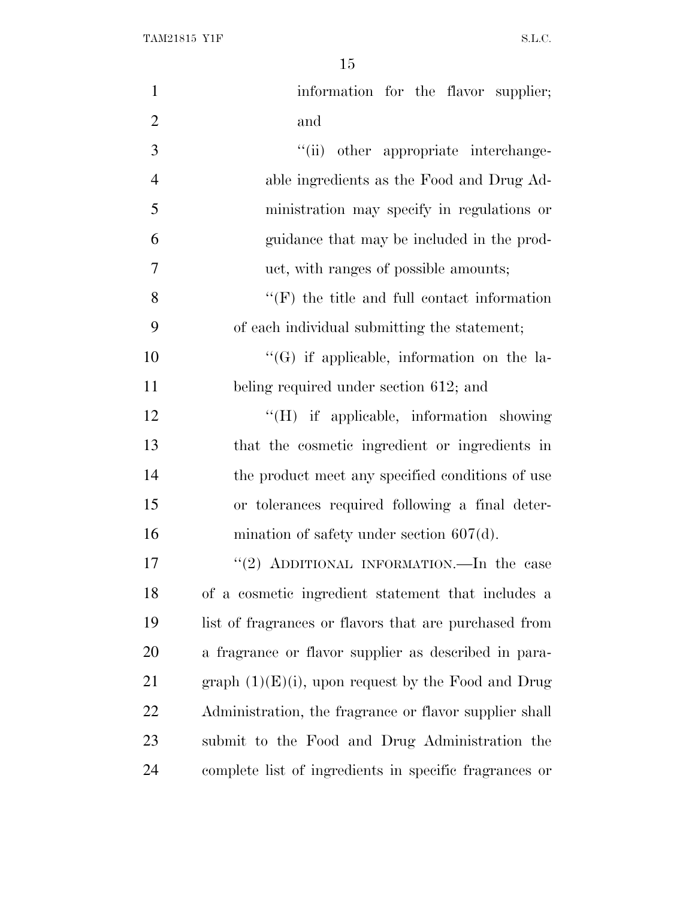information for the flavor supplier; and

"(ii) other appropriate interchangeable ingredients as the Food and Drug Administration may specify in regulations or guidance that may be included in the product, with ranges of possible amounts;

"(F) the title and full contact information of each individual submitting the statement;

"(G) if applicable, information on the labeling required under section 612; and

"(H) if applicable, information showing that the cosmetic ingredient or ingredients in the product meet any specified conditions of use or tolerances required following a final determination of safety under section 607(d).

"(2) ADDITIONAL INFORMATION.—In the case of a cosmetic ingredient statement that includes a list of fragrances or flavors that are purchased from a fragrance or flavor supplier as described in paragraph (1)(E)(i), upon request by the Food and Drug Administration, the fragrance or flavor supplier shall submit to the Food and Drug Administration the complete list of ingredients in specific fragrances or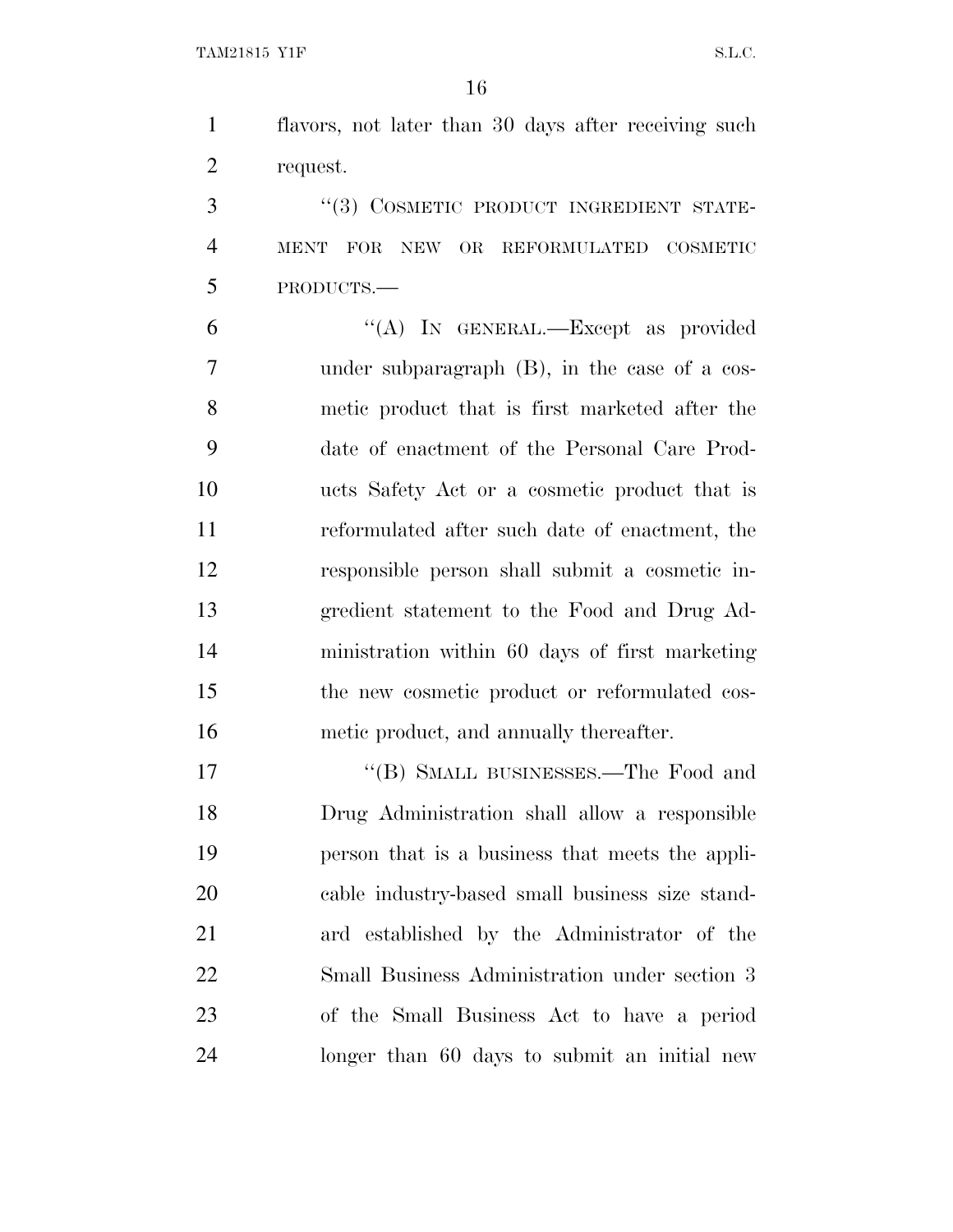flavors, not later than 30 days after receiving such request.

"(3) COSMETIC PRODUCT INGREDIENT STATEMENT FOR NEW OR REFORMULATED COSMETIC PRODUCTS.—

"(A) IN GENERAL.—Except as provided under subparagraph (B), in the case of a cosmetic product that is first marketed after the date of enactment of the Personal Care Products Safety Act or a cosmetic product that is reformulated after such date of enactment, the responsible person shall submit a cosmetic ingredient statement to the Food and Drug Administration within 60 days of first marketing the new cosmetic product or reformulated cosmetic product, and annually thereafter.

"(B) SMALL BUSINESSES.—The Food and Drug Administration shall allow a responsible person that is a business that meets the applicable industry-based small business size standard established by the Administrator of the Small Business Administration under section 3 of the Small Business Act to have a period longer than 60 days to submit an initial new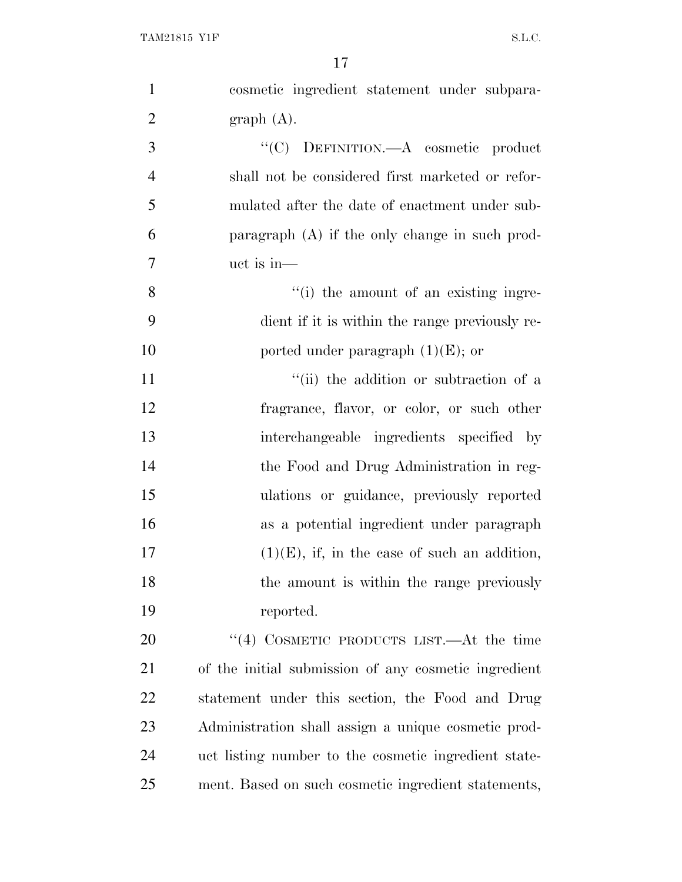cosmetic ingredient statement under subparagraph (A).

"(C) DEFINITION.—A cosmetic product shall not be considered first marketed or reformulated after the date of enactment under subparagraph (A) if the only change in such product is in—

"(i) the amount of an existing ingredient if it is within the range previously reported under paragraph (1)(E); or

"(ii) the addition or subtraction of a fragrance, flavor, or color, or such other interchangeable ingredients specified by the Food and Drug Administration in regulations or guidance, previously reported as a potential ingredient under paragraph (1)(E), if, in the case of such an addition, the amount is within the range previously reported.

"(4) COSMETIC PRODUCTS LIST.—At the time of the initial submission of any cosmetic ingredient statement under this section, the Food and Drug Administration shall assign a unique cosmetic product listing number to the cosmetic ingredient statement. Based on such cosmetic ingredient statements,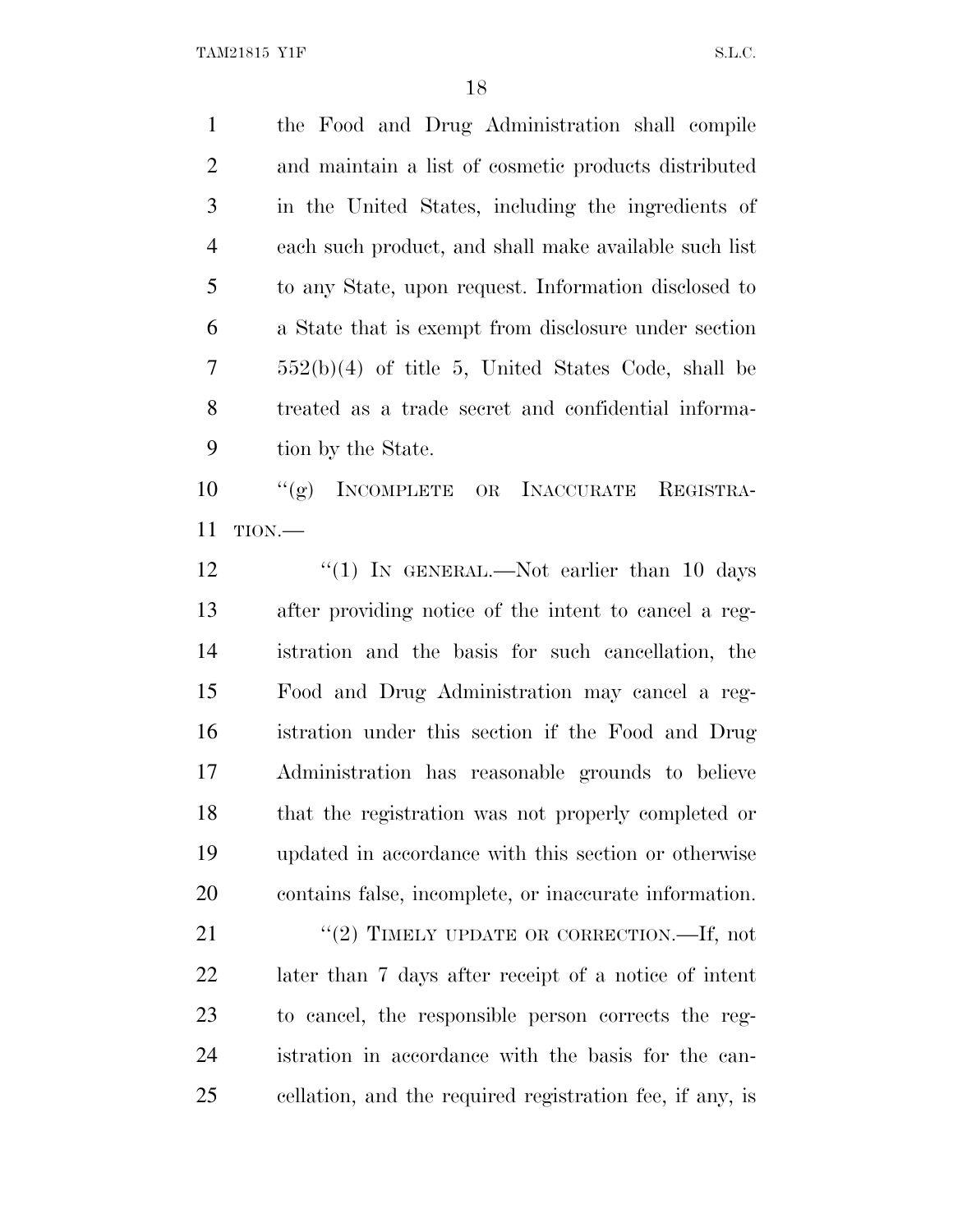the Food and Drug Administration shall compile and maintain a list of cosmetic products distributed in the United States, including the ingredients of each such product, and shall make available such list to any State, upon request. Information disclosed to a State that is exempt from disclosure under section 552(b)(4) of title 5, United States Code, shall be treated as a trade secret and confidential information by the State.

"(g) INCOMPLETE OR INACCURATE REGISTRATION.—

"(1) IN GENERAL.—Not earlier than 10 days after providing notice of the intent to cancel a registration and the basis for such cancellation, the Food and Drug Administration may cancel a registration under this section if the Food and Drug Administration has reasonable grounds to believe that the registration was not properly completed or updated in accordance with this section or otherwise contains false, incomplete, or inaccurate information.

"(2) TIMELY UPDATE OR CORRECTION.—If, not later than 7 days after receipt of a notice of intent to cancel, the responsible person corrects the registration in accordance with the basis for the cancellation, and the required registration fee, if any, is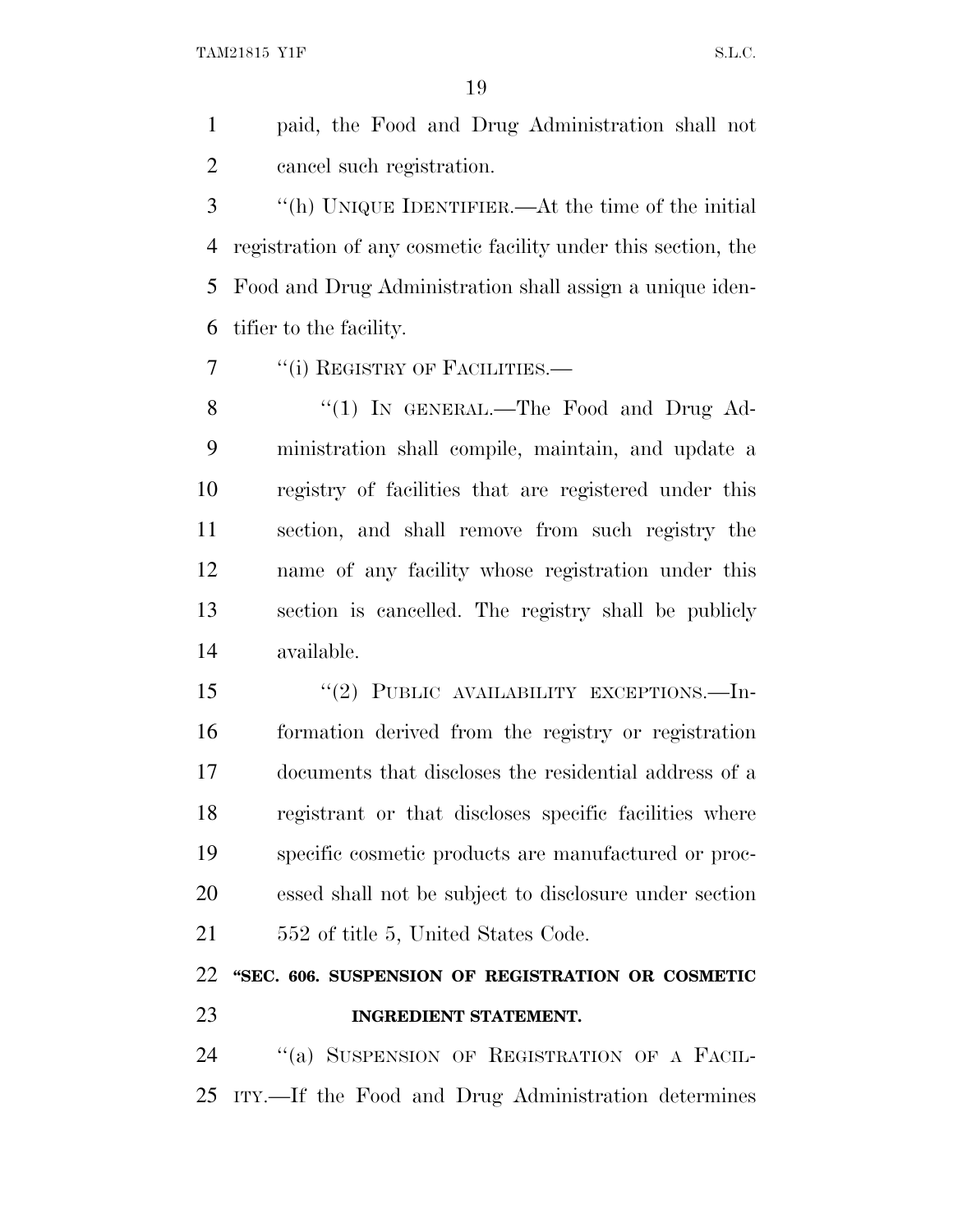paid, the Food and Drug Administration shall not cancel such registration.

"(h) UNIQUE IDENTIFIER.—At the time of the initial registration of any cosmetic facility under this section, the Food and Drug Administration shall assign a unique identifier to the facility.

"(i) REGISTRY OF FACILITIES.—

"(1) IN GENERAL.—The Food and Drug Administration shall compile, maintain, and update a registry of facilities that are registered under this section, and shall remove from such registry the name of any facility whose registration under this section is cancelled. The registry shall be publicly available.

"(2) PUBLIC AVAILABILITY EXCEPTIONS.—Information derived from the registry or registration documents that discloses the residential address of a registrant or that discloses specific facilities where specific cosmetic products are manufactured or processed shall not be subject to disclosure under section 552 of title 5, United States Code.

**"SEC. 606. SUSPENSION OF REGISTRATION OR COSMETIC INGREDIENT STATEMENT.**

"(a) SUSPENSION OF REGISTRATION OF A FACILITY.—If the Food and Drug Administration determines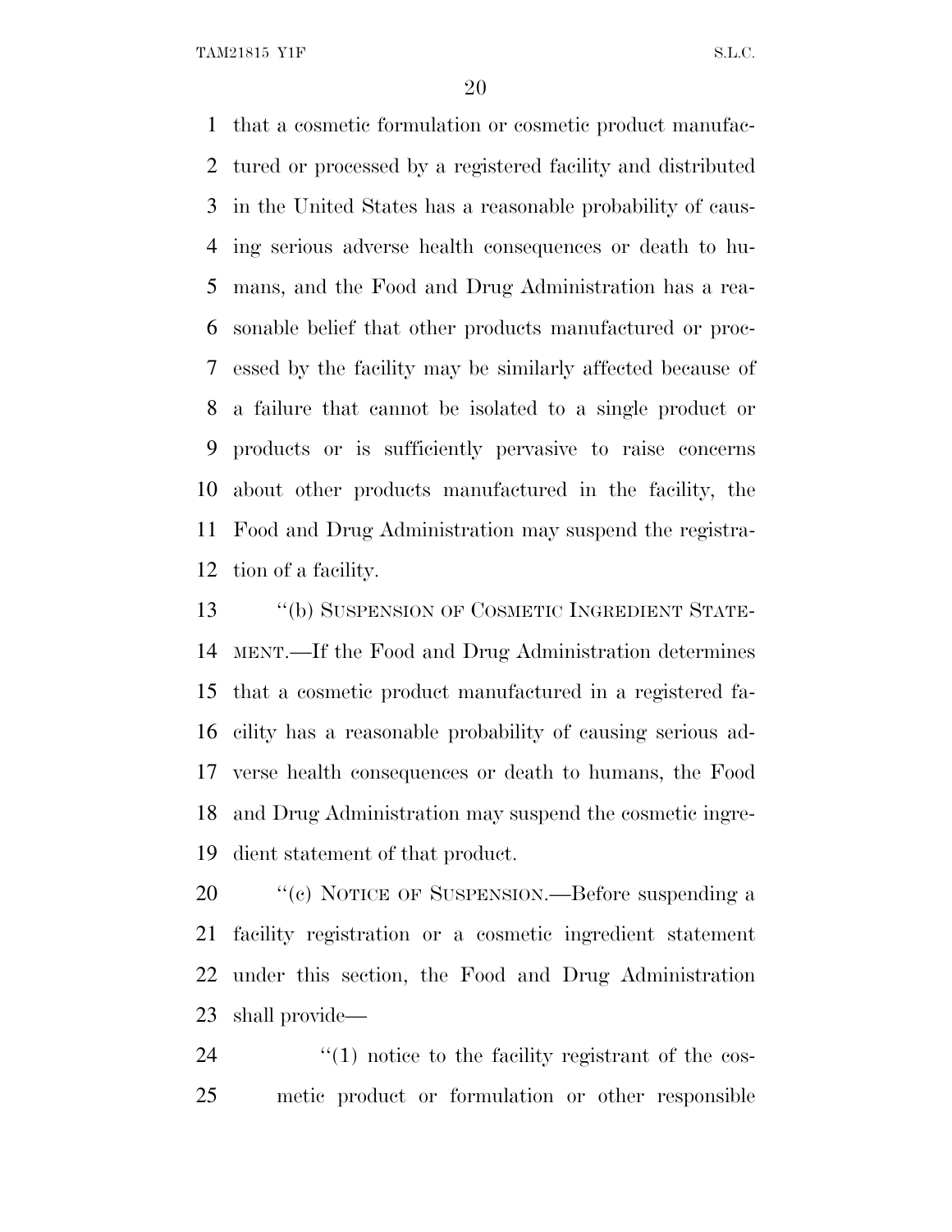that a cosmetic formulation or cosmetic product manufactured or processed by a registered facility and distributed in the United States has a reasonable probability of causing serious adverse health consequences or death to humans, and the Food and Drug Administration has a reasonable belief that other products manufactured or processed by the facility may be similarly affected because of a failure that cannot be isolated to a single product or products or is sufficiently pervasive to raise concerns about other products manufactured in the facility, the Food and Drug Administration may suspend the registration of a facility.

"(b) SUSPENSION OF COSMETIC INGREDIENT STATEMENT.—If the Food and Drug Administration determines that a cosmetic product manufactured in a registered facility has a reasonable probability of causing serious adverse health consequences or death to humans, the Food and Drug Administration may suspend the cosmetic ingredient statement of that product.

"(c) NOTICE OF SUSPENSION.—Before suspending a facility registration or a cosmetic ingredient statement under this section, the Food and Drug Administration shall provide—

"(1) notice to the facility registrant of the cosmetic product or formulation or other responsible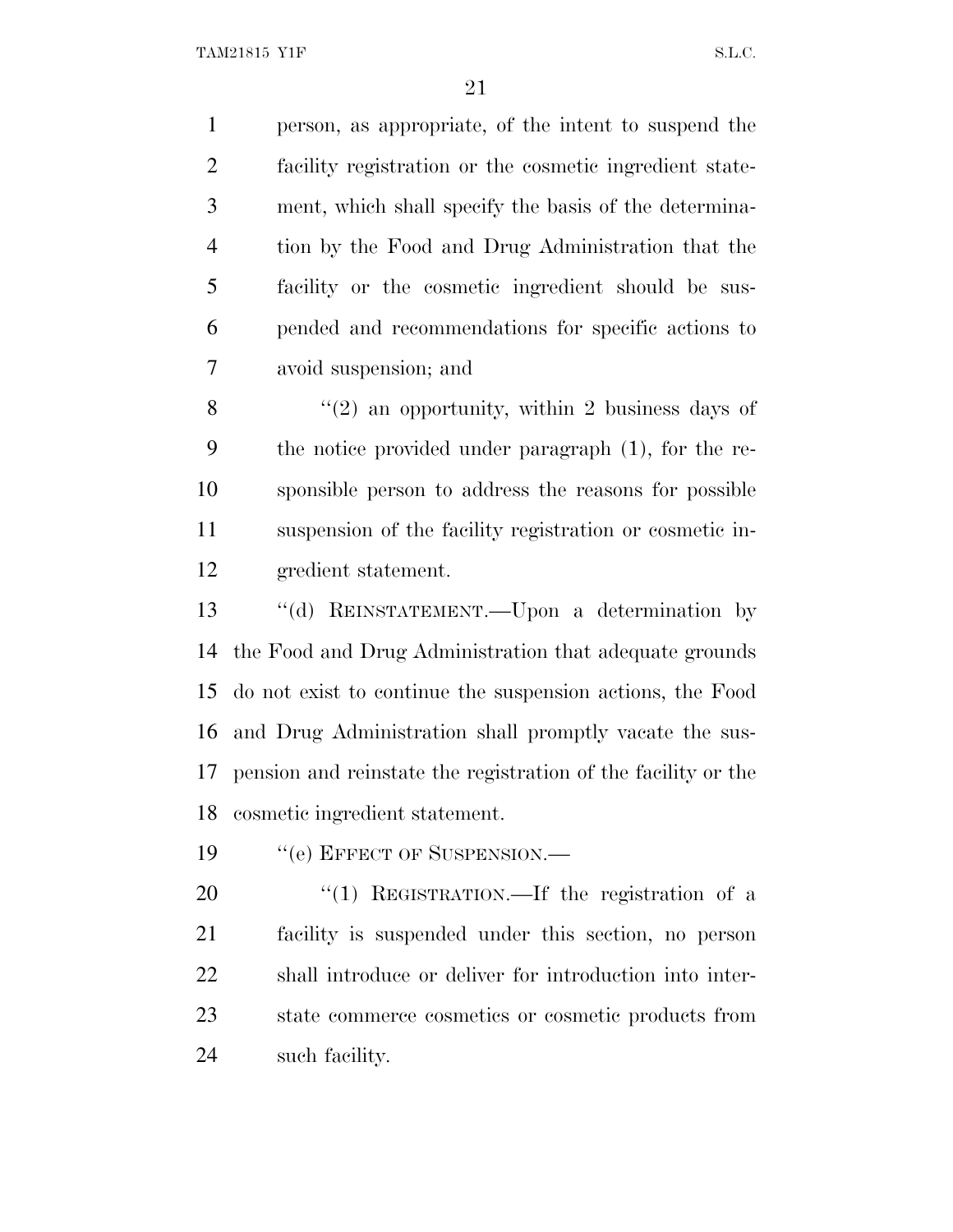person, as appropriate, of the intent to suspend the facility registration or the cosmetic ingredient statement, which shall specify the basis of the determination by the Food and Drug Administration that the facility or the cosmetic ingredient should be suspended and recommendations for specific actions to avoid suspension; and

"(2) an opportunity, within 2 business days of the notice provided under paragraph (1), for the responsible person to address the reasons for possible suspension of the facility registration or cosmetic ingredient statement.

"(d) REINSTATEMENT.—Upon a determination by the Food and Drug Administration that adequate grounds do not exist to continue the suspension actions, the Food and Drug Administration shall promptly vacate the suspension and reinstate the registration of the facility or the cosmetic ingredient statement.

"(e) EFFECT OF SUSPENSION.—

"(1) REGISTRATION.—If the registration of a facility is suspended under this section, no person shall introduce or deliver for introduction into interstate commerce cosmetics or cosmetic products from such facility.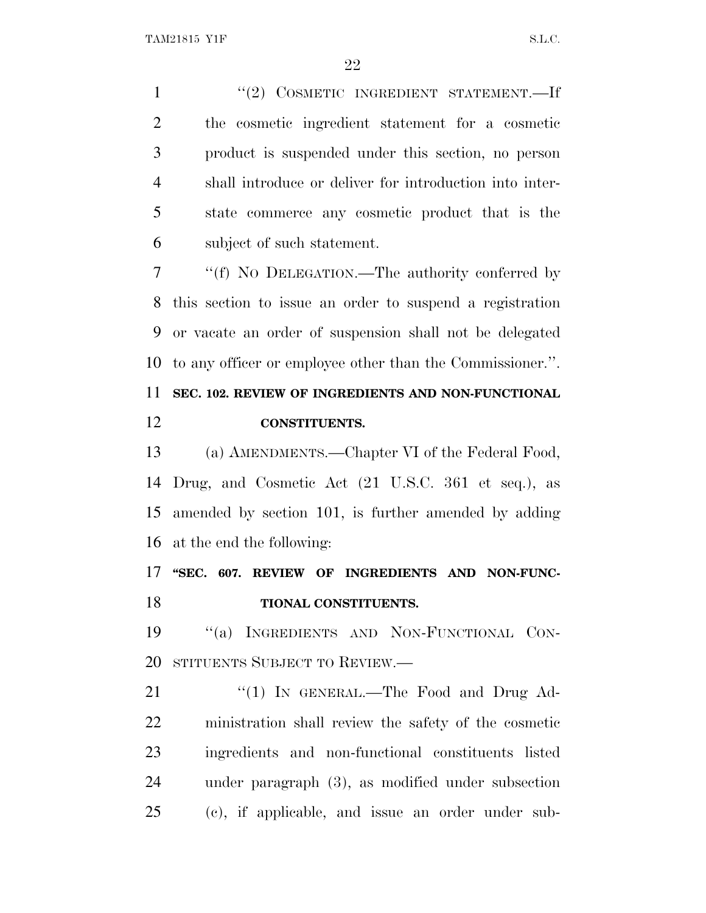"(2) COSMETIC INGREDIENT STATEMENT.—If the cosmetic ingredient statement for a cosmetic product is suspended under this section, no person shall introduce or deliver for introduction into interstate commerce any cosmetic product that is the subject of such statement.

"(f) NO DELEGATION.—The authority conferred by this section to issue an order to suspend a registration or vacate an order of suspension shall not be delegated to any officer or employee other than the Commissioner.".

**SEC. 102. REVIEW OF INGREDIENTS AND NON-FUNCTIONAL CONSTITUENTS.**

(a) AMENDMENTS.—Chapter VI of the Federal Food, Drug, and Cosmetic Act (21 U.S.C. 361 et seq.), as amended by section 101, is further amended by adding at the end the following:

**"SEC. 607. REVIEW OF INGREDIENTS AND NON-FUNCTIONAL CONSTITUENTS.**

"(a) INGREDIENTS AND NON-FUNCTIONAL CONSTITUENTS SUBJECT TO REVIEW.—

"(1) IN GENERAL.—The Food and Drug Administration shall review the safety of the cosmetic ingredients and non-functional constituents listed under paragraph (3), as modified under subsection (c), if applicable, and issue an order under sub-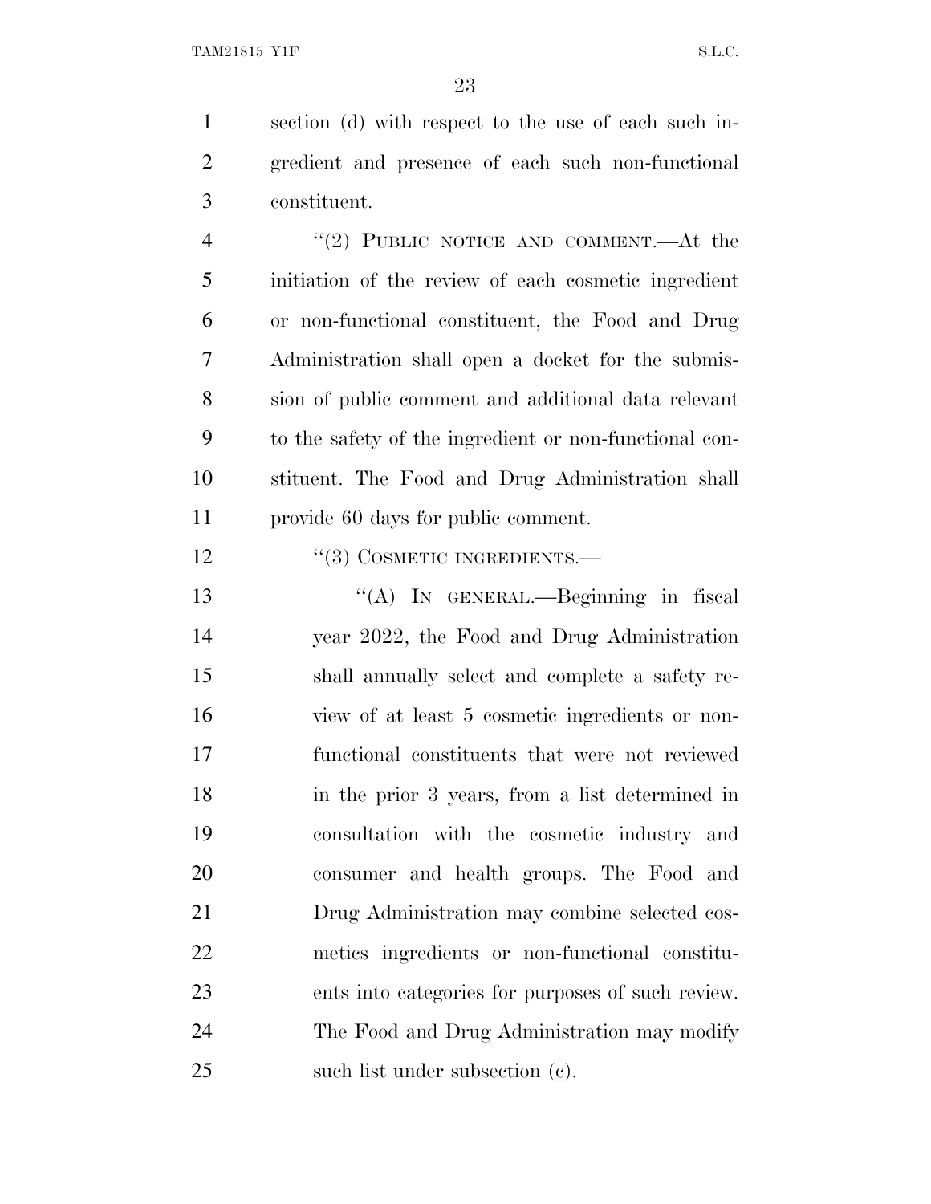section (d) with respect to the use of each such ingredient and presence of each such non-functional constituent.

"(2) PUBLIC NOTICE AND COMMENT.—At the initiation of the review of each cosmetic ingredient or non-functional constituent, the Food and Drug Administration shall open a docket for the submission of public comment and additional data relevant to the safety of the ingredient or non-functional constituent. The Food and Drug Administration shall provide 60 days for public comment.

"(3) COSMETIC INGREDIENTS.—

"(A) IN GENERAL.—Beginning in fiscal year 2022, the Food and Drug Administration shall annually select and complete a safety review of at least 5 cosmetic ingredients or non-functional constituents that were not reviewed in the prior 3 years, from a list determined in consultation with the cosmetic industry and consumer and health groups. The Food and Drug Administration may combine selected cosmetics ingredients or non-functional constituents into categories for purposes of such review. The Food and Drug Administration may modify such list under subsection (c).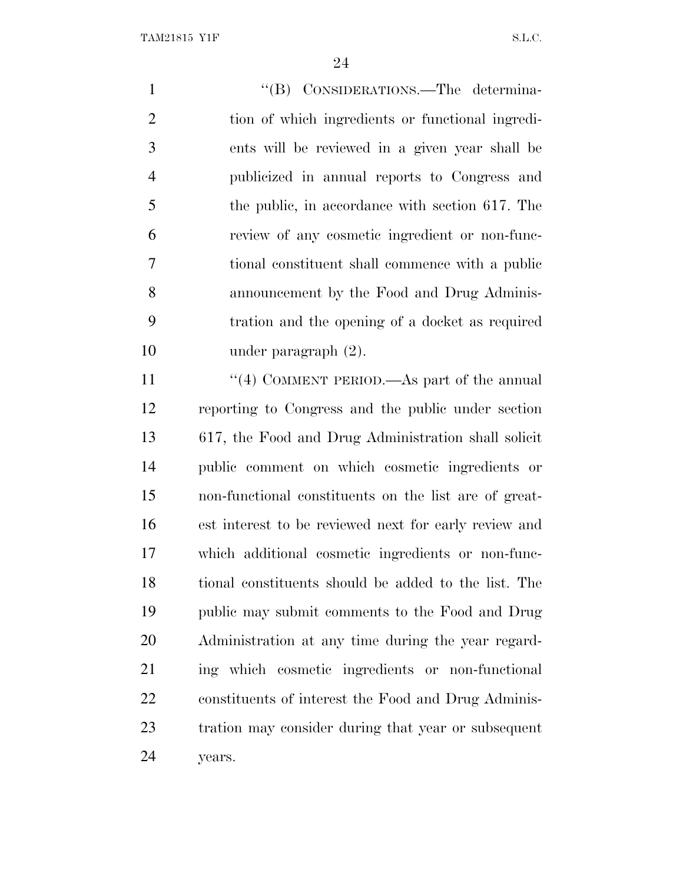"(B) CONSIDERATIONS.—The determination of which ingredients or functional ingredients will be reviewed in a given year shall be publicized in annual reports to Congress and the public, in accordance with section 617. The review of any cosmetic ingredient or non-functional constituent shall commence with a public announcement by the Food and Drug Administration and the opening of a docket as required under paragraph (2).

"(4) COMMENT PERIOD.—As part of the annual reporting to Congress and the public under section 617, the Food and Drug Administration shall solicit public comment on which cosmetic ingredients or non-functional constituents on the list are of greatest interest to be reviewed next for early review and which additional cosmetic ingredients or non-functional constituents should be added to the list. The public may submit comments to the Food and Drug Administration at any time during the year regarding which cosmetic ingredients or non-functional constituents of interest the Food and Drug Administration may consider during that year or subsequent years.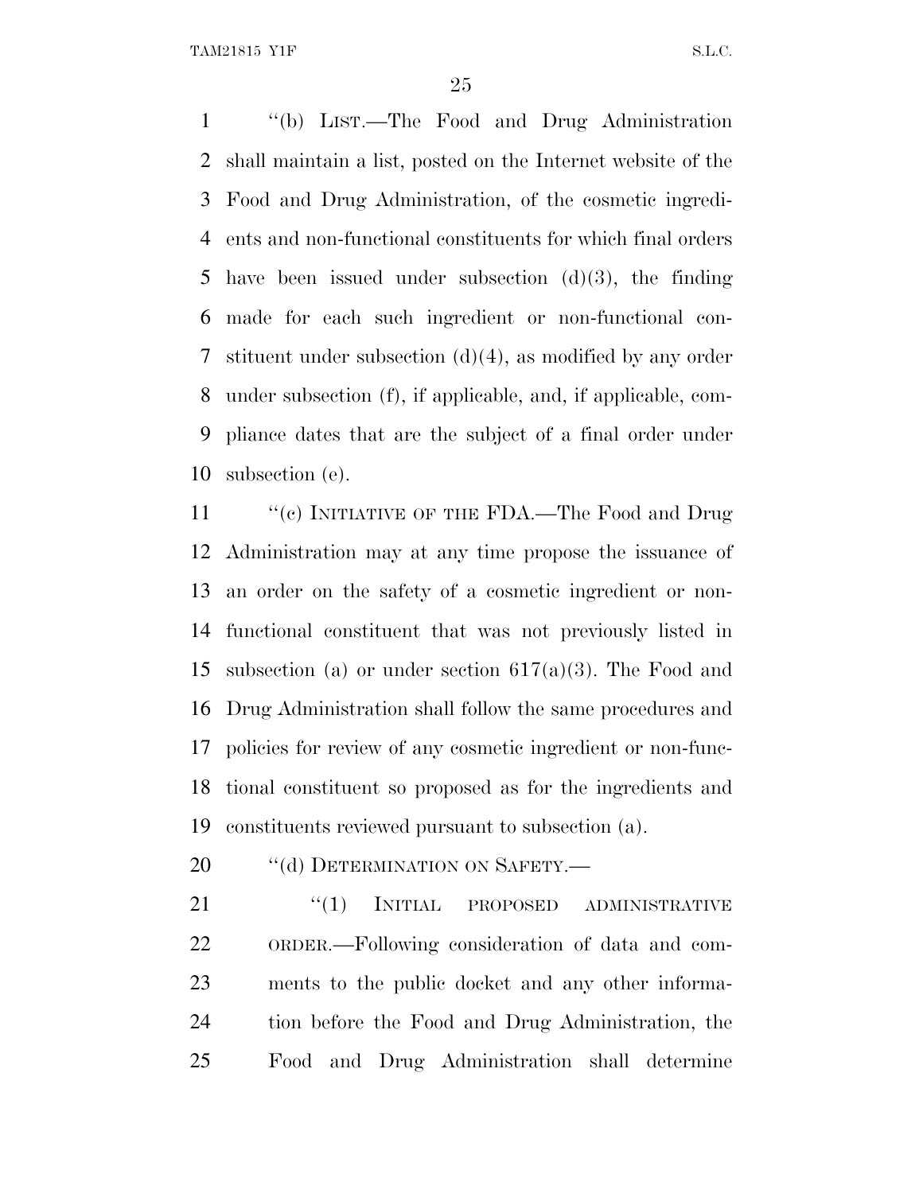"(b) LIST.—The Food and Drug Administration shall maintain a list, posted on the Internet website of the Food and Drug Administration, of the cosmetic ingredients and non-functional constituents for which final orders have been issued under subsection (d)(3), the finding made for each such ingredient or non-functional constituent under subsection (d)(4), as modified by any order under subsection (f), if applicable, and, if applicable, compliance dates that are the subject of a final order under subsection (e).

"(c) INITIATIVE OF THE FDA.—The Food and Drug Administration may at any time propose the issuance of an order on the safety of a cosmetic ingredient or non-functional constituent that was not previously listed in subsection (a) or under section 617(a)(3). The Food and Drug Administration shall follow the same procedures and policies for review of any cosmetic ingredient or non-functional constituent so proposed as for the ingredients and constituents reviewed pursuant to subsection (a).

"(d) DETERMINATION ON SAFETY.—

"(1) INITIAL PROPOSED ADMINISTRATIVE ORDER.—Following consideration of data and comments to the public docket and any other information before the Food and Drug Administration, the Food and Drug Administration shall determine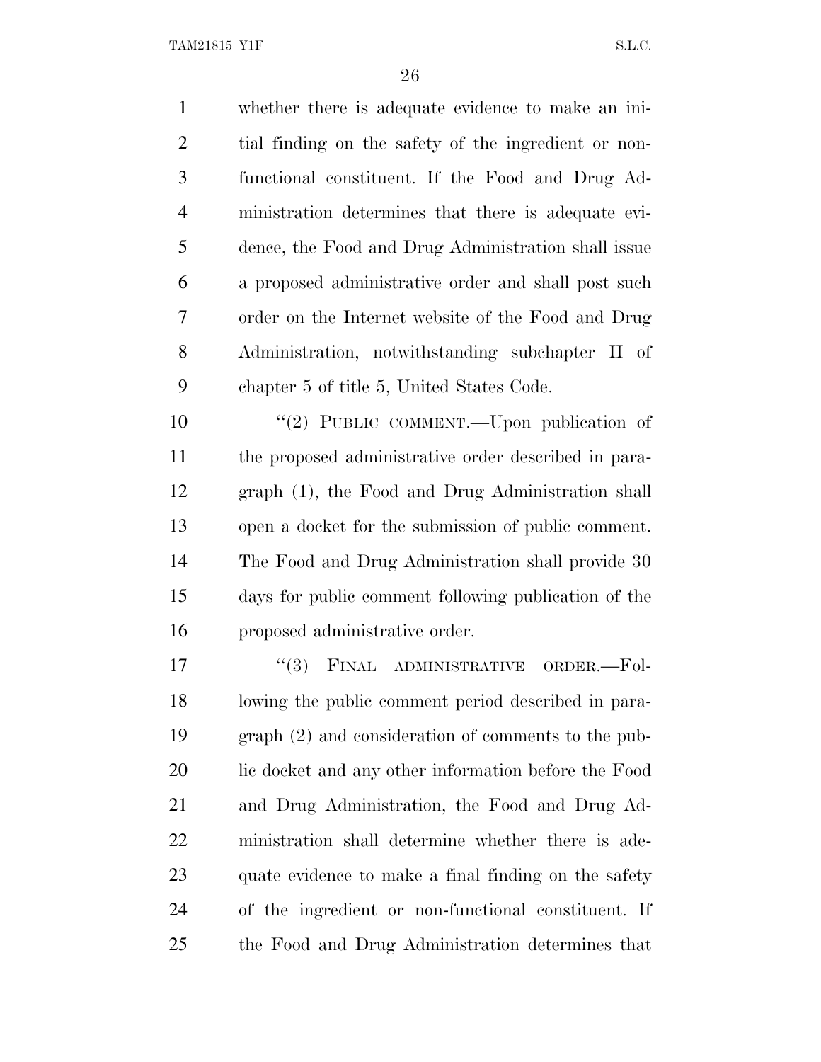whether there is adequate evidence to make an initial finding on the safety of the ingredient or non-functional constituent. If the Food and Drug Administration determines that there is adequate evidence, the Food and Drug Administration shall issue a proposed administrative order and shall post such order on the Internet website of the Food and Drug Administration, notwithstanding subchapter II of chapter 5 of title 5, United States Code.

"(2) PUBLIC COMMENT.—Upon publication of the proposed administrative order described in paragraph (1), the Food and Drug Administration shall open a docket for the submission of public comment. The Food and Drug Administration shall provide 30 days for public comment following publication of the proposed administrative order.

"(3) FINAL ADMINISTRATIVE ORDER.—Following the public comment period described in paragraph (2) and consideration of comments to the public docket and any other information before the Food and Drug Administration, the Food and Drug Administration shall determine whether there is adequate evidence to make a final finding on the safety of the ingredient or non-functional constituent. If the Food and Drug Administration determines that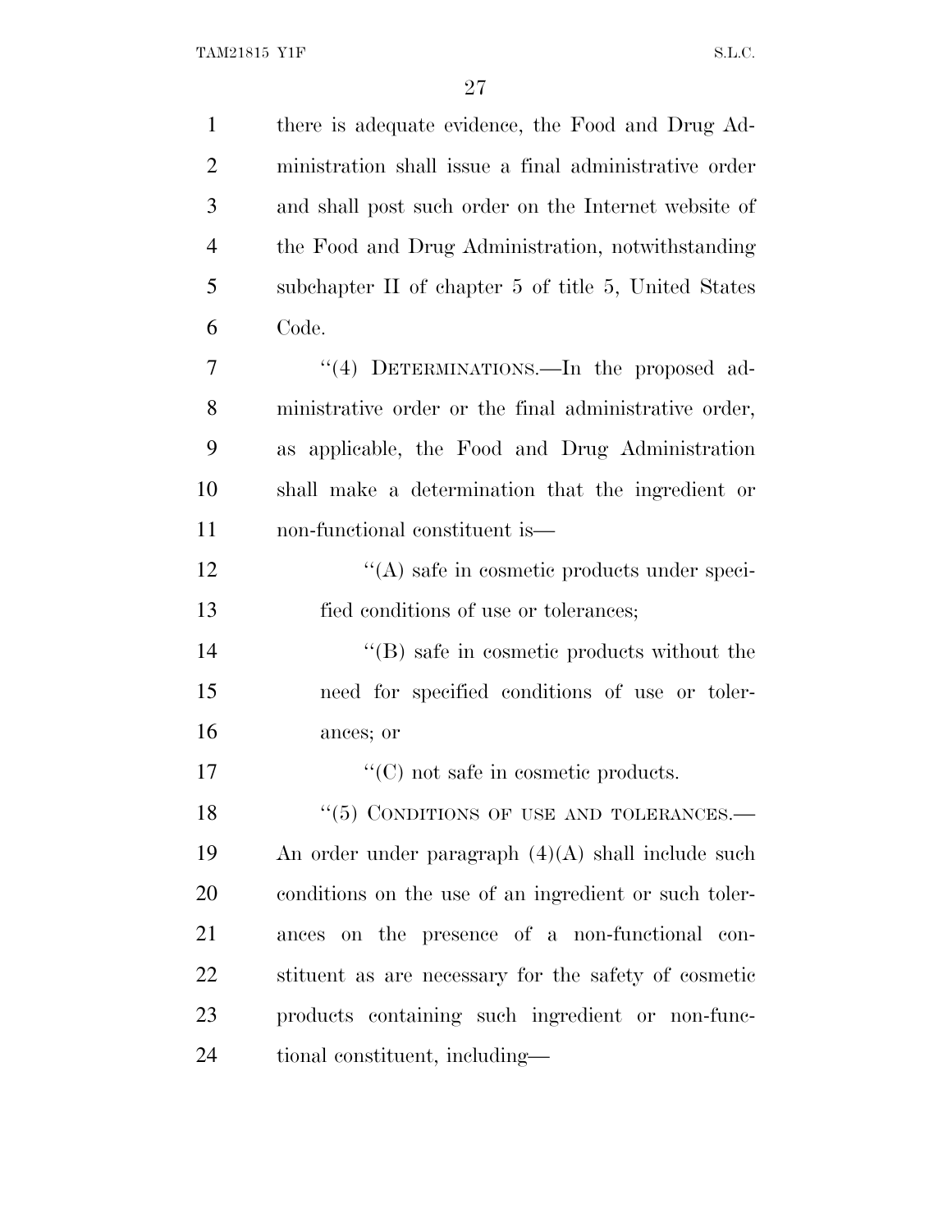there is adequate evidence, the Food and Drug Administration shall issue a final administrative order and shall post such order on the Internet website of the Food and Drug Administration, notwithstanding subchapter II of chapter 5 of title 5, United States Code.

"(4) DETERMINATIONS.—In the proposed administrative order or the final administrative order, as applicable, the Food and Drug Administration shall make a determination that the ingredient or non-functional constituent is—

"(A) safe in cosmetic products under specified conditions of use or tolerances;

"(B) safe in cosmetic products without the need for specified conditions of use or tolerances; or

"(C) not safe in cosmetic products.

"(5) CONDITIONS OF USE AND TOLERANCES.—An order under paragraph (4)(A) shall include such conditions on the use of an ingredient or such tolerances on the presence of a non-functional constituent as are necessary for the safety of cosmetic products containing such ingredient or non-functional constituent, including—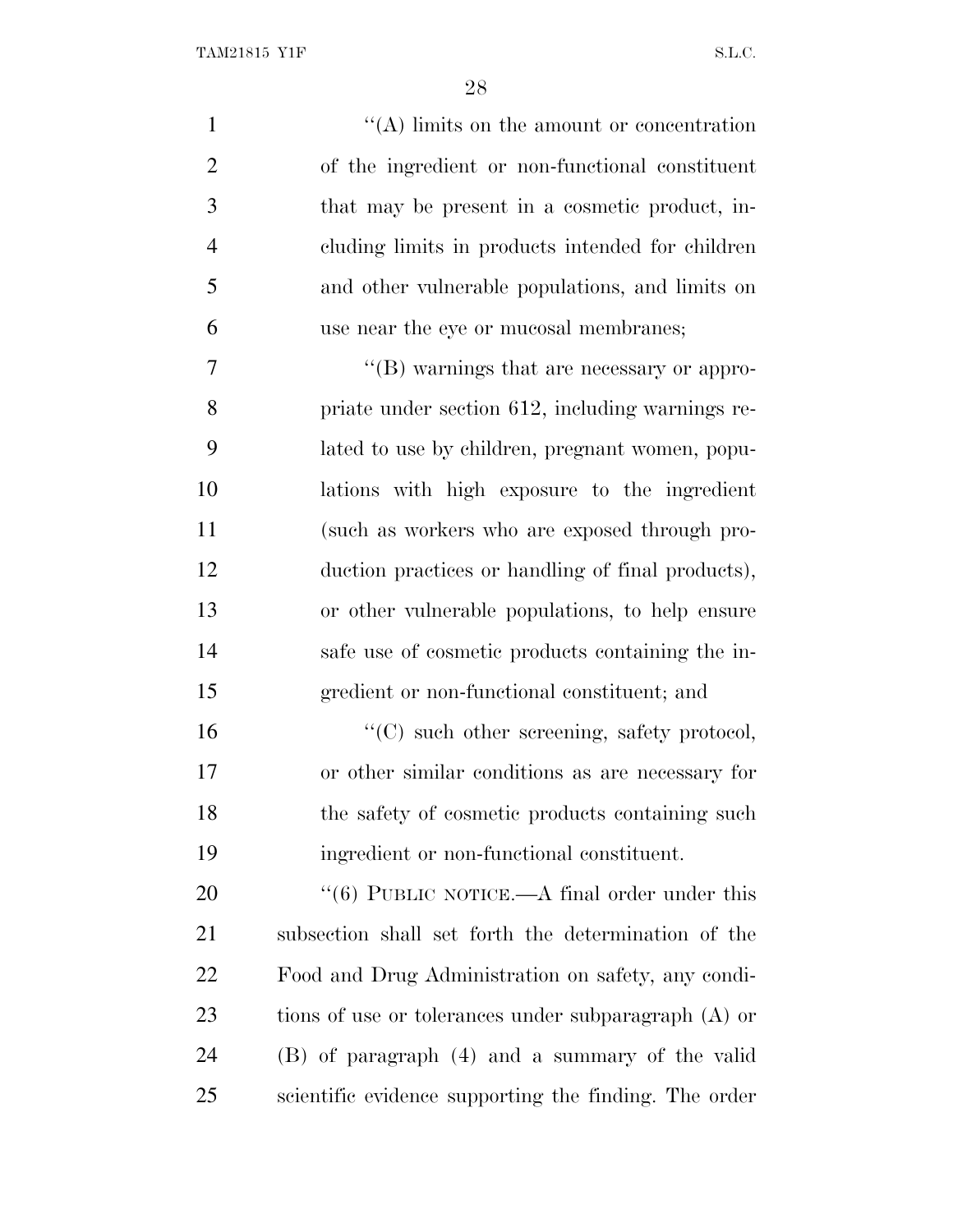"(A) limits on the amount or concentration of the ingredient or non-functional constituent that may be present in a cosmetic product, including limits in products intended for children and other vulnerable populations, and limits on use near the eye or mucosal membranes;

"(B) warnings that are necessary or appropriate under section 612, including warnings related to use by children, pregnant women, populations with high exposure to the ingredient (such as workers who are exposed through production practices or handling of final products), or other vulnerable populations, to help ensure safe use of cosmetic products containing the ingredient or non-functional constituent; and

"(C) such other screening, safety protocol, or other similar conditions as are necessary for the safety of cosmetic products containing such ingredient or non-functional constituent.

"(6) PUBLIC NOTICE.—A final order under this subsection shall set forth the determination of the Food and Drug Administration on safety, any conditions of use or tolerances under subparagraph (A) or (B) of paragraph (4) and a summary of the valid scientific evidence supporting the finding. The order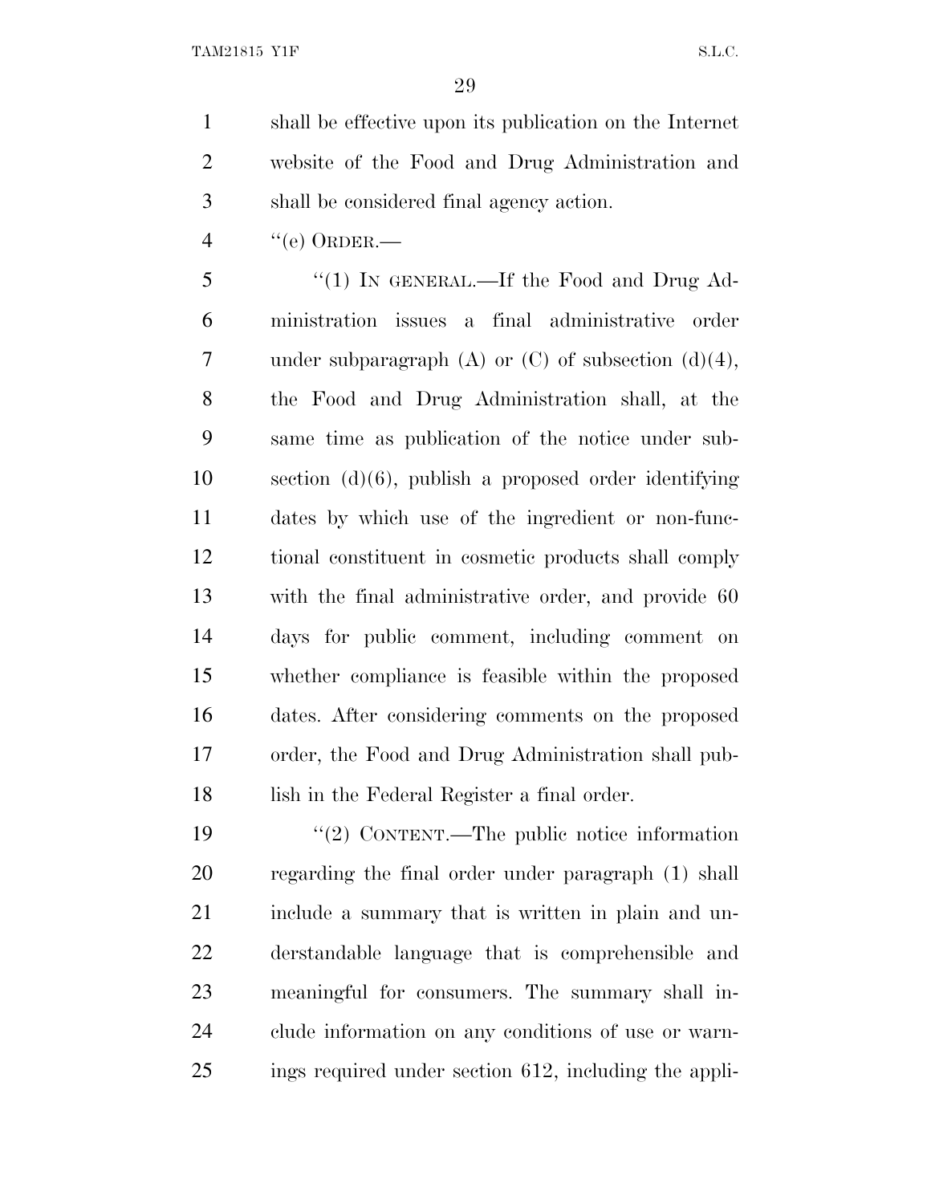shall be effective upon its publication on the Internet website of the Food and Drug Administration and shall be considered final agency action.

"(e) ORDER.—

"(1) IN GENERAL.—If the Food and Drug Administration issues a final administrative order under subparagraph (A) or (C) of subsection (d)(4), the Food and Drug Administration shall, at the same time as publication of the notice under subsection (d)(6), publish a proposed order identifying dates by which use of the ingredient or non-functional constituent in cosmetic products shall comply with the final administrative order, and provide 60 days for public comment, including comment on whether compliance is feasible within the proposed dates. After considering comments on the proposed order, the Food and Drug Administration shall publish in the Federal Register a final order.

"(2) CONTENT.—The public notice information regarding the final order under paragraph (1) shall include a summary that is written in plain and understandable language that is comprehensible and meaningful for consumers. The summary shall include information on any conditions of use or warnings required under section 612, including the appli-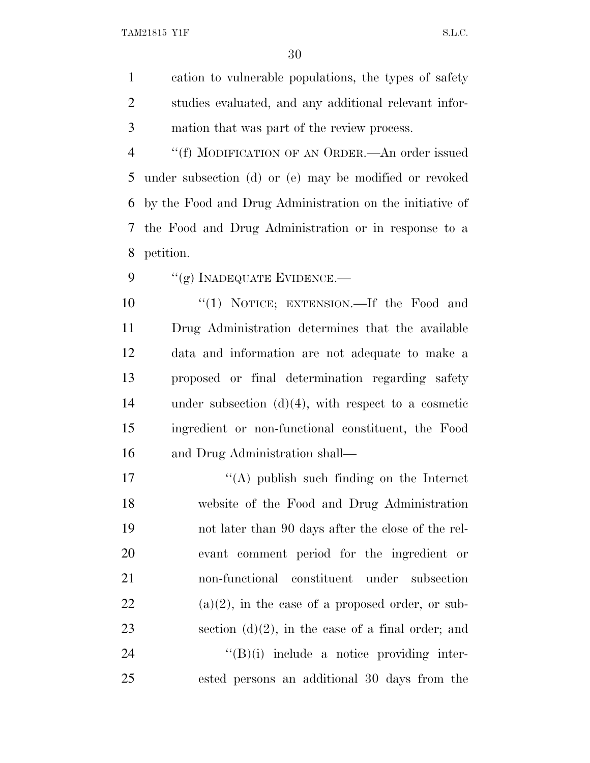cation to vulnerable populations, the types of safety studies evaluated, and any additional relevant information that was part of the review process.

"(f) MODIFICATION OF AN ORDER.—An order issued under subsection (d) or (e) may be modified or revoked by the Food and Drug Administration on the initiative of the Food and Drug Administration or in response to a petition.

"(g) INADEQUATE EVIDENCE.—

"(1) NOTICE; EXTENSION.—If the Food and Drug Administration determines that the available data and information are not adequate to make a proposed or final determination regarding safety under subsection (d)(4), with respect to a cosmetic ingredient or non-functional constituent, the Food and Drug Administration shall—

"(A) publish such finding on the Internet website of the Food and Drug Administration not later than 90 days after the close of the relevant comment period for the ingredient or non-functional constituent under subsection (a)(2), in the case of a proposed order, or subsection (d)(2), in the case of a final order; and

"(B)(i) include a notice providing interested persons an additional 30 days from the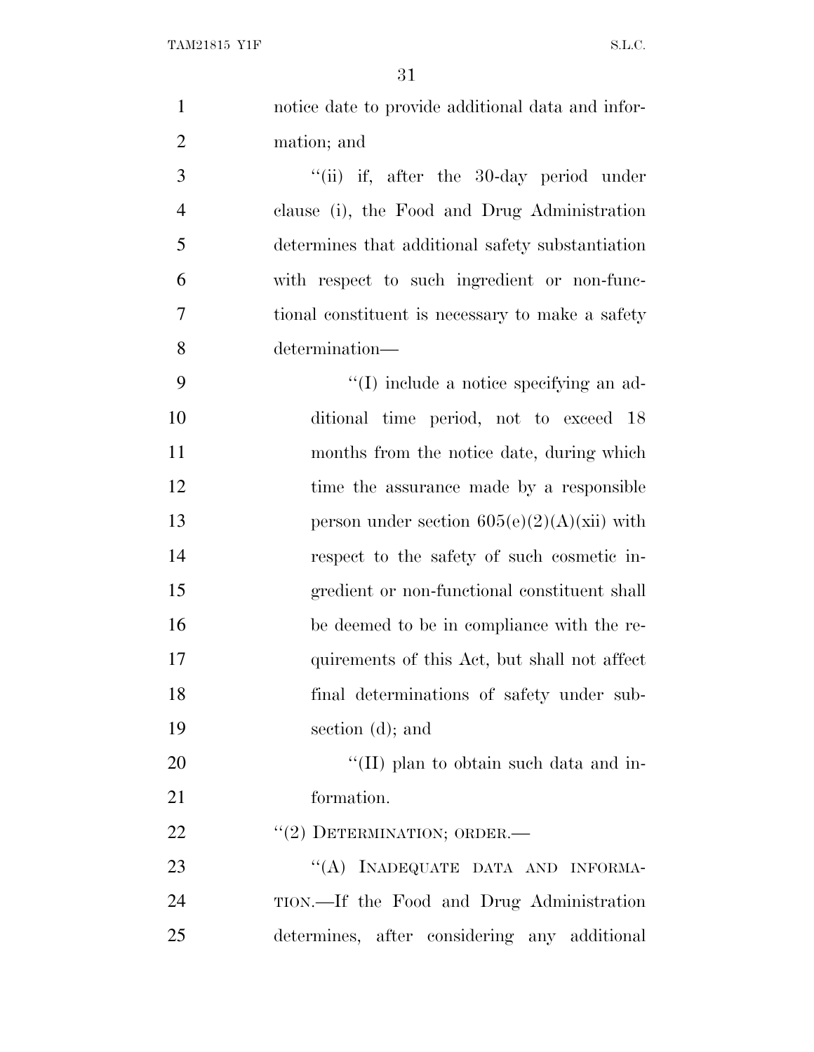notice date to provide additional data and information; and

"(ii) if, after the 30-day period under clause (i), the Food and Drug Administration determines that additional safety substantiation with respect to such ingredient or non-functional constituent is necessary to make a safety determination—

"(I) include a notice specifying an additional time period, not to exceed 18 months from the notice date, during which time the assurance made by a responsible person under section 605(e)(2)(A)(xii) with respect to the safety of such cosmetic ingredient or non-functional constituent shall be deemed to be in compliance with the requirements of this Act, but shall not affect final determinations of safety under subsection (d); and

"(II) plan to obtain such data and information.

"(2) DETERMINATION; ORDER.—

"(A) INADEQUATE DATA AND INFORMATION.—If the Food and Drug Administration determines, after considering any additional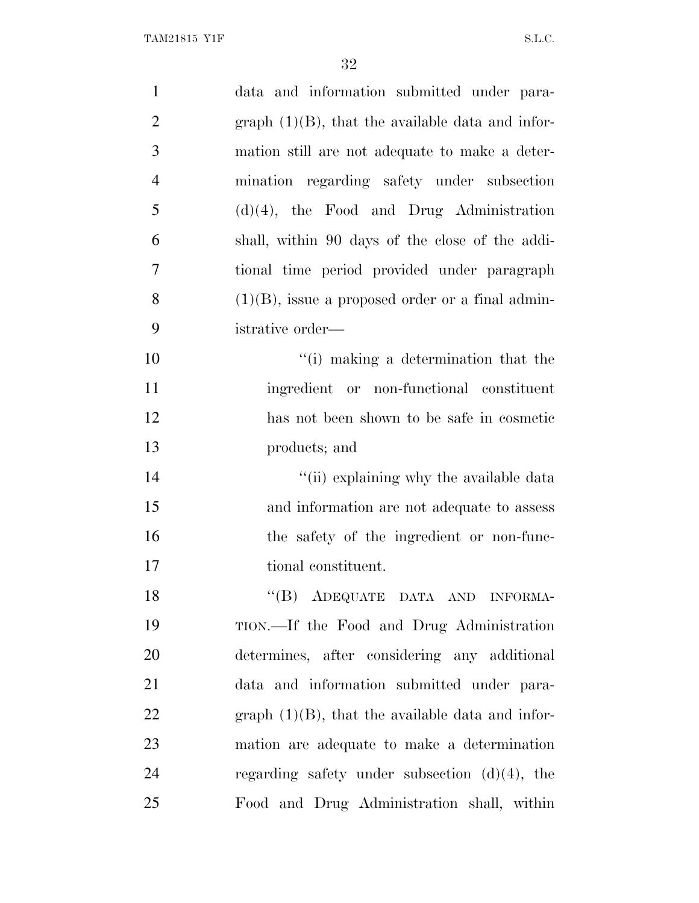data and information submitted under paragraph (1)(B), that the available data and information still are not adequate to make a determination regarding safety under subsection (d)(4), the Food and Drug Administration shall, within 90 days of the close of the additional time period provided under paragraph (1)(B), issue a proposed order or a final administrative order—

"(i) making a determination that the ingredient or non-functional constituent has not been shown to be safe in cosmetic products; and

"(ii) explaining why the available data and information are not adequate to assess the safety of the ingredient or non-functional constituent.

"(B) ADEQUATE DATA AND INFORMATION.—If the Food and Drug Administration determines, after considering any additional data and information submitted under paragraph (1)(B), that the available data and information are adequate to make a determination regarding safety under subsection (d)(4), the Food and Drug Administration shall, within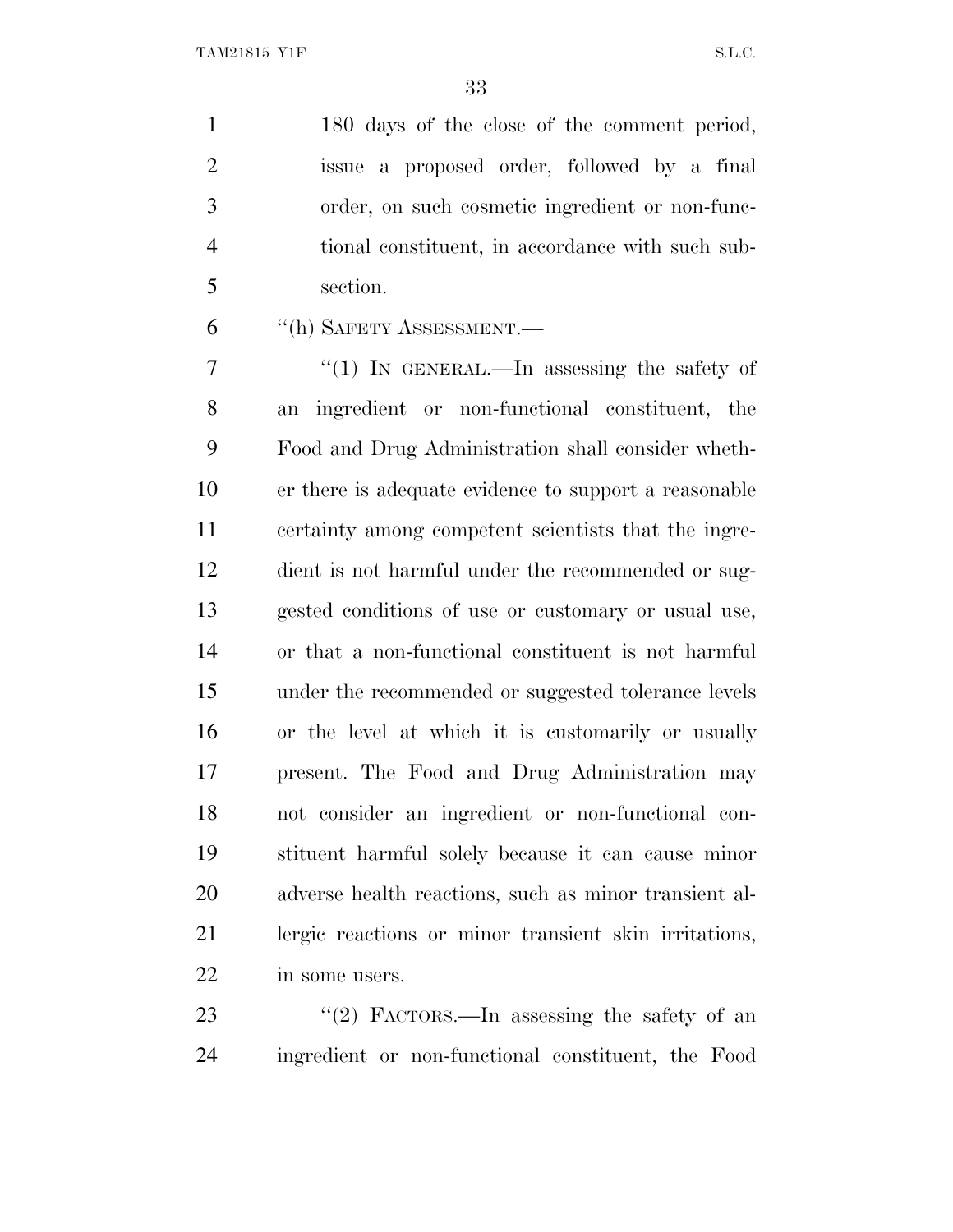180 days of the close of the comment period, issue a proposed order, followed by a final order, on such cosmetic ingredient or non-functional constituent, in accordance with such subsection.

"(h) SAFETY ASSESSMENT.—

"(1) IN GENERAL.—In assessing the safety of an ingredient or non-functional constituent, the Food and Drug Administration shall consider whether there is adequate evidence to support a reasonable certainty among competent scientists that the ingredient is not harmful under the recommended or suggested conditions of use or customary or usual use, or that a non-functional constituent is not harmful under the recommended or suggested tolerance levels or the level at which it is customarily or usually present. The Food and Drug Administration may not consider an ingredient or non-functional constituent harmful solely because it can cause minor adverse health reactions, such as minor transient allergic reactions or minor transient skin irritations, in some users.

"(2) FACTORS.—In assessing the safety of an ingredient or non-functional constituent, the Food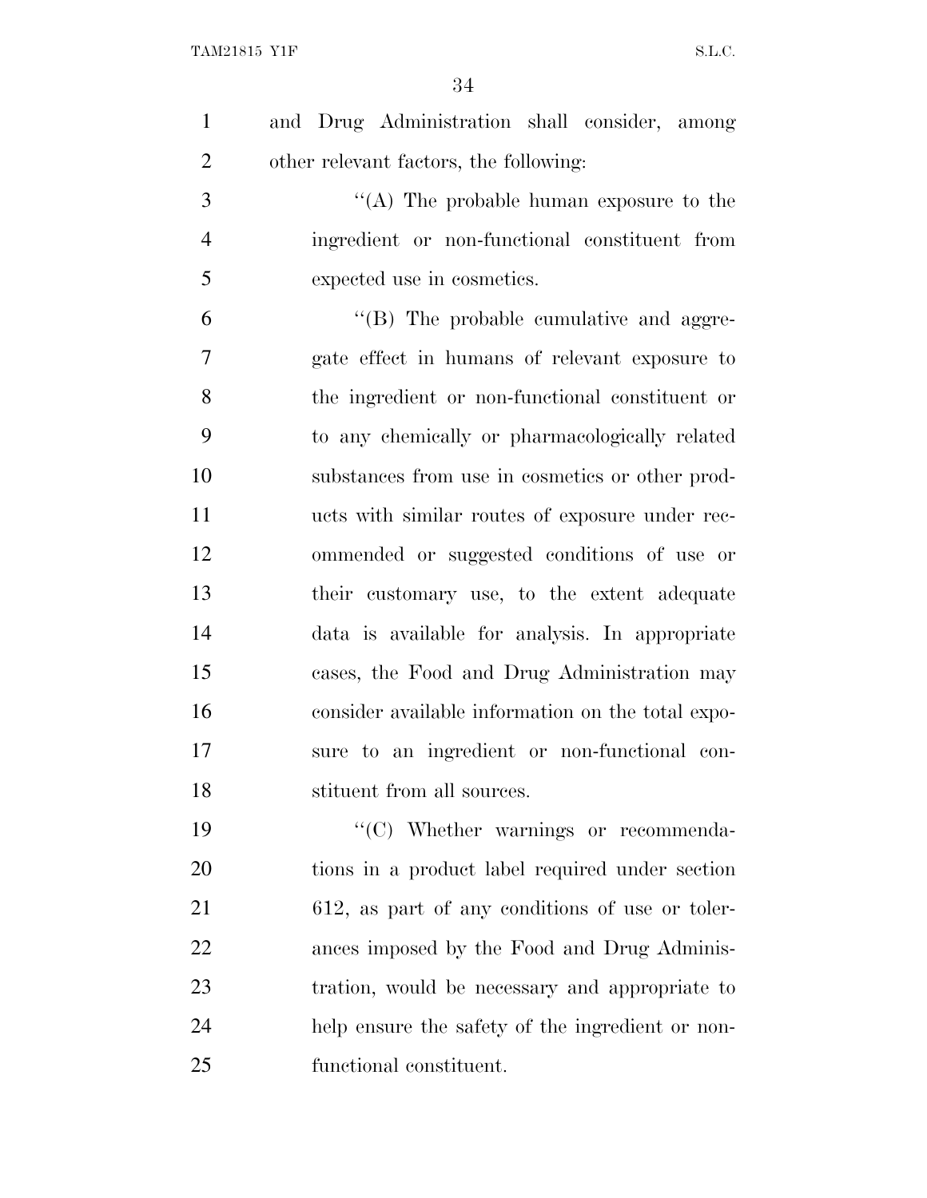and Drug Administration shall consider, among other relevant factors, the following:

''(A) The probable human exposure to the ingredient or non-functional constituent from expected use in cosmetics.

''(B) The probable cumulative and aggregate effect in humans of relevant exposure to the ingredient or non-functional constituent or to any chemically or pharmacologically related substances from use in cosmetics or other products with similar routes of exposure under recommended or suggested conditions of use or their customary use, to the extent adequate data is available for analysis. In appropriate cases, the Food and Drug Administration may consider available information on the total exposure to an ingredient or non-functional constituent from all sources.

''(C) Whether warnings or recommendations in a product label required under section 612, as part of any conditions of use or tolerances imposed by the Food and Drug Administration, would be necessary and appropriate to help ensure the safety of the ingredient or non-functional constituent.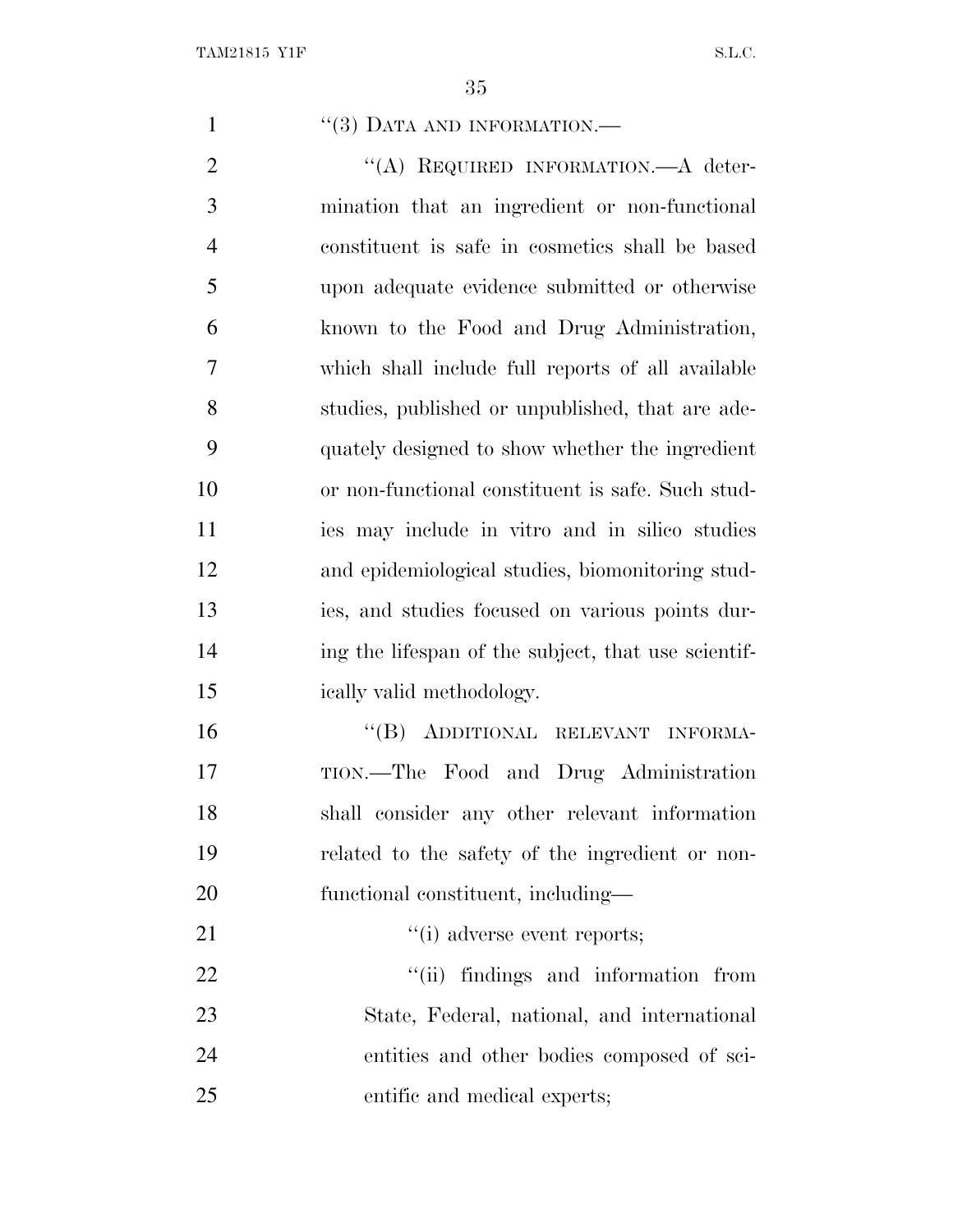"(3) DATA AND INFORMATION.—

"(A) REQUIRED INFORMATION.—A determination that an ingredient or non-functional constituent is safe in cosmetics shall be based upon adequate evidence submitted or otherwise known to the Food and Drug Administration, which shall include full reports of all available studies, published or unpublished, that are adequately designed to show whether the ingredient or non-functional constituent is safe. Such studies may include in vitro and in silico studies and epidemiological studies, biomonitoring studies, and studies focused on various points during the lifespan of the subject, that use scientifically valid methodology.

"(B) ADDITIONAL RELEVANT INFORMATION.—The Food and Drug Administration shall consider any other relevant information related to the safety of the ingredient or non-functional constituent, including—

"(i) adverse event reports;

"(ii) findings and information from State, Federal, national, and international entities and other bodies composed of scientific and medical experts;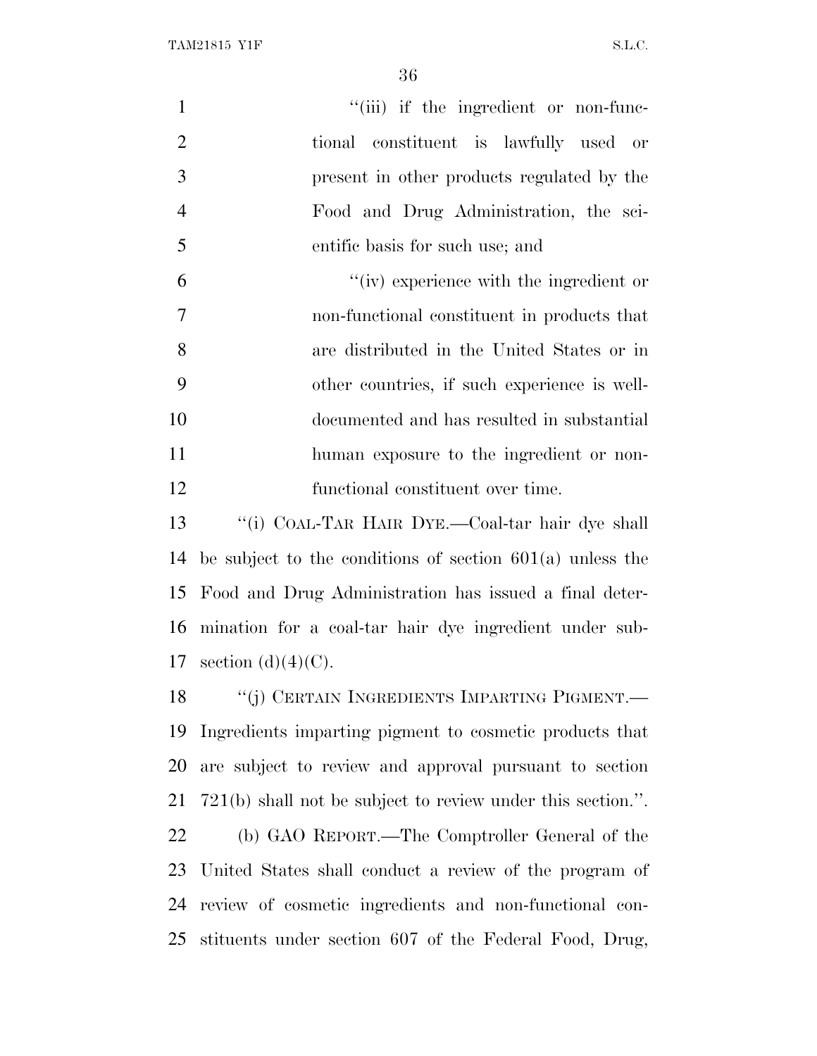"(iii) if the ingredient or non-functional constituent is lawfully used or present in other products regulated by the Food and Drug Administration, the scientific basis for such use; and

"(iv) experience with the ingredient or non-functional constituent in products that are distributed in the United States or in other countries, if such experience is well-documented and has resulted in substantial human exposure to the ingredient or non-functional constituent over time.

"(i) COAL-TAR HAIR DYE.—Coal-tar hair dye shall be subject to the conditions of section 601(a) unless the Food and Drug Administration has issued a final determination for a coal-tar hair dye ingredient under subsection (d)(4)(C).

"(j) CERTAIN INGREDIENTS IMPARTING PIGMENT.—Ingredients imparting pigment to cosmetic products that are subject to review and approval pursuant to section 721(b) shall not be subject to review under this section.".

(b) GAO REPORT.—The Comptroller General of the United States shall conduct a review of the program of review of cosmetic ingredients and non-functional constituents under section 607 of the Federal Food, Drug,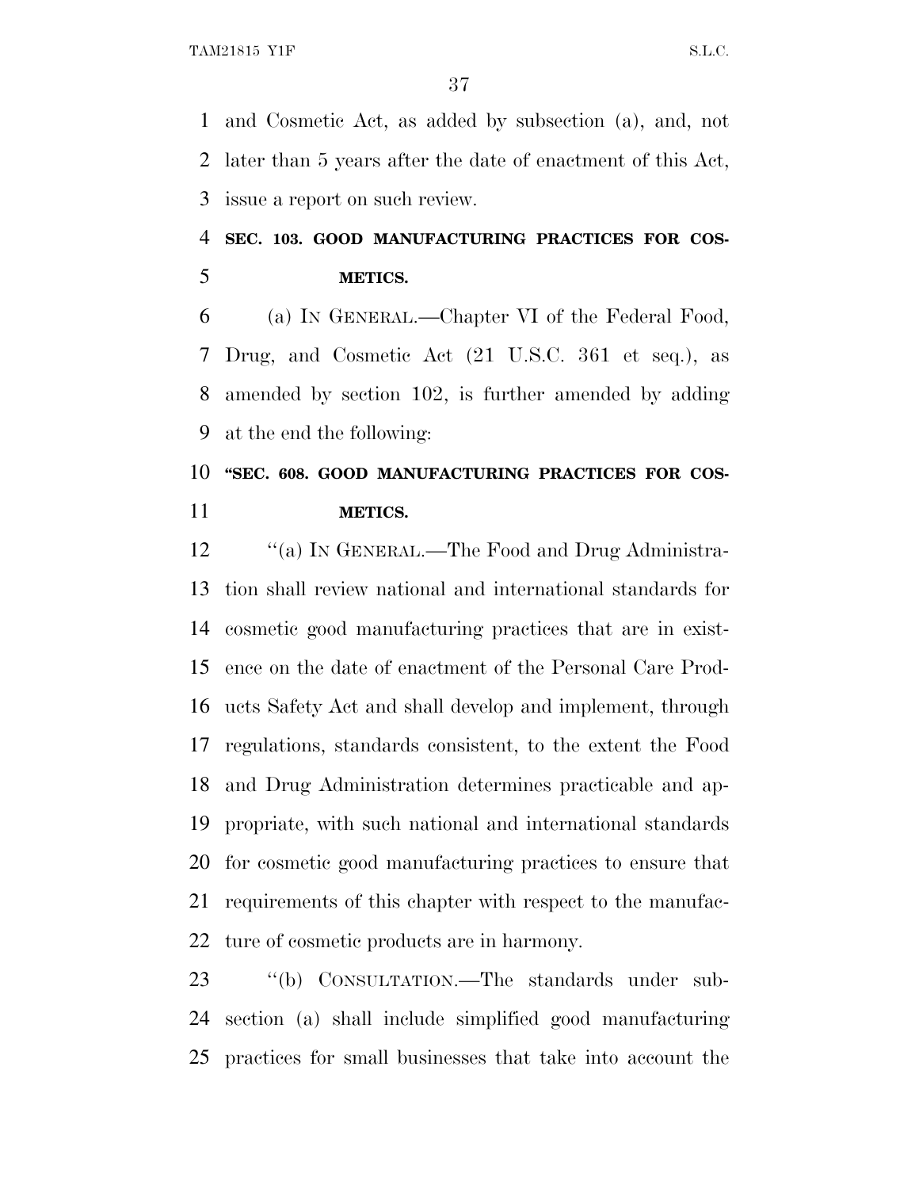and Cosmetic Act, as added by subsection (a), and, not later than 5 years after the date of enactment of this Act, issue a report on such review.

**SEC. 103. GOOD MANUFACTURING PRACTICES FOR COSMETICS.**

(a) IN GENERAL.—Chapter VI of the Federal Food, Drug, and Cosmetic Act (21 U.S.C. 361 et seq.), as amended by section 102, is further amended by adding at the end the following:

**"SEC. 608. GOOD MANUFACTURING PRACTICES FOR COSMETICS.**

"(a) IN GENERAL.—The Food and Drug Administration shall review national and international standards for cosmetic good manufacturing practices that are in existence on the date of enactment of the Personal Care Products Safety Act and shall develop and implement, through regulations, standards consistent, to the extent the Food and Drug Administration determines practicable and appropriate, with such national and international standards for cosmetic good manufacturing practices to ensure that requirements of this chapter with respect to the manufacture of cosmetic products are in harmony.

"(b) CONSULTATION.—The standards under subsection (a) shall include simplified good manufacturing practices for small businesses that take into account the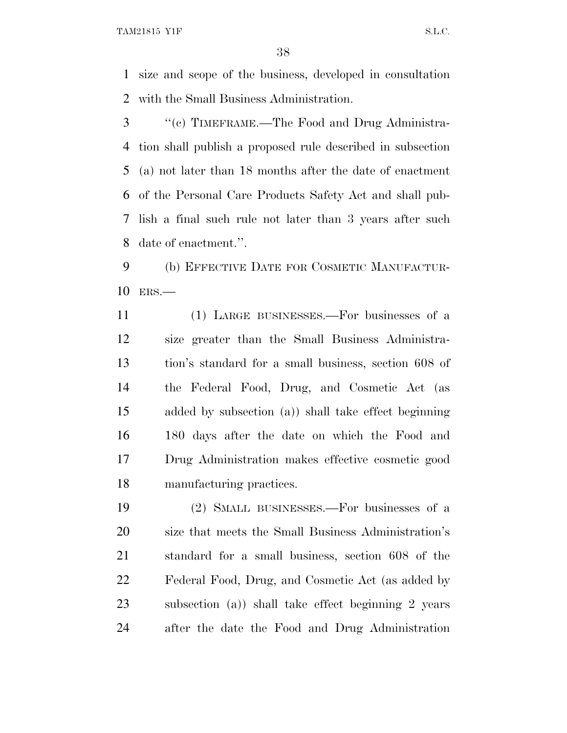size and scope of the business, developed in consultation with the Small Business Administration.

"(c) TIMEFRAME.—The Food and Drug Administration shall publish a proposed rule described in subsection (a) not later than 18 months after the date of enactment of the Personal Care Products Safety Act and shall publish a final such rule not later than 3 years after such date of enactment.".

(b) EFFECTIVE DATE FOR COSMETIC MANUFACTURERS.—

(1) LARGE BUSINESSES.—For businesses of a size greater than the Small Business Administration's standard for a small business, section 608 of the Federal Food, Drug, and Cosmetic Act (as added by subsection (a)) shall take effect beginning 180 days after the date on which the Food and Drug Administration makes effective cosmetic good manufacturing practices.

(2) SMALL BUSINESSES.—For businesses of a size that meets the Small Business Administration's standard for a small business, section 608 of the Federal Food, Drug, and Cosmetic Act (as added by subsection (a)) shall take effect beginning 2 years after the date the Food and Drug Administration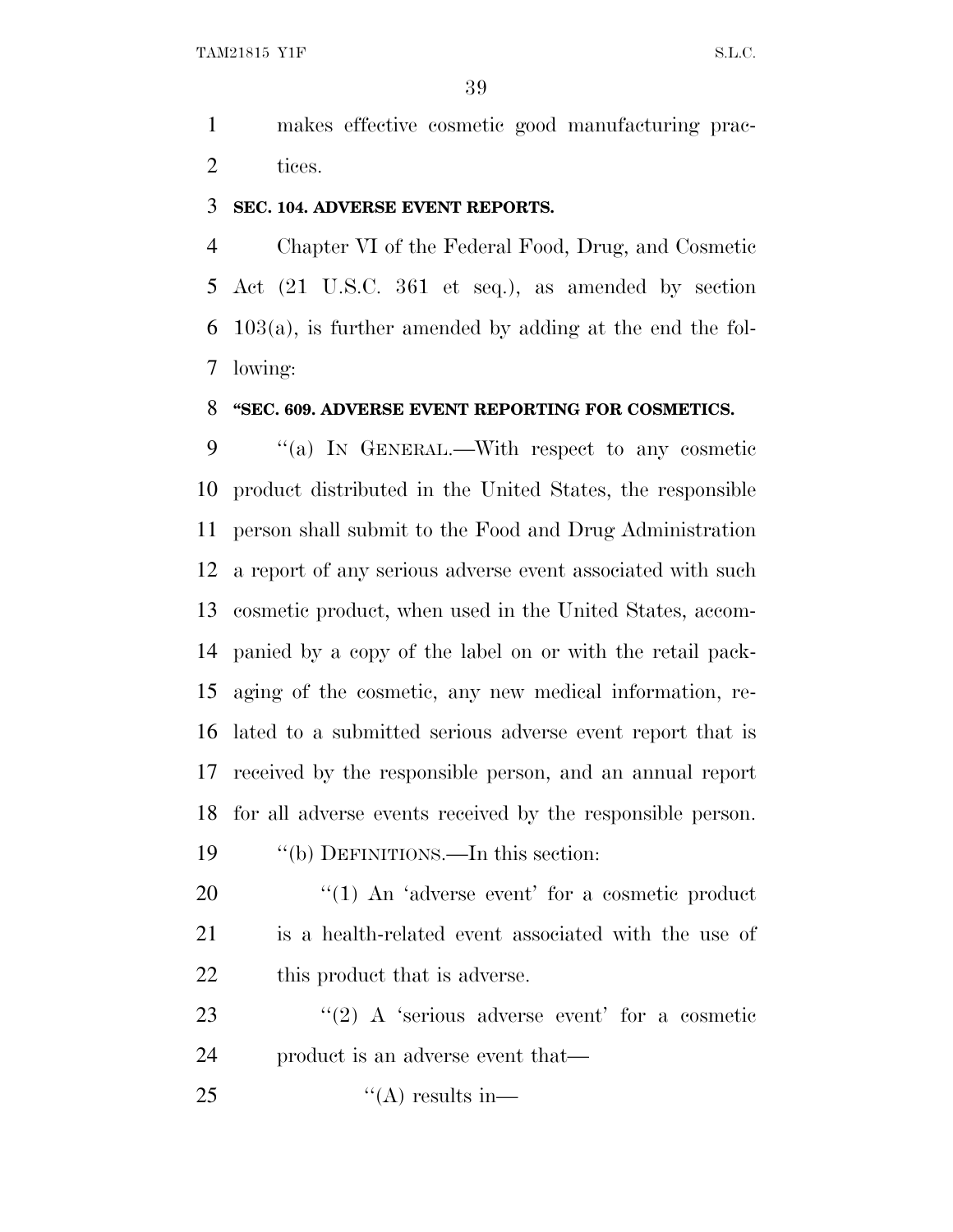makes effective cosmetic good manufacturing practices.

**SEC. 104. ADVERSE EVENT REPORTS.**

Chapter VI of the Federal Food, Drug, and Cosmetic Act (21 U.S.C. 361 et seq.), as amended by section 103(a), is further amended by adding at the end the following:

**"SEC. 609. ADVERSE EVENT REPORTING FOR COSMETICS.**

"(a) IN GENERAL.—With respect to any cosmetic product distributed in the United States, the responsible person shall submit to the Food and Drug Administration a report of any serious adverse event associated with such cosmetic product, when used in the United States, accompanied by a copy of the label on or with the retail packaging of the cosmetic, any new medical information, related to a submitted serious adverse event report that is received by the responsible person, and an annual report for all adverse events received by the responsible person.

"(b) DEFINITIONS.—In this section:

"(1) An 'adverse event' for a cosmetic product is a health-related event associated with the use of this product that is adverse.

"(2) A 'serious adverse event' for a cosmetic product is an adverse event that—

"(A) results in—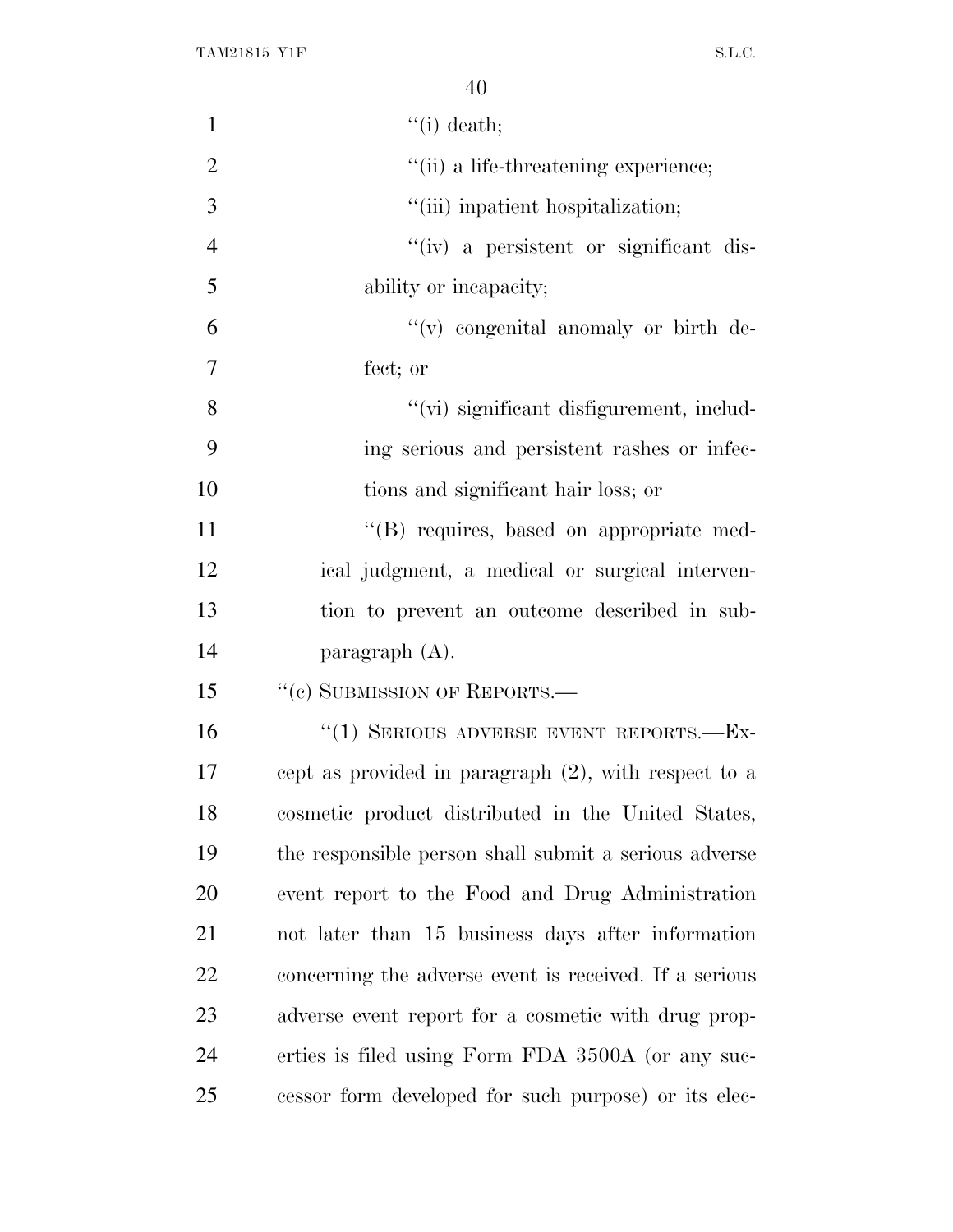''(i) death;

''(ii) a life-threatening experience;

''(iii) inpatient hospitalization;

''(iv) a persistent or significant disability or incapacity;

''(v) congenital anomaly or birth defect; or

''(vi) significant disfigurement, including serious and persistent rashes or infections and significant hair loss; or

''(B) requires, based on appropriate medical judgment, a medical or surgical intervention to prevent an outcome described in subparagraph (A).

''(c) SUBMISSION OF REPORTS.—

''(1) SERIOUS ADVERSE EVENT REPORTS.—Except as provided in paragraph (2), with respect to a cosmetic product distributed in the United States, the responsible person shall submit a serious adverse event report to the Food and Drug Administration not later than 15 business days after information concerning the adverse event is received. If a serious adverse event report for a cosmetic with drug properties is filed using Form FDA 3500A (or any successor form developed for such purpose) or its elec-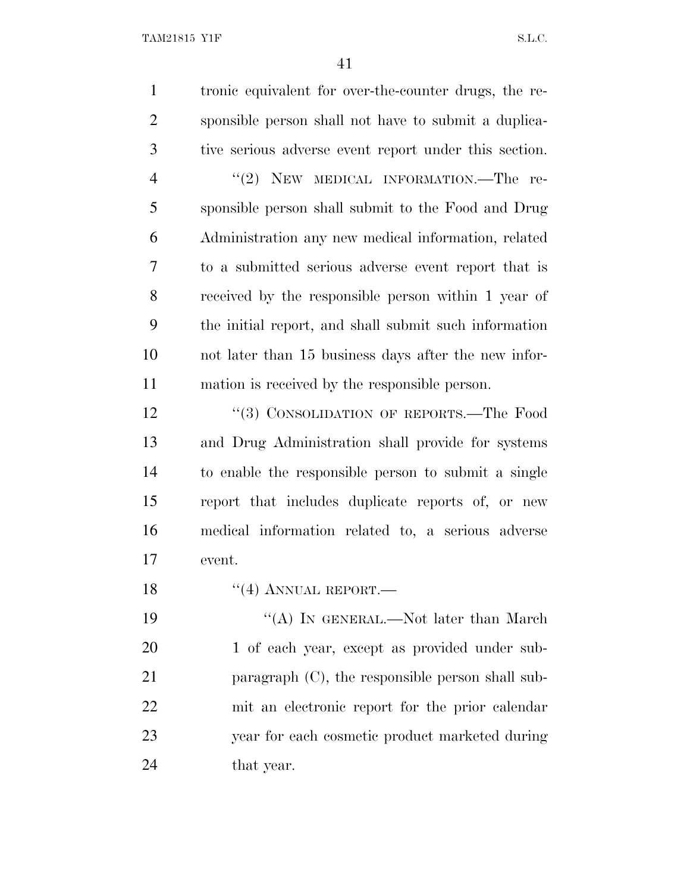tronic equivalent for over-the-counter drugs, the responsible person shall not have to submit a duplicative serious adverse event report under this section.

"(2) NEW MEDICAL INFORMATION.—The responsible person shall submit to the Food and Drug Administration any new medical information, related to a submitted serious adverse event report that is received by the responsible person within 1 year of the initial report, and shall submit such information not later than 15 business days after the new information is received by the responsible person.

"(3) CONSOLIDATION OF REPORTS.—The Food and Drug Administration shall provide for systems to enable the responsible person to submit a single report that includes duplicate reports of, or new medical information related to, a serious adverse event.

"(4) ANNUAL REPORT.—

"(A) IN GENERAL.—Not later than March 1 of each year, except as provided under subparagraph (C), the responsible person shall submit an electronic report for the prior calendar year for each cosmetic product marketed during that year.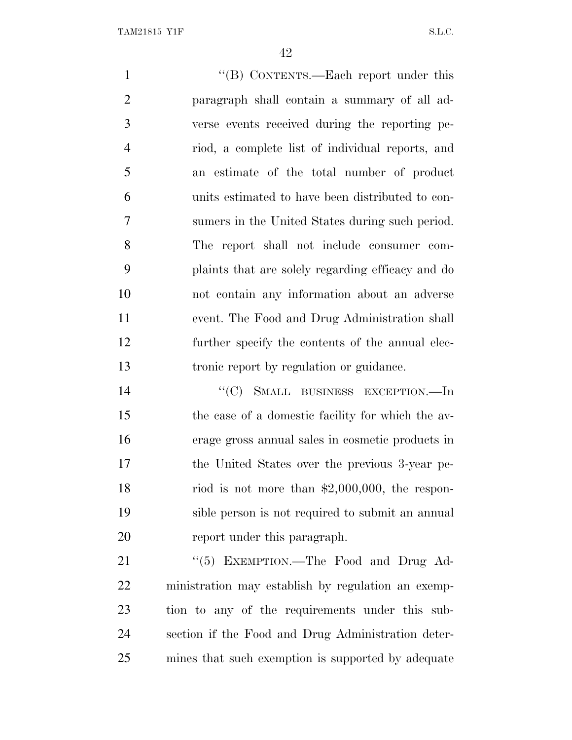''(B) CONTENTS.—Each report under this paragraph shall contain a summary of all adverse events received during the reporting period, a complete list of individual reports, and an estimate of the total number of product units estimated to have been distributed to consumers in the United States during such period. The report shall not include consumer complaints that are solely regarding efficacy and do not contain any information about an adverse event. The Food and Drug Administration shall further specify the contents of the annual electronic report by regulation or guidance.

''(C) SMALL BUSINESS EXCEPTION.—In the case of a domestic facility for which the average gross annual sales in cosmetic products in the United States over the previous 3-year period is not more than $2,000,000, the responsible person is not required to submit an annual report under this paragraph.

''(5) EXEMPTION.—The Food and Drug Administration may establish by regulation an exemption to any of the requirements under this subsection if the Food and Drug Administration determines that such exemption is supported by adequate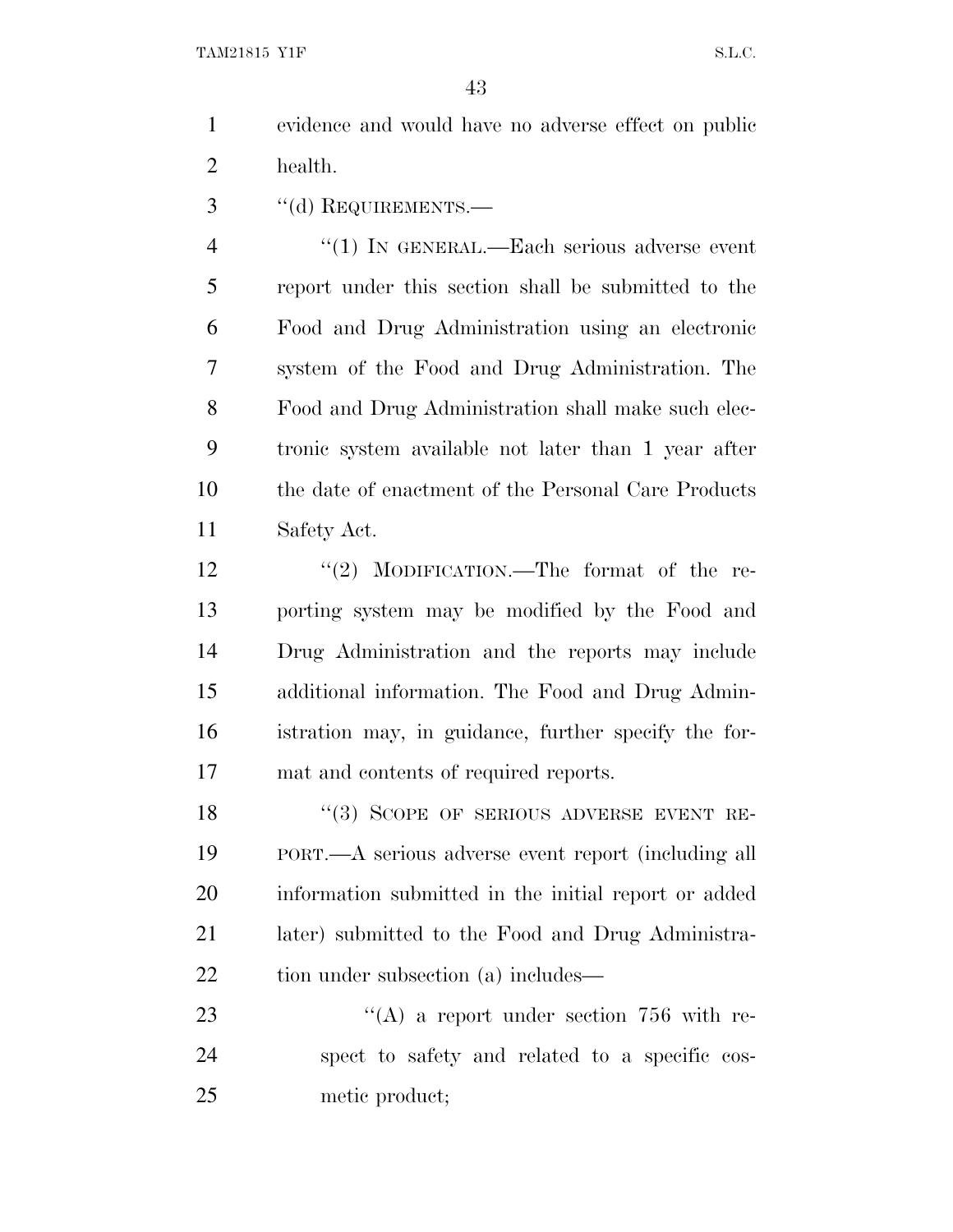evidence and would have no adverse effect on public health.

"(d) REQUIREMENTS.—

"(1) IN GENERAL.—Each serious adverse event report under this section shall be submitted to the Food and Drug Administration using an electronic system of the Food and Drug Administration. The Food and Drug Administration shall make such electronic system available not later than 1 year after the date of enactment of the Personal Care Products Safety Act.

"(2) MODIFICATION.—The format of the reporting system may be modified by the Food and Drug Administration and the reports may include additional information. The Food and Drug Administration may, in guidance, further specify the format and contents of required reports.

"(3) SCOPE OF SERIOUS ADVERSE EVENT REPORT.—A serious adverse event report (including all information submitted in the initial report or added later) submitted to the Food and Drug Administration under subsection (a) includes—

"(A) a report under section 756 with respect to safety and related to a specific cosmetic product;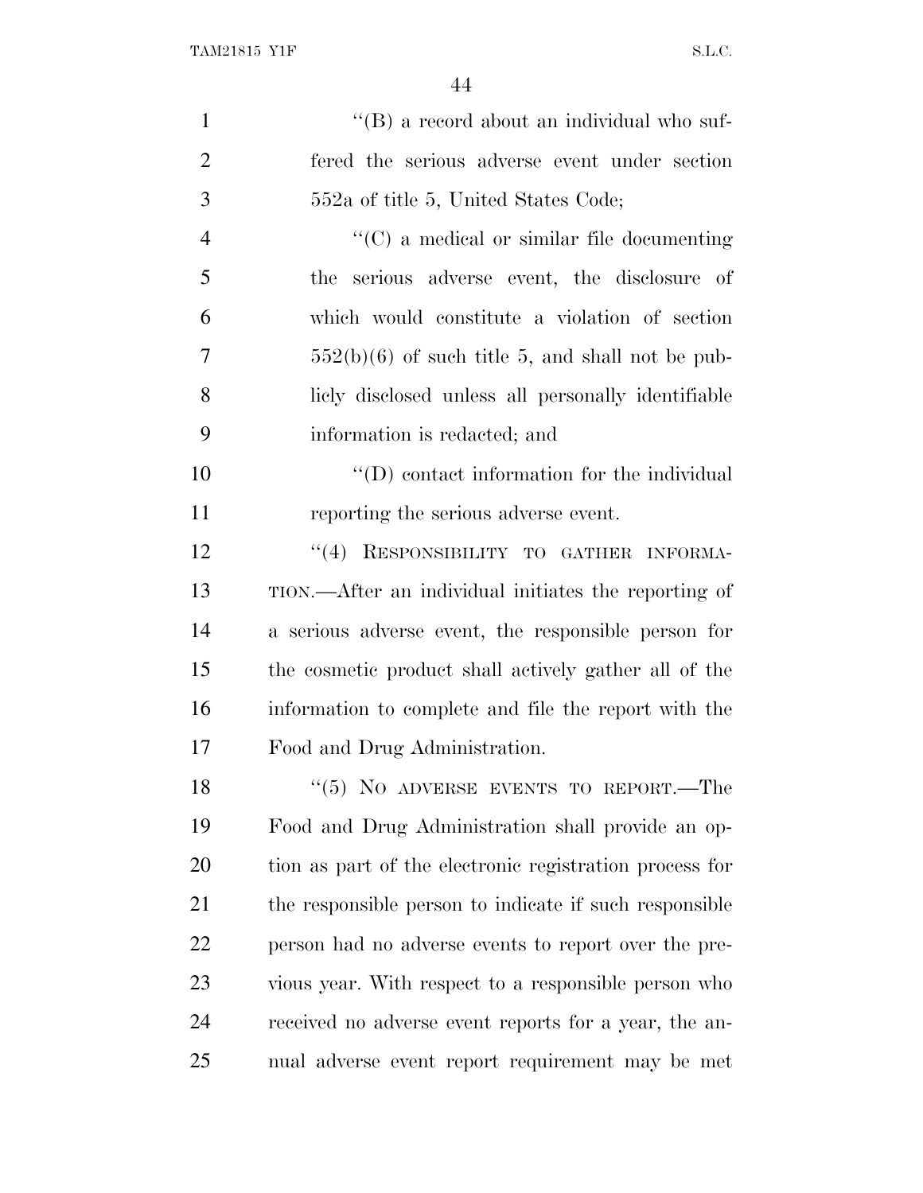''(B) a record about an individual who suffered the serious adverse event under section 552a of title 5, United States Code;

''(C) a medical or similar file documenting the serious adverse event, the disclosure of which would constitute a violation of section 552(b)(6) of such title 5, and shall not be publicly disclosed unless all personally identifiable information is redacted; and

''(D) contact information for the individual reporting the serious adverse event.

''(4) RESPONSIBILITY TO GATHER INFORMATION.—After an individual initiates the reporting of a serious adverse event, the responsible person for the cosmetic product shall actively gather all of the information to complete and file the report with the Food and Drug Administration.

''(5) NO ADVERSE EVENTS TO REPORT.—The Food and Drug Administration shall provide an option as part of the electronic registration process for the responsible person to indicate if such responsible person had no adverse events to report over the previous year. With respect to a responsible person who received no adverse event reports for a year, the annual adverse event report requirement may be met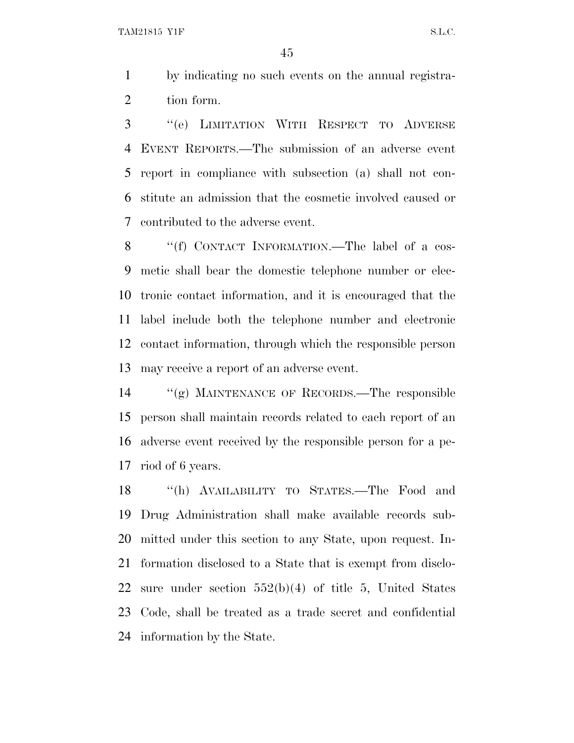by indicating no such events on the annual registration form.

"(e) LIMITATION WITH RESPECT TO ADVERSE EVENT REPORTS.—The submission of an adverse event report in compliance with subsection (a) shall not constitute an admission that the cosmetic involved caused or contributed to the adverse event.

"(f) CONTACT INFORMATION.—The label of a cosmetic shall bear the domestic telephone number or electronic contact information, and it is encouraged that the label include both the telephone number and electronic contact information, through which the responsible person may receive a report of an adverse event.

"(g) MAINTENANCE OF RECORDS.—The responsible person shall maintain records related to each report of an adverse event received by the responsible person for a period of 6 years.

"(h) AVAILABILITY TO STATES.—The Food and Drug Administration shall make available records submitted under this section to any State, upon request. Information disclosed to a State that is exempt from disclosure under section 552(b)(4) of title 5, United States Code, shall be treated as a trade secret and confidential information by the State.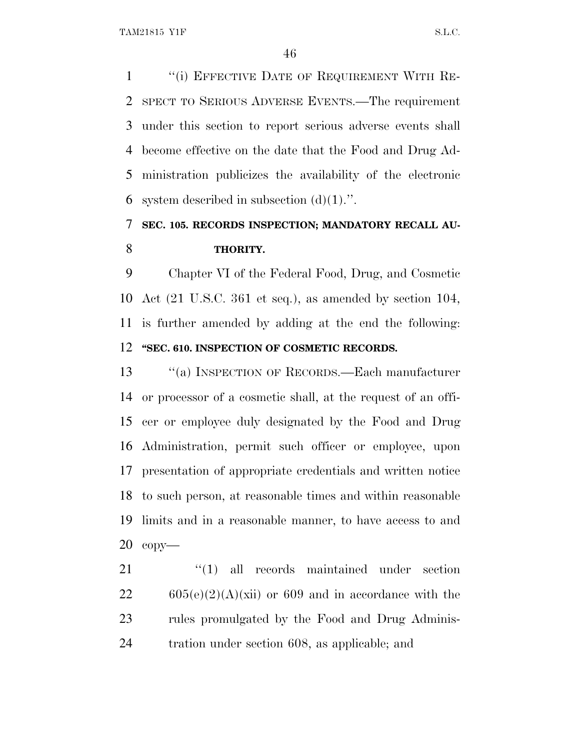"(i) EFFECTIVE DATE OF REQUIREMENT WITH RESPECT TO SERIOUS ADVERSE EVENTS.—The requirement under this section to report serious adverse events shall become effective on the date that the Food and Drug Administration publicizes the availability of the electronic system described in subsection (d)(1).".

**SEC. 105. RECORDS INSPECTION; MANDATORY RECALL AUTHORITY.**

Chapter VI of the Federal Food, Drug, and Cosmetic Act (21 U.S.C. 361 et seq.), as amended by section 104, is further amended by adding at the end the following:

**"SEC. 610. INSPECTION OF COSMETIC RECORDS.**

"(a) INSPECTION OF RECORDS.—Each manufacturer or processor of a cosmetic shall, at the request of an officer or employee duly designated by the Food and Drug Administration, permit such officer or employee, upon presentation of appropriate credentials and written notice to such person, at reasonable times and within reasonable limits and in a reasonable manner, to have access to and copy—

"(1) all records maintained under section 605(e)(2)(A)(xii) or 609 and in accordance with the rules promulgated by the Food and Drug Administration under section 608, as applicable; and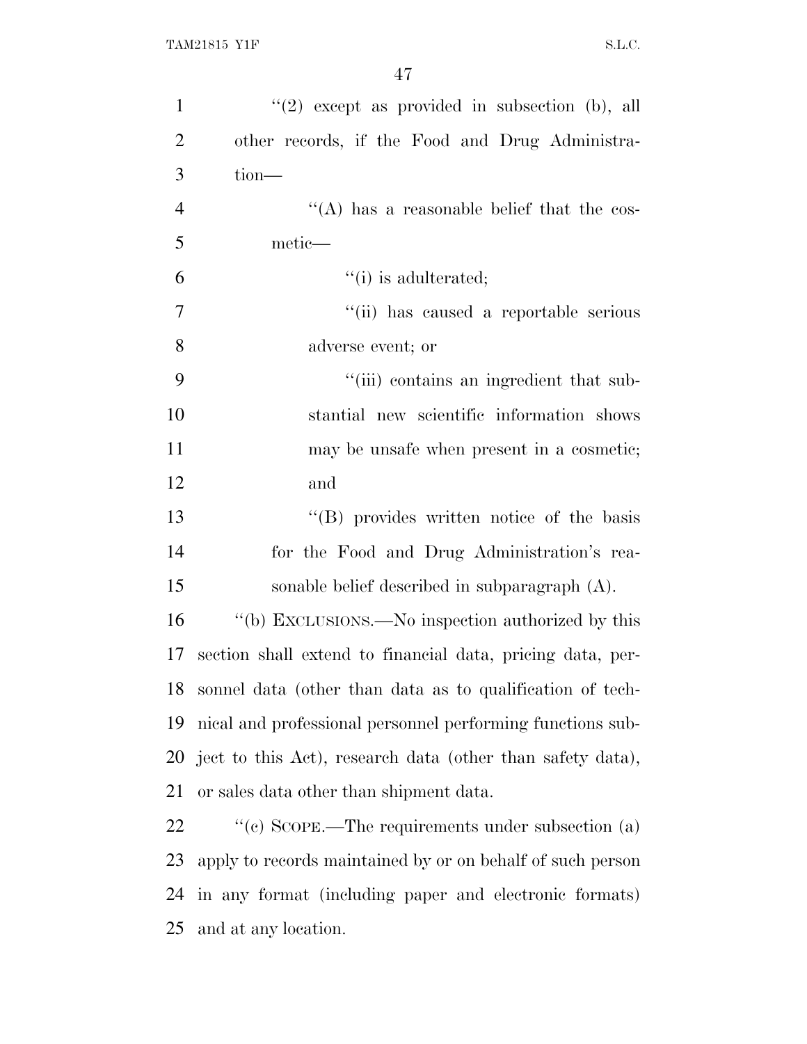"(2) except as provided in subsection (b), all other records, if the Food and Drug Administration—

"(A) has a reasonable belief that the cosmetic—

"(i) is adulterated;

"(ii) has caused a reportable serious adverse event; or

"(iii) contains an ingredient that substantial new scientific information shows may be unsafe when present in a cosmetic; and

"(B) provides written notice of the basis for the Food and Drug Administration's reasonable belief described in subparagraph (A).

"(b) EXCLUSIONS.—No inspection authorized by this section shall extend to financial data, pricing data, personnel data (other than data as to qualification of technical and professional personnel performing functions subject to this Act), research data (other than safety data), or sales data other than shipment data.

"(c) SCOPE.—The requirements under subsection (a) apply to records maintained by or on behalf of such person in any format (including paper and electronic formats) and at any location.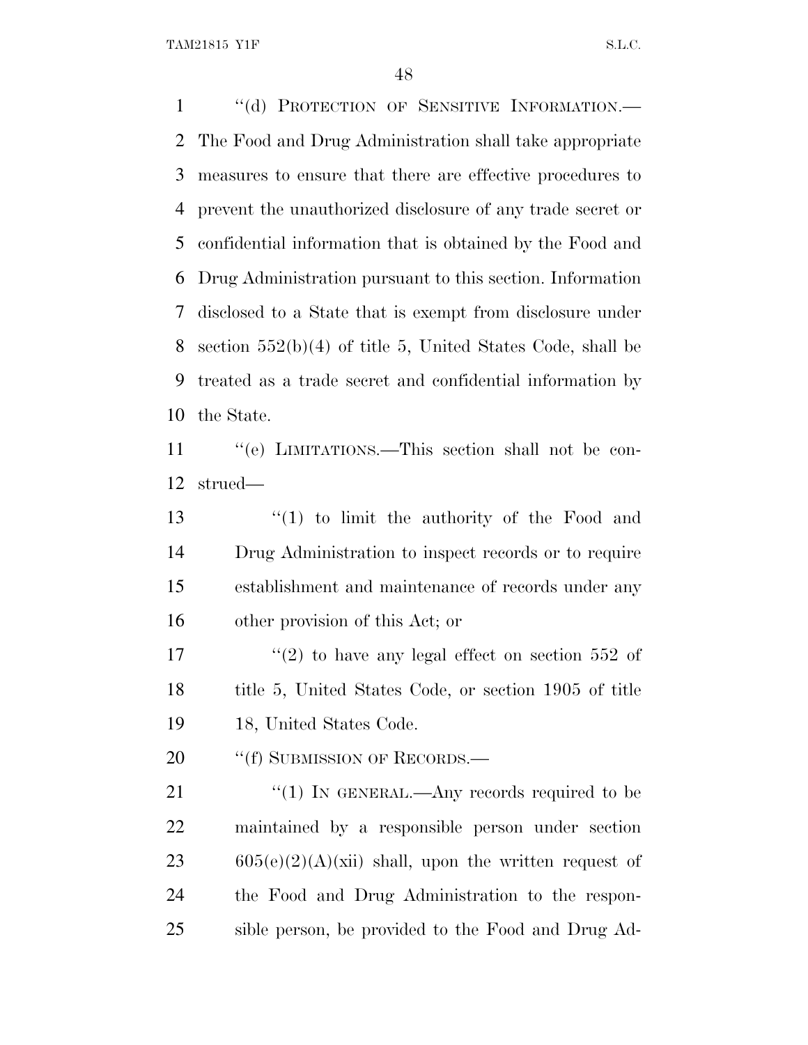"(d) PROTECTION OF SENSITIVE INFORMATION.— The Food and Drug Administration shall take appropriate measures to ensure that there are effective procedures to prevent the unauthorized disclosure of any trade secret or confidential information that is obtained by the Food and Drug Administration pursuant to this section. Information disclosed to a State that is exempt from disclosure under section 552(b)(4) of title 5, United States Code, shall be treated as a trade secret and confidential information by the State.

"(e) LIMITATIONS.—This section shall not be construed—

"(1) to limit the authority of the Food and Drug Administration to inspect records or to require establishment and maintenance of records under any other provision of this Act; or

"(2) to have any legal effect on section 552 of title 5, United States Code, or section 1905 of title 18, United States Code.

"(f) SUBMISSION OF RECORDS.—

"(1) IN GENERAL.—Any records required to be maintained by a responsible person under section 605(e)(2)(A)(xii) shall, upon the written request of the Food and Drug Administration to the responsible person, be provided to the Food and Drug Ad-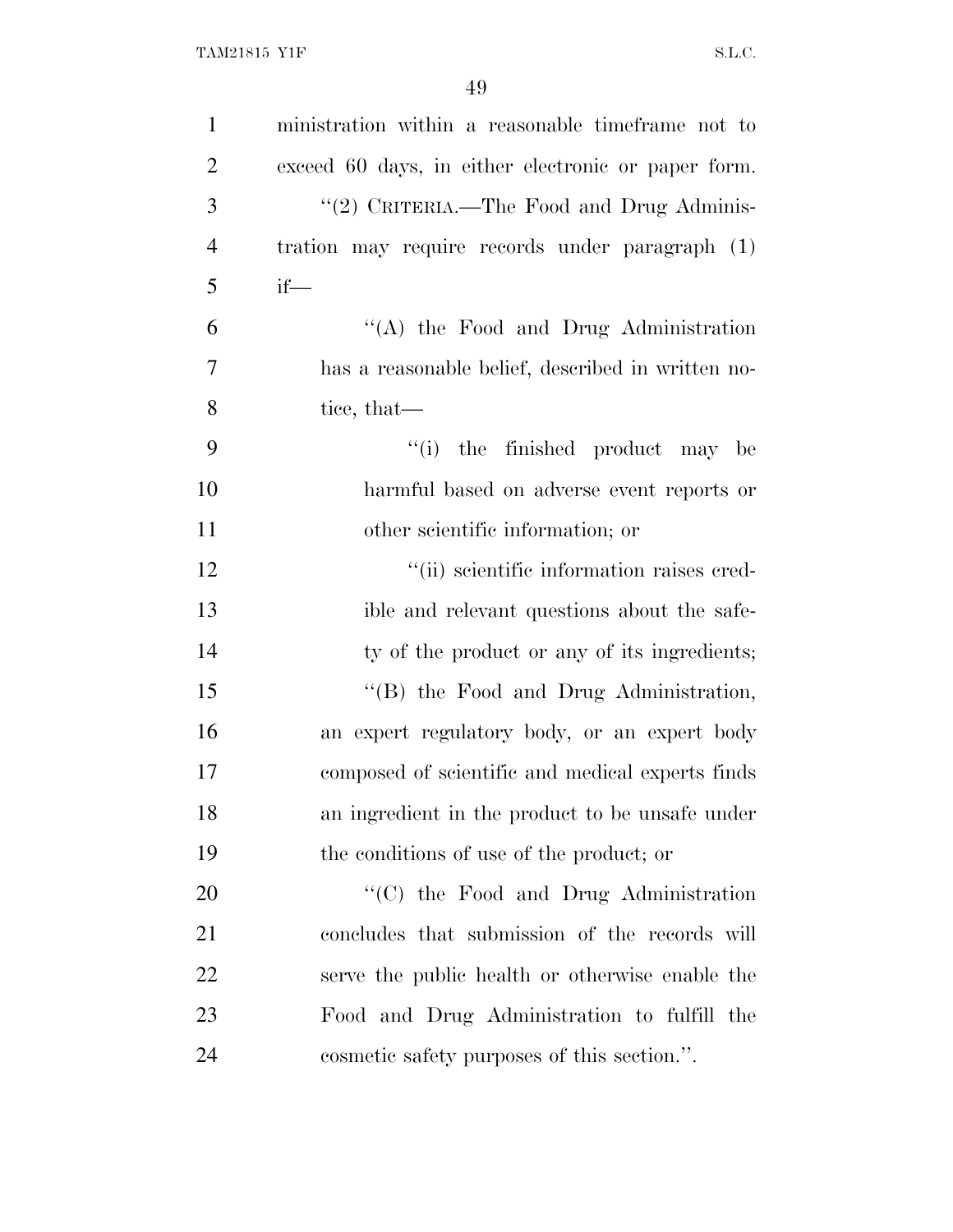ministration within a reasonable timeframe not to exceed 60 days, in either electronic or paper form.

''(2) CRITERIA.—The Food and Drug Administration may require records under paragraph (1) if—

''(A) the Food and Drug Administration has a reasonable belief, described in written notice, that—

''(i) the finished product may be harmful based on adverse event reports or other scientific information; or

''(ii) scientific information raises credible and relevant questions about the safety of the product or any of its ingredients;

''(B) the Food and Drug Administration, an expert regulatory body, or an expert body composed of scientific and medical experts finds an ingredient in the product to be unsafe under the conditions of use of the product; or

''(C) the Food and Drug Administration concludes that submission of the records will serve the public health or otherwise enable the Food and Drug Administration to fulfill the cosmetic safety purposes of this section.''.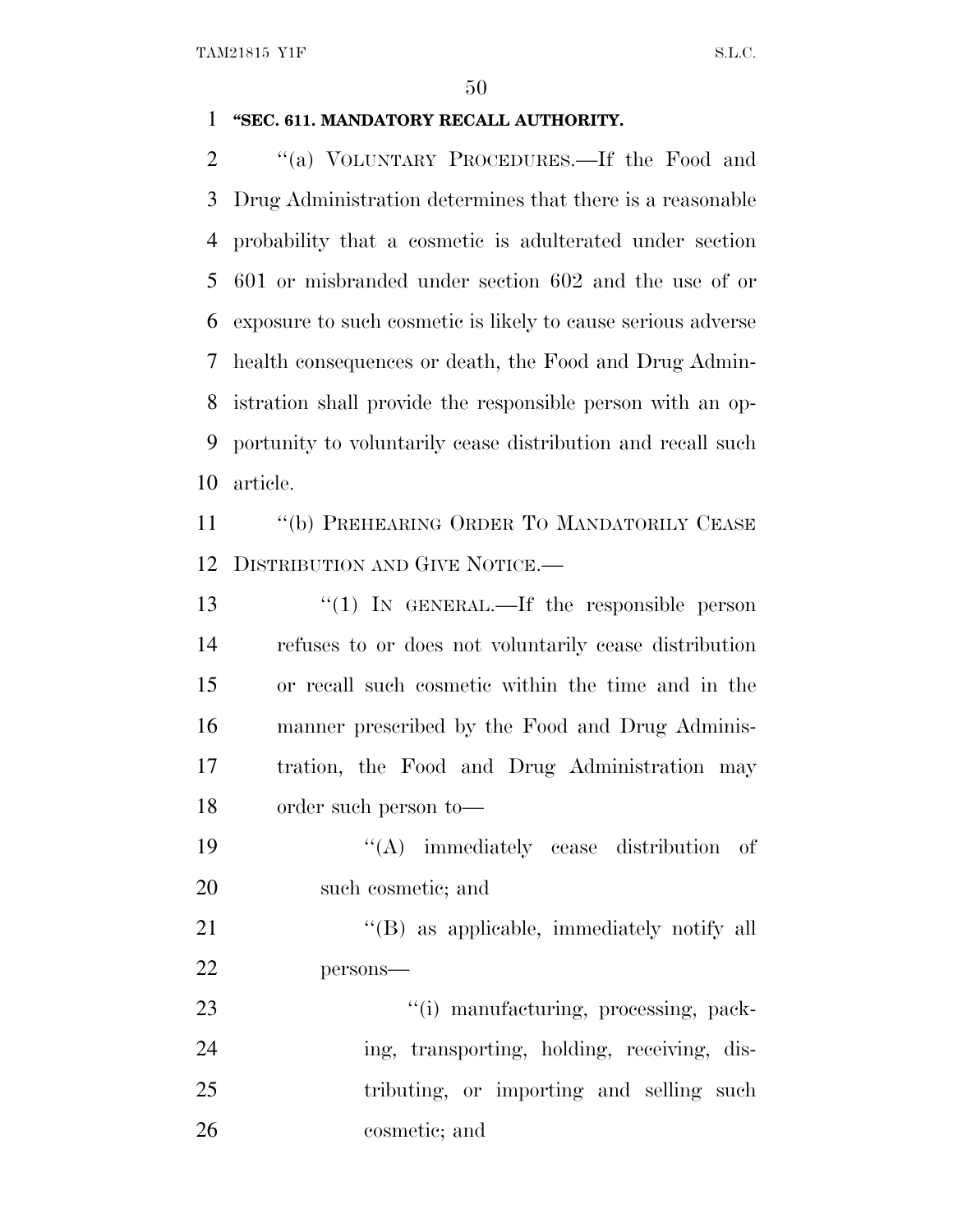**"SEC. 611. MANDATORY RECALL AUTHORITY.**

"(a) VOLUNTARY PROCEDURES.—If the Food and Drug Administration determines that there is a reasonable probability that a cosmetic is adulterated under section 601 or misbranded under section 602 and the use of or exposure to such cosmetic is likely to cause serious adverse health consequences or death, the Food and Drug Administration shall provide the responsible person with an opportunity to voluntarily cease distribution and recall such article.

"(b) PREHEARING ORDER TO MANDATORILY CEASE DISTRIBUTION AND GIVE NOTICE.—

"(1) IN GENERAL.—If the responsible person refuses to or does not voluntarily cease distribution or recall such cosmetic within the time and in the manner prescribed by the Food and Drug Administration, the Food and Drug Administration may order such person to—

"(A) immediately cease distribution of such cosmetic; and

"(B) as applicable, immediately notify all persons—

"(i) manufacturing, processing, packing, transporting, holding, receiving, distributing, or importing and selling such cosmetic; and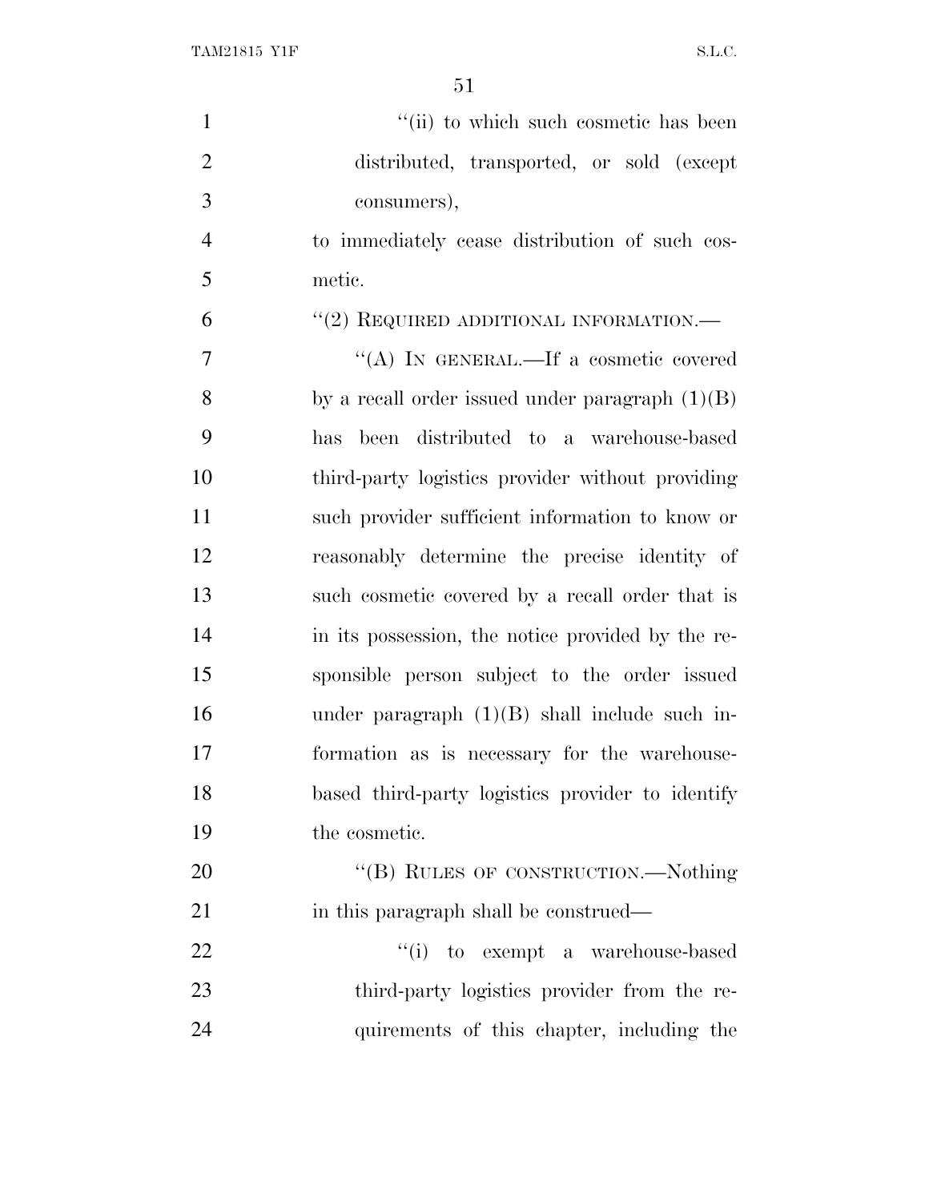"(ii) to which such cosmetic has been distributed, transported, or sold (except consumers),

to immediately cease distribution of such cosmetic.

"(2) REQUIRED ADDITIONAL INFORMATION.—

"(A) IN GENERAL.—If a cosmetic covered by a recall order issued under paragraph (1)(B) has been distributed to a warehouse-based third-party logistics provider without providing such provider sufficient information to know or reasonably determine the precise identity of such cosmetic covered by a recall order that is in its possession, the notice provided by the responsible person subject to the order issued under paragraph (1)(B) shall include such information as is necessary for the warehouse-based third-party logistics provider to identify the cosmetic.

"(B) RULES OF CONSTRUCTION.—Nothing in this paragraph shall be construed—

"(i) to exempt a warehouse-based third-party logistics provider from the requirements of this chapter, including the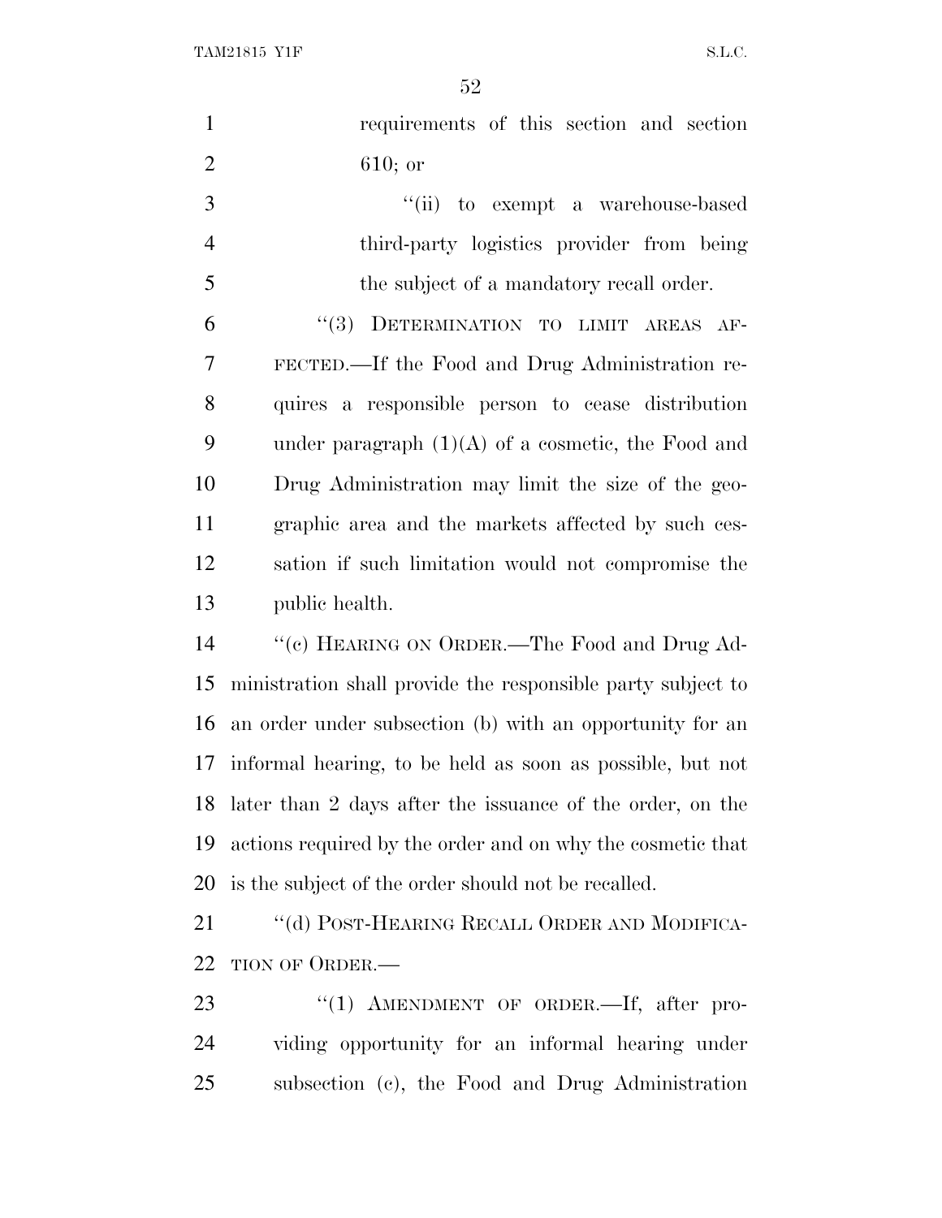requirements of this section and section 610; or

"(ii) to exempt a warehouse-based third-party logistics provider from being the subject of a mandatory recall order.

"(3) DETERMINATION TO LIMIT AREAS AFFECTED.—If the Food and Drug Administration requires a responsible person to cease distribution under paragraph (1)(A) of a cosmetic, the Food and Drug Administration may limit the size of the geographic area and the markets affected by such cessation if such limitation would not compromise the public health.

"(c) HEARING ON ORDER.—The Food and Drug Administration shall provide the responsible party subject to an order under subsection (b) with an opportunity for an informal hearing, to be held as soon as possible, but not later than 2 days after the issuance of the order, on the actions required by the order and on why the cosmetic that is the subject of the order should not be recalled.

"(d) POST-HEARING RECALL ORDER AND MODIFICATION OF ORDER.—

"(1) AMENDMENT OF ORDER.—If, after providing opportunity for an informal hearing under subsection (c), the Food and Drug Administration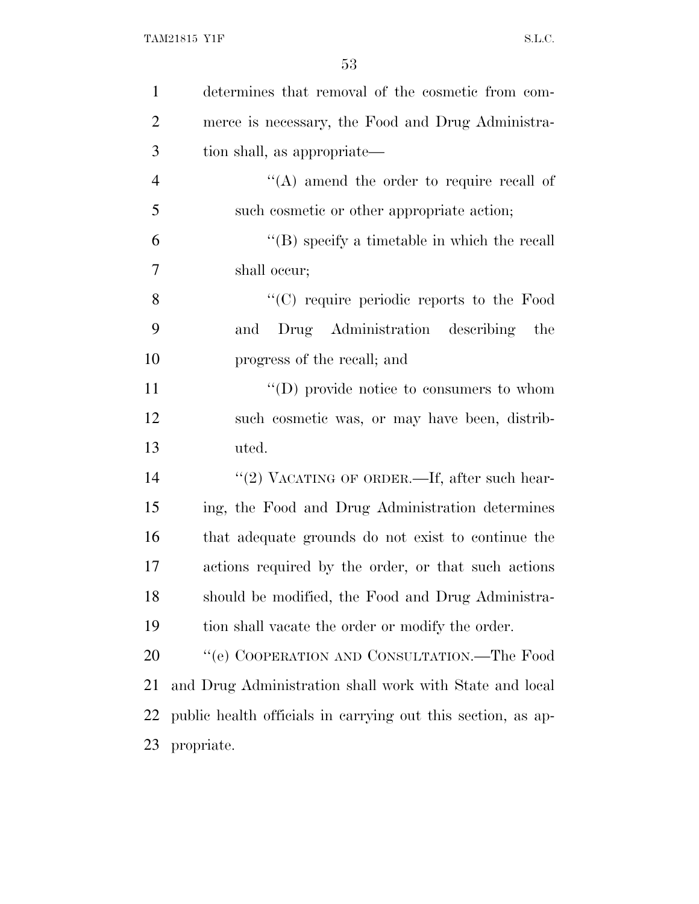determines that removal of the cosmetic from commerce is necessary, the Food and Drug Administration shall, as appropriate—

''(A) amend the order to require recall of such cosmetic or other appropriate action;

''(B) specify a timetable in which the recall shall occur;

''(C) require periodic reports to the Food and Drug Administration describing the progress of the recall; and

''(D) provide notice to consumers to whom such cosmetic was, or may have been, distributed.

''(2) VACATING OF ORDER.—If, after such hearing, the Food and Drug Administration determines that adequate grounds do not exist to continue the actions required by the order, or that such actions should be modified, the Food and Drug Administration shall vacate the order or modify the order.

''(e) COOPERATION AND CONSULTATION.—The Food and Drug Administration shall work with State and local public health officials in carrying out this section, as appropriate.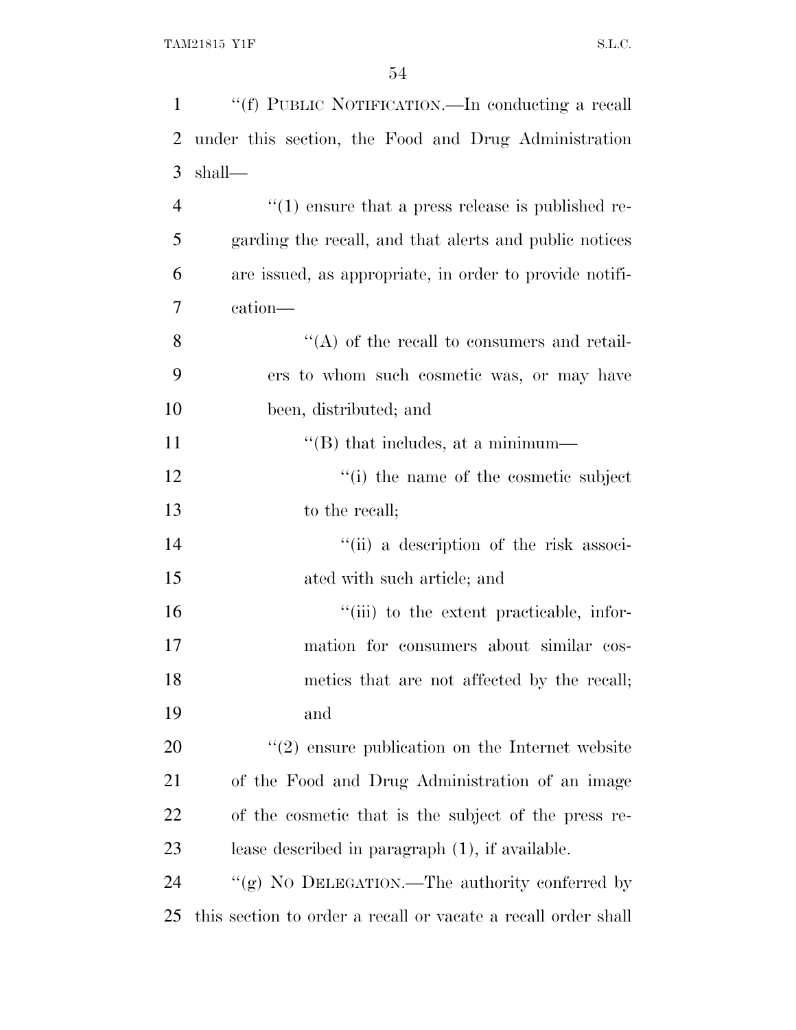"(f) PUBLIC NOTIFICATION.—In conducting a recall under this section, the Food and Drug Administration shall—

"(1) ensure that a press release is published regarding the recall, and that alerts and public notices are issued, as appropriate, in order to provide notification—

"(A) of the recall to consumers and retailers to whom such cosmetic was, or may have been, distributed; and

"(B) that includes, at a minimum—

"(i) the name of the cosmetic subject to the recall;

"(ii) a description of the risk associated with such article; and

"(iii) to the extent practicable, information for consumers about similar cosmetics that are not affected by the recall; and

"(2) ensure publication on the Internet website of the Food and Drug Administration of an image of the cosmetic that is the subject of the press release described in paragraph (1), if available.

"(g) NO DELEGATION.—The authority conferred by this section to order a recall or vacate a recall order shall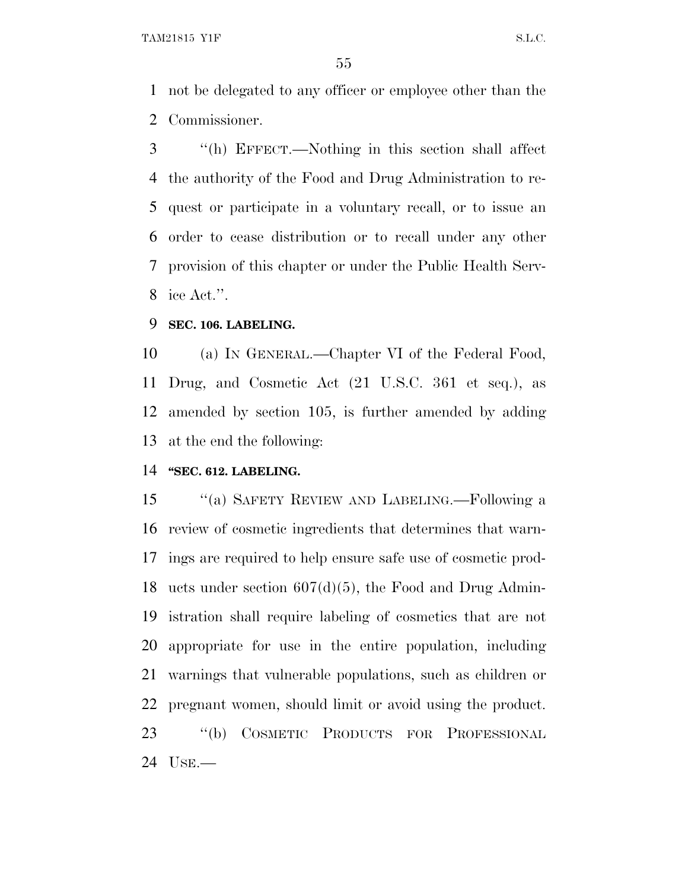not be delegated to any officer or employee other than the Commissioner.

"(h) EFFECT.—Nothing in this section shall affect the authority of the Food and Drug Administration to request or participate in a voluntary recall, or to issue an order to cease distribution or to recall under any other provision of this chapter or under the Public Health Service Act.".

**SEC. 106. LABELING.**

(a) IN GENERAL.—Chapter VI of the Federal Food, Drug, and Cosmetic Act (21 U.S.C. 361 et seq.), as amended by section 105, is further amended by adding at the end the following:

**"SEC. 612. LABELING.**

"(a) SAFETY REVIEW AND LABELING.—Following a review of cosmetic ingredients that determines that warnings are required to help ensure safe use of cosmetic products under section 607(d)(5), the Food and Drug Administration shall require labeling of cosmetics that are not appropriate for use in the entire population, including warnings that vulnerable populations, such as children or pregnant women, should limit or avoid using the product.

"(b) COSMETIC PRODUCTS FOR PROFESSIONAL USE.—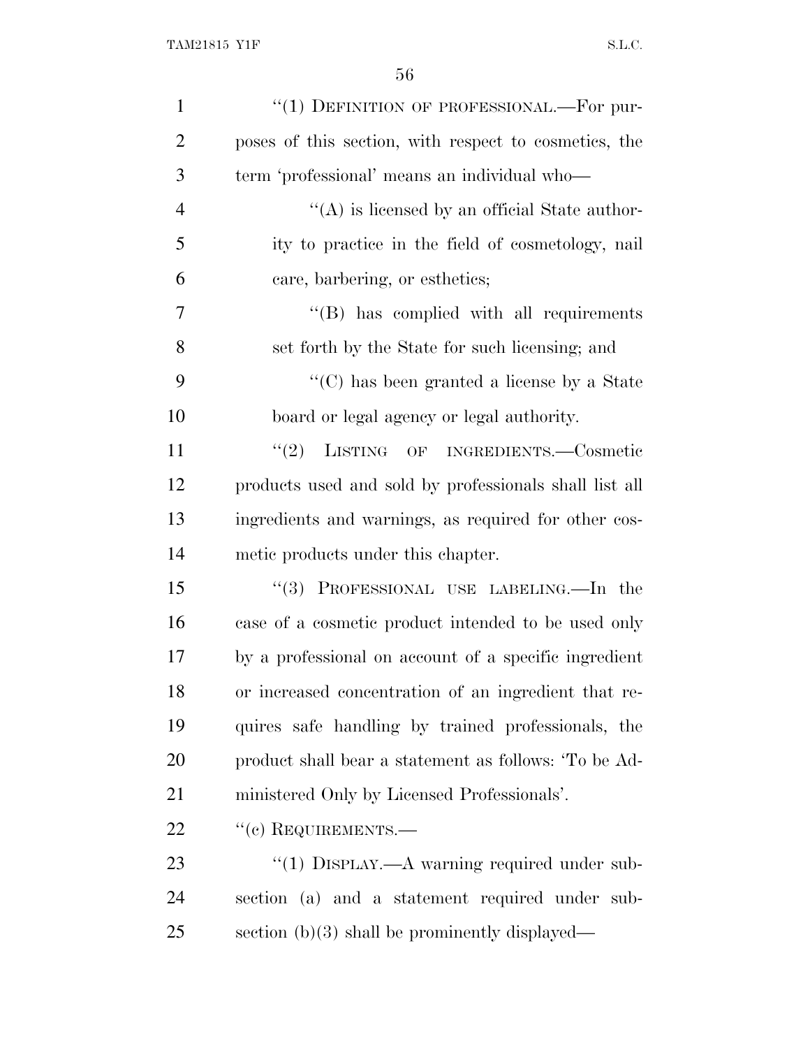"(1) DEFINITION OF PROFESSIONAL.—For purposes of this section, with respect to cosmetics, the term 'professional' means an individual who—

"(A) is licensed by an official State authority to practice in the field of cosmetology, nail care, barbering, or esthetics;

"(B) has complied with all requirements set forth by the State for such licensing; and

"(C) has been granted a license by a State board or legal agency or legal authority.

"(2) LISTING OF INGREDIENTS.—Cosmetic products used and sold by professionals shall list all ingredients and warnings, as required for other cosmetic products under this chapter.

"(3) PROFESSIONAL USE LABELING.—In the case of a cosmetic product intended to be used only by a professional on account of a specific ingredient or increased concentration of an ingredient that requires safe handling by trained professionals, the product shall bear a statement as follows: 'To be Administered Only by Licensed Professionals'.

"(c) REQUIREMENTS.—

"(1) DISPLAY.—A warning required under subsection (a) and a statement required under subsection (b)(3) shall be prominently displayed—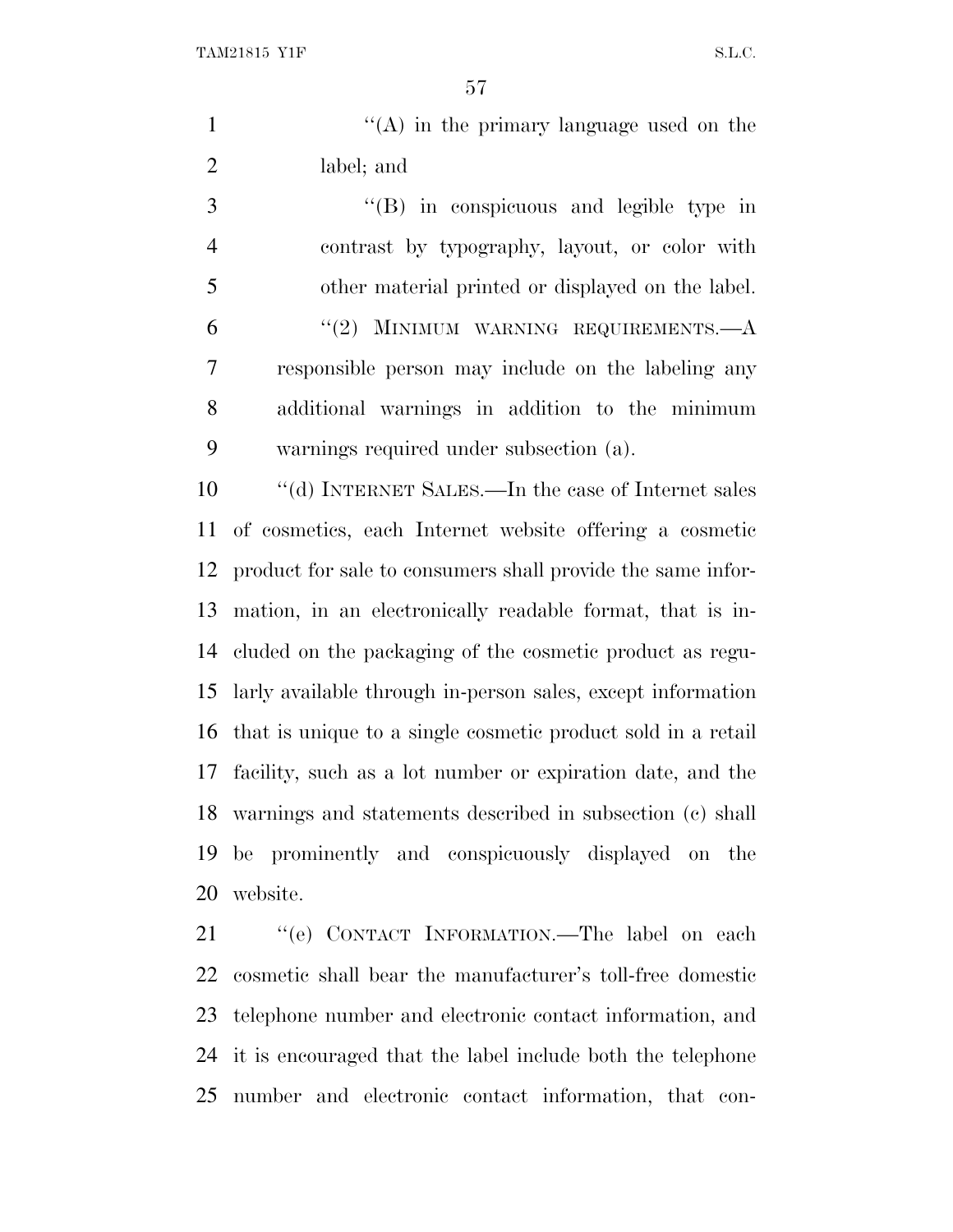"(A) in the primary language used on the label; and

"(B) in conspicuous and legible type in contrast by typography, layout, or color with other material printed or displayed on the label.

"(2) MINIMUM WARNING REQUIREMENTS.—A responsible person may include on the labeling any additional warnings in addition to the minimum warnings required under subsection (a).

"(d) INTERNET SALES.—In the case of Internet sales of cosmetics, each Internet website offering a cosmetic product for sale to consumers shall provide the same information, in an electronically readable format, that is included on the packaging of the cosmetic product as regularly available through in-person sales, except information that is unique to a single cosmetic product sold in a retail facility, such as a lot number or expiration date, and the warnings and statements described in subsection (c) shall be prominently and conspicuously displayed on the website.

"(e) CONTACT INFORMATION.—The label on each cosmetic shall bear the manufacturer's toll-free domestic telephone number and electronic contact information, and it is encouraged that the label include both the telephone number and electronic contact information, that con-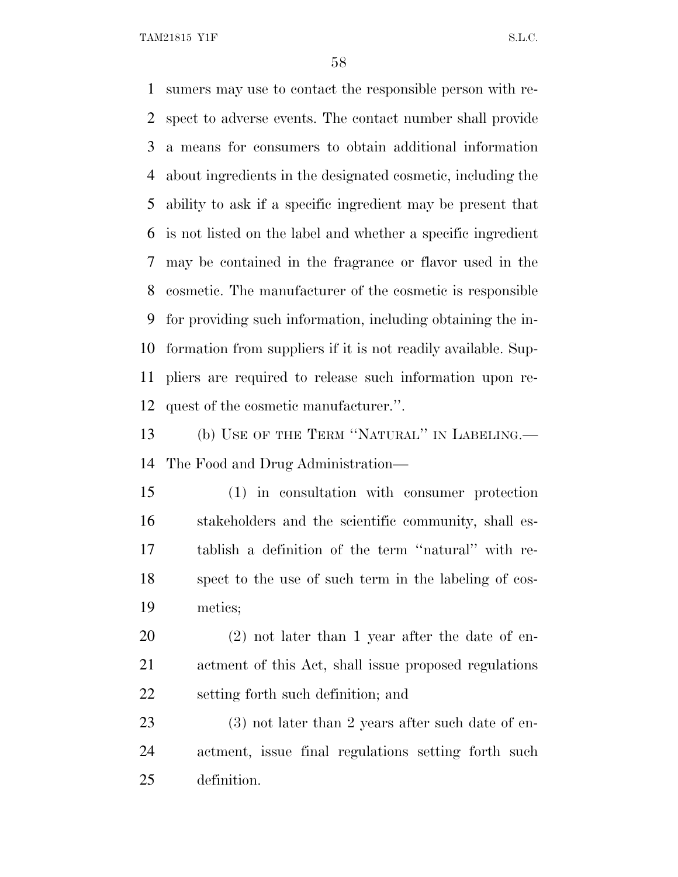sumers may use to contact the responsible person with respect to adverse events. The contact number shall provide a means for consumers to obtain additional information about ingredients in the designated cosmetic, including the ability to ask if a specific ingredient may be present that is not listed on the label and whether a specific ingredient may be contained in the fragrance or flavor used in the cosmetic. The manufacturer of the cosmetic is responsible for providing such information, including obtaining the information from suppliers if it is not readily available. Suppliers are required to release such information upon request of the cosmetic manufacturer.''.

(b) USE OF THE TERM ''NATURAL'' IN LABELING.—The Food and Drug Administration—

(1) in consultation with consumer protection stakeholders and the scientific community, shall establish a definition of the term ''natural'' with respect to the use of such term in the labeling of cosmetics;

(2) not later than 1 year after the date of enactment of this Act, shall issue proposed regulations setting forth such definition; and

(3) not later than 2 years after such date of enactment, issue final regulations setting forth such definition.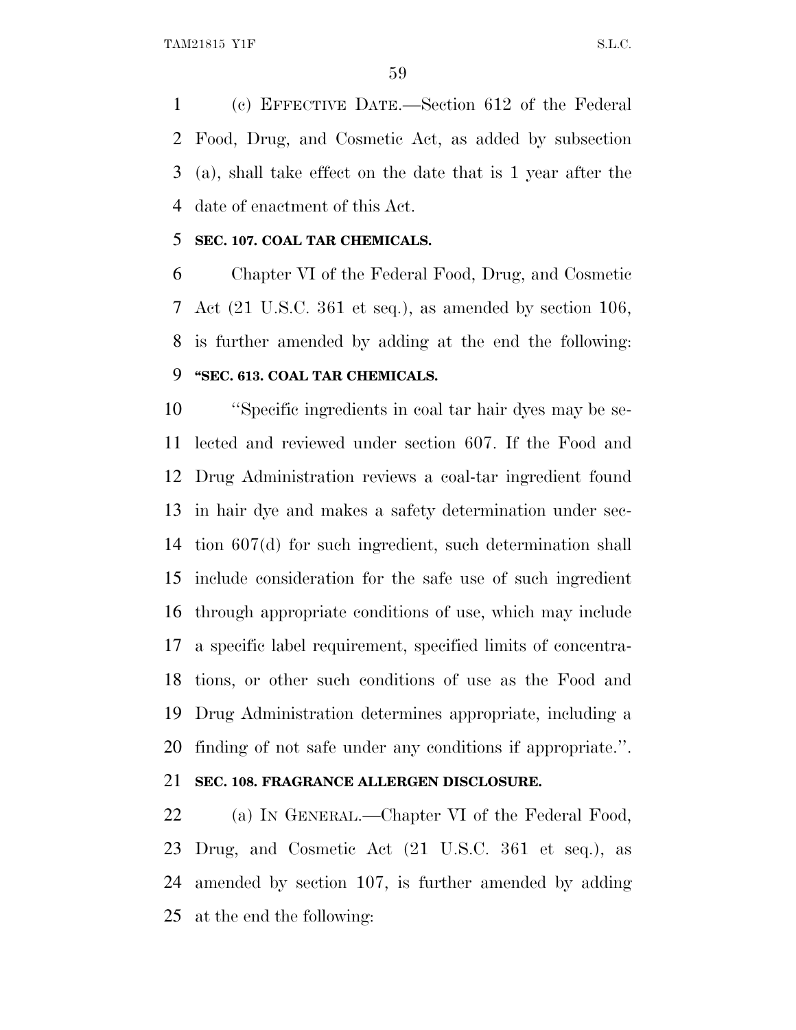(c) EFFECTIVE DATE.—Section 612 of the Federal Food, Drug, and Cosmetic Act, as added by subsection (a), shall take effect on the date that is 1 year after the date of enactment of this Act.

**SEC. 107. COAL TAR CHEMICALS.**

Chapter VI of the Federal Food, Drug, and Cosmetic Act (21 U.S.C. 361 et seq.), as amended by section 106, is further amended by adding at the end the following:

**"SEC. 613. COAL TAR CHEMICALS.**

"Specific ingredients in coal tar hair dyes may be selected and reviewed under section 607. If the Food and Drug Administration reviews a coal-tar ingredient found in hair dye and makes a safety determination under section 607(d) for such ingredient, such determination shall include consideration for the safe use of such ingredient through appropriate conditions of use, which may include a specific label requirement, specified limits of concentrations, or other such conditions of use as the Food and Drug Administration determines appropriate, including a finding of not safe under any conditions if appropriate.".

**SEC. 108. FRAGRANCE ALLERGEN DISCLOSURE.**

(a) IN GENERAL.—Chapter VI of the Federal Food, Drug, and Cosmetic Act (21 U.S.C. 361 et seq.), as amended by section 107, is further amended by adding at the end the following: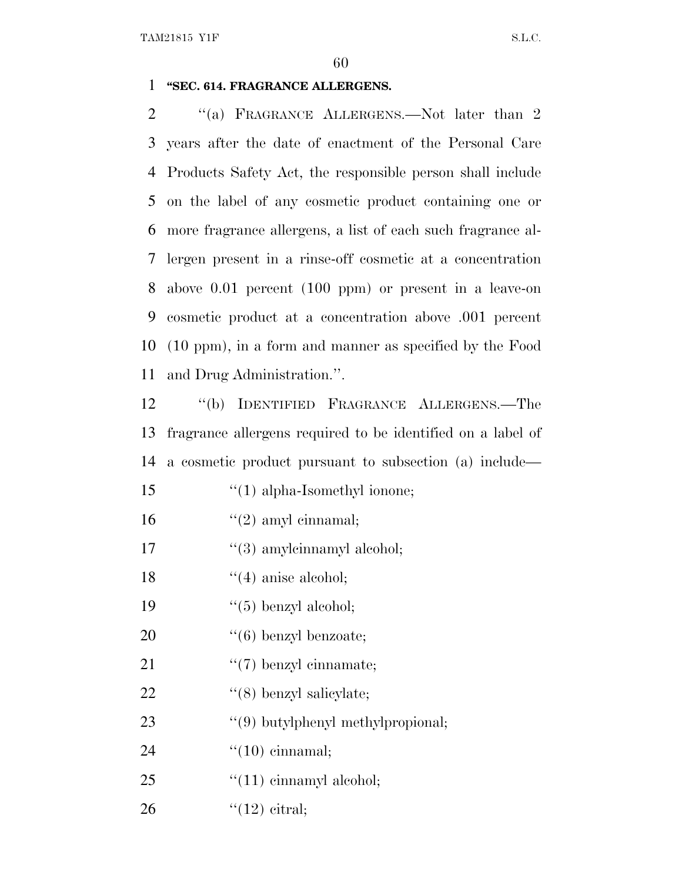**"SEC. 614. FRAGRANCE ALLERGENS.**

"(a) FRAGRANCE ALLERGENS.—Not later than 2 years after the date of enactment of the Personal Care Products Safety Act, the responsible person shall include on the label of any cosmetic product containing one or more fragrance allergens, a list of each such fragrance allergen present in a rinse-off cosmetic at a concentration above 0.01 percent (100 ppm) or present in a leave-on cosmetic product at a concentration above .001 percent (10 ppm), in a form and manner as specified by the Food and Drug Administration.".

"(b) IDENTIFIED FRAGRANCE ALLERGENS.—The fragrance allergens required to be identified on a label of a cosmetic product pursuant to subsection (a) include—

"(1) alpha-Isomethyl ionone;

"(2) amyl cinnamal;

"(3) amylcinnamyl alcohol;

"(4) anise alcohol;

"(5) benzyl alcohol;

"(6) benzyl benzoate;

"(7) benzyl cinnamate;

"(8) benzyl salicylate;

"(9) butylphenyl methylpropional;

"(10) cinnamal;

"(11) cinnamyl alcohol;

"(12) citral;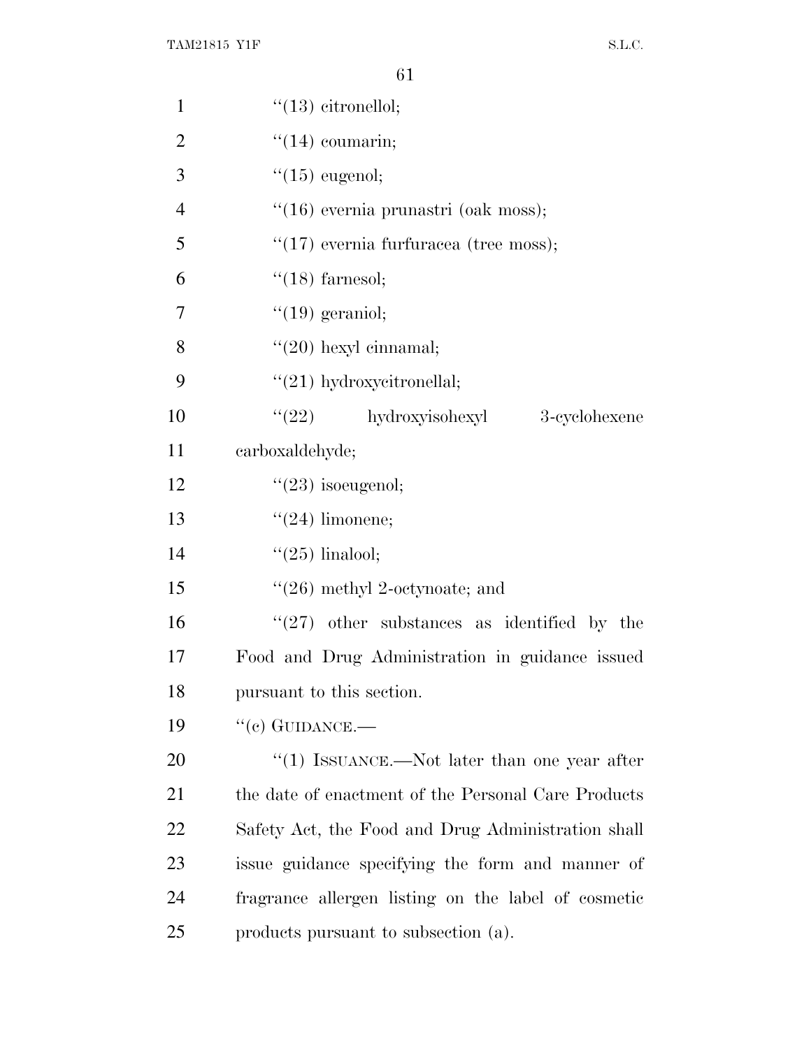"(13) citronellol;

"(14) coumarin;

"(15) eugenol;

"(16) evernia prunastri (oak moss);

"(17) evernia furfuracea (tree moss);

"(18) farnesol;

"(19) geraniol;

"(20) hexyl cinnamal;

"(21) hydroxycitronellal;

"(22) hydroxyisohexyl 3-cyclohexene carboxaldehyde;

"(23) isoeugenol;

"(24) limonene;

"(25) linalool;

"(26) methyl 2-octynoate; and

"(27) other substances as identified by the Food and Drug Administration in guidance issued pursuant to this section.

"(c) GUIDANCE.—

"(1) ISSUANCE.—Not later than one year after the date of enactment of the Personal Care Products Safety Act, the Food and Drug Administration shall issue guidance specifying the form and manner of fragrance allergen listing on the label of cosmetic products pursuant to subsection (a).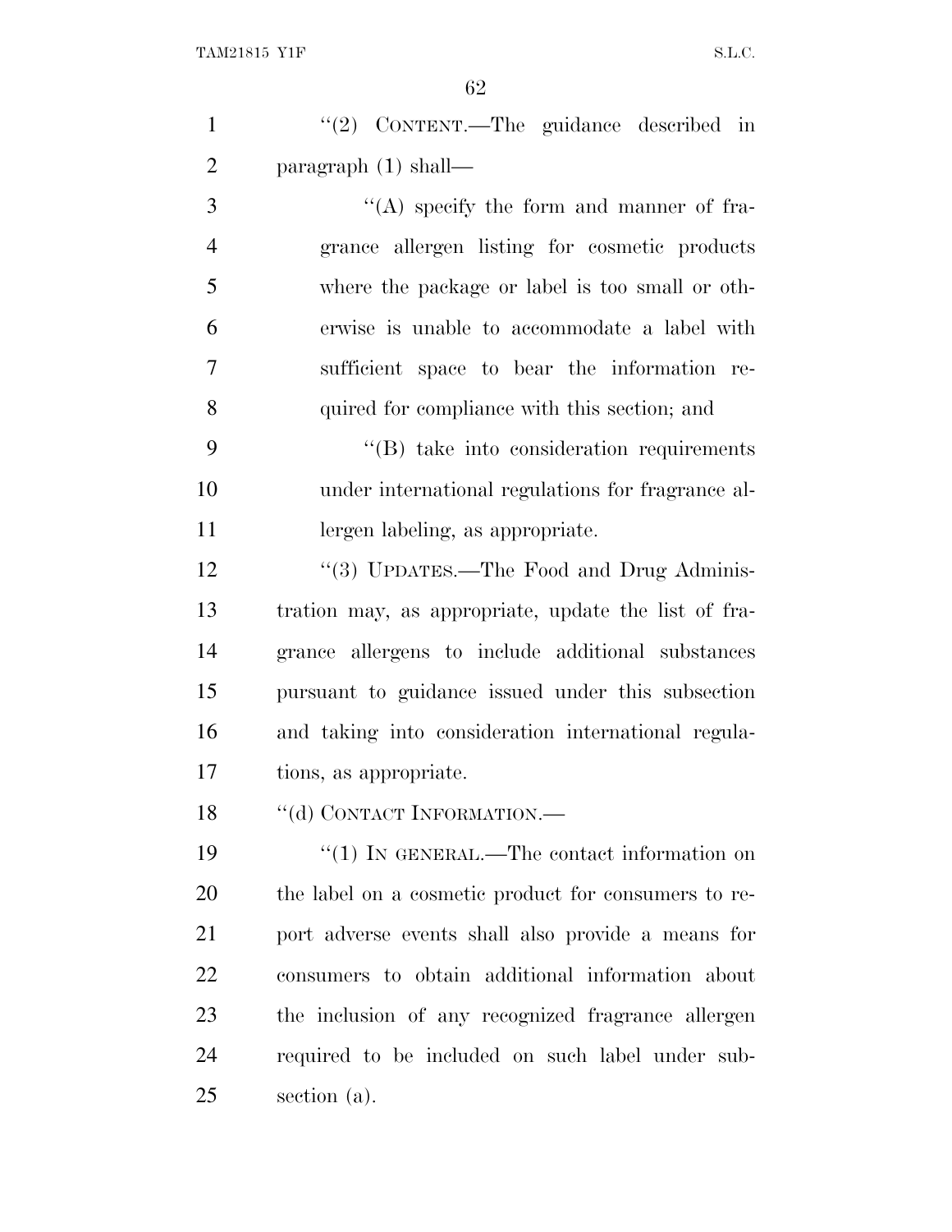"(2) CONTENT.—The guidance described in paragraph (1) shall—

"(A) specify the form and manner of fragrance allergen listing for cosmetic products where the package or label is too small or otherwise is unable to accommodate a label with sufficient space to bear the information required for compliance with this section; and

"(B) take into consideration requirements under international regulations for fragrance allergen labeling, as appropriate.

"(3) UPDATES.—The Food and Drug Administration may, as appropriate, update the list of fragrance allergens to include additional substances pursuant to guidance issued under this subsection and taking into consideration international regulations, as appropriate.

"(d) CONTACT INFORMATION.—

"(1) IN GENERAL.—The contact information on the label on a cosmetic product for consumers to report adverse events shall also provide a means for consumers to obtain additional information about the inclusion of any recognized fragrance allergen required to be included on such label under subsection (a).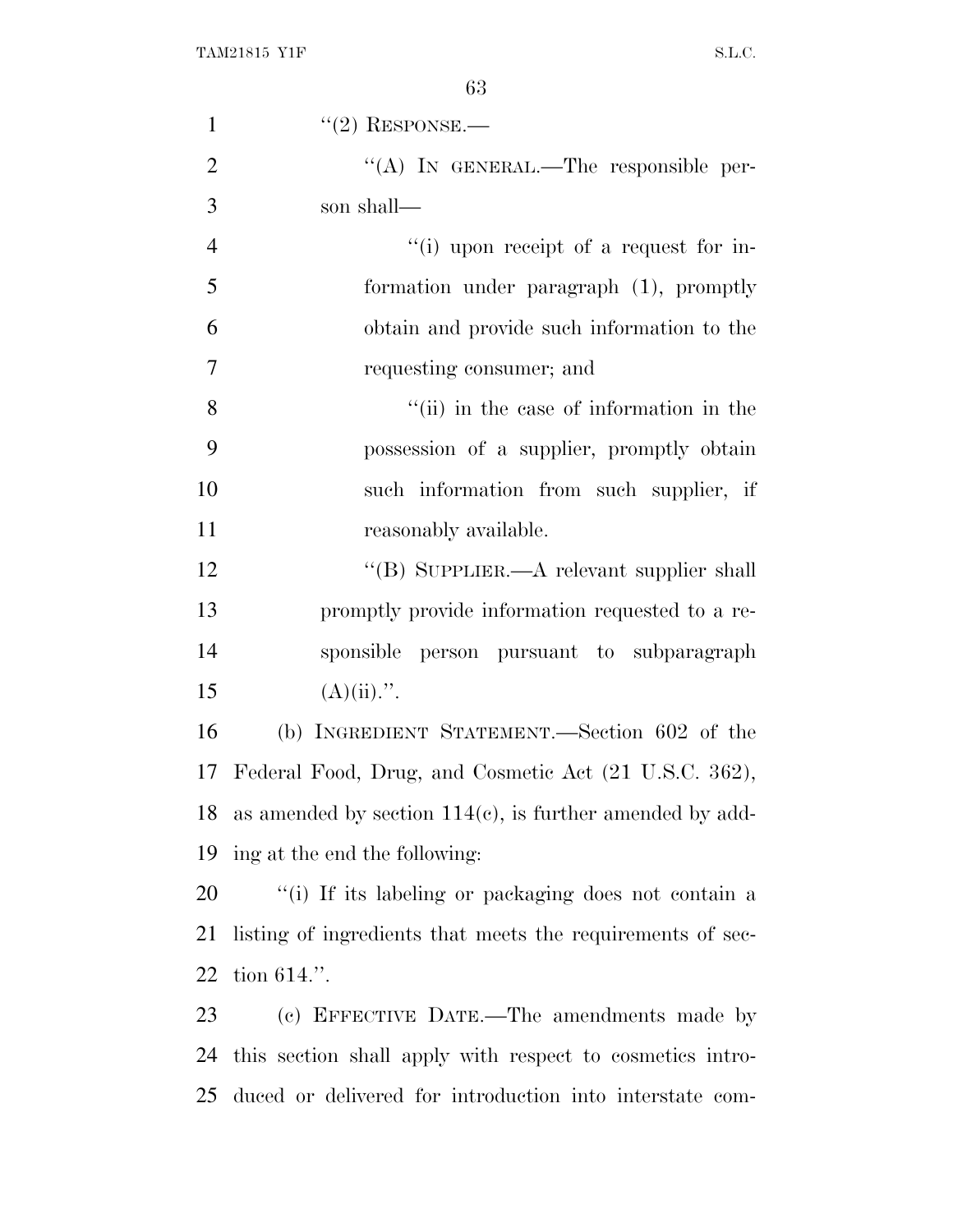"(2) RESPONSE.—

"(A) IN GENERAL.—The responsible person shall—

"(i) upon receipt of a request for information under paragraph (1), promptly obtain and provide such information to the requesting consumer; and

"(ii) in the case of information in the possession of a supplier, promptly obtain such information from such supplier, if reasonably available.

"(B) SUPPLIER.—A relevant supplier shall promptly provide information requested to a responsible person pursuant to subparagraph (A)(ii).".

(b) INGREDIENT STATEMENT.—Section 602 of the Federal Food, Drug, and Cosmetic Act (21 U.S.C. 362), as amended by section 114(c), is further amended by adding at the end the following:

"(i) If its labeling or packaging does not contain a listing of ingredients that meets the requirements of section 614.".

(c) EFFECTIVE DATE.—The amendments made by this section shall apply with respect to cosmetics introduced or delivered for introduction into interstate com-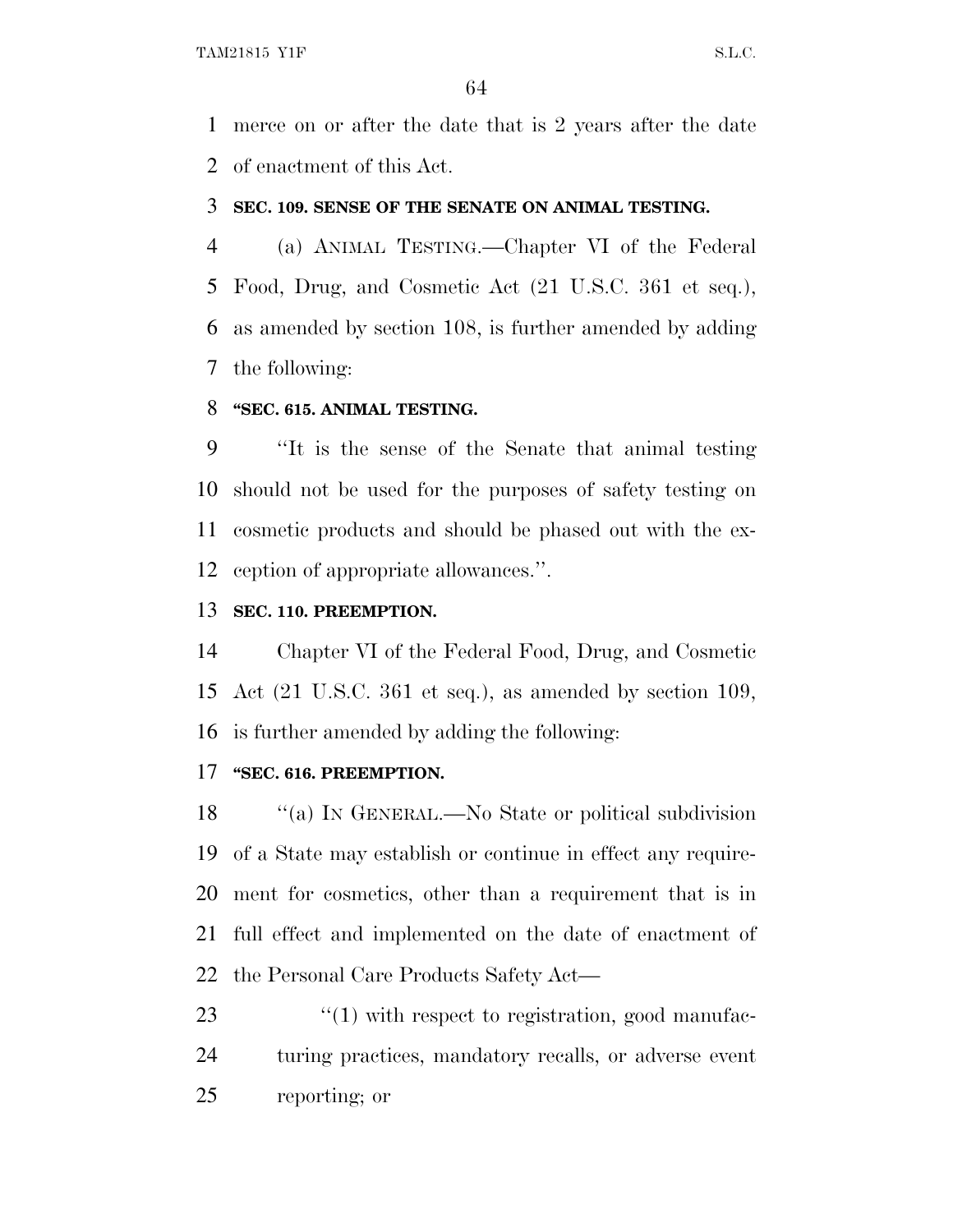merce on or after the date that is 2 years after the date of enactment of this Act.

**SEC. 109. SENSE OF THE SENATE ON ANIMAL TESTING.**

(a) ANIMAL TESTING.—Chapter VI of the Federal Food, Drug, and Cosmetic Act (21 U.S.C. 361 et seq.), as amended by section 108, is further amended by adding the following:

**"SEC. 615. ANIMAL TESTING.**

"It is the sense of the Senate that animal testing should not be used for the purposes of safety testing on cosmetic products and should be phased out with the exception of appropriate allowances.".

**SEC. 110. PREEMPTION.**

Chapter VI of the Federal Food, Drug, and Cosmetic Act (21 U.S.C. 361 et seq.), as amended by section 109, is further amended by adding the following:

**"SEC. 616. PREEMPTION.**

"(a) IN GENERAL.—No State or political subdivision of a State may establish or continue in effect any requirement for cosmetics, other than a requirement that is in full effect and implemented on the date of enactment of the Personal Care Products Safety Act—

"(1) with respect to registration, good manufacturing practices, mandatory recalls, or adverse event reporting; or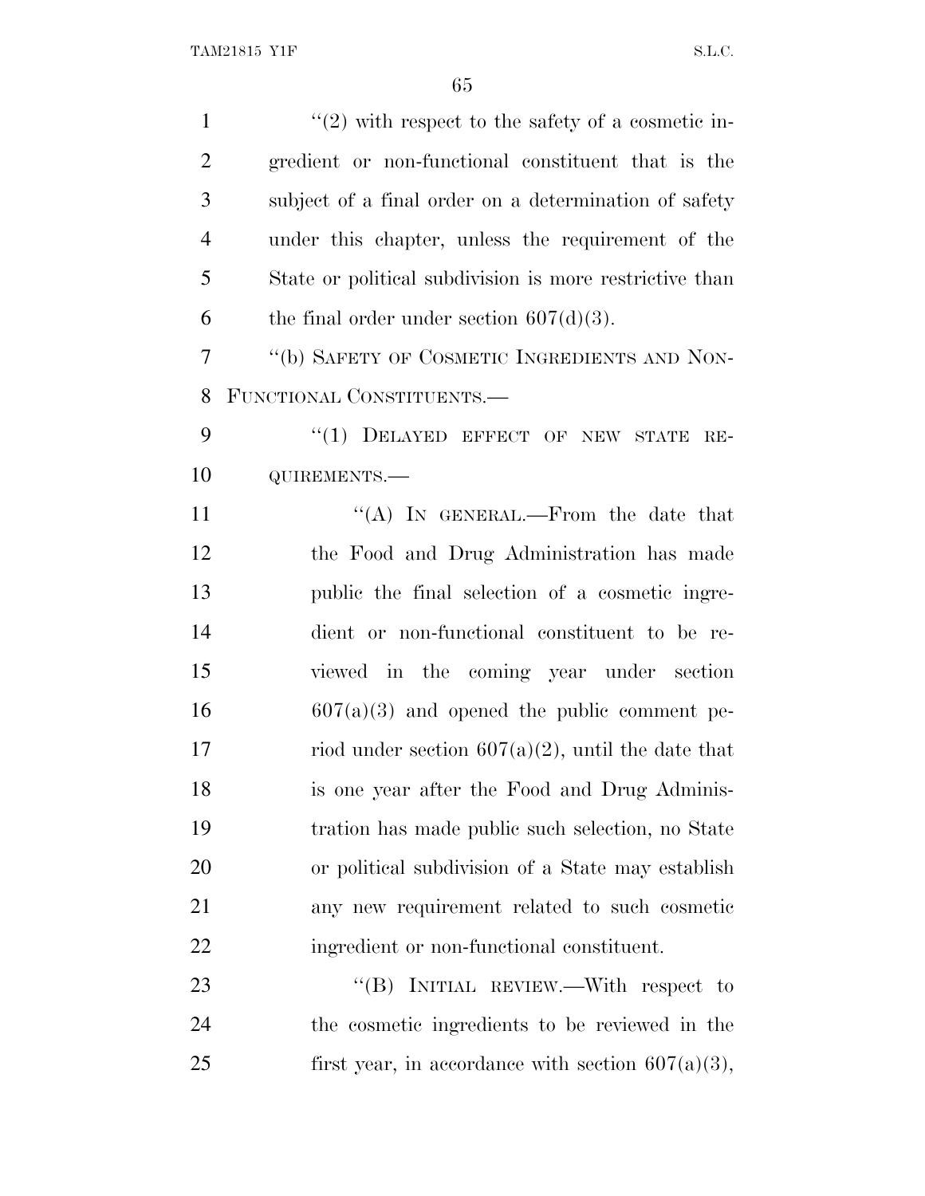"(2) with respect to the safety of a cosmetic ingredient or non-functional constituent that is the subject of a final order on a determination of safety under this chapter, unless the requirement of the State or political subdivision is more restrictive than the final order under section 607(d)(3).

"(b) SAFETY OF COSMETIC INGREDIENTS AND NON-FUNCTIONAL CONSTITUENTS.—

"(1) DELAYED EFFECT OF NEW STATE REQUIREMENTS.—

"(A) IN GENERAL.—From the date that the Food and Drug Administration has made public the final selection of a cosmetic ingredient or non-functional constituent to be reviewed in the coming year under section 607(a)(3) and opened the public comment period under section 607(a)(2), until the date that is one year after the Food and Drug Administration has made public such selection, no State or political subdivision of a State may establish any new requirement related to such cosmetic ingredient or non-functional constituent.

"(B) INITIAL REVIEW.—With respect to the cosmetic ingredients to be reviewed in the first year, in accordance with section 607(a)(3),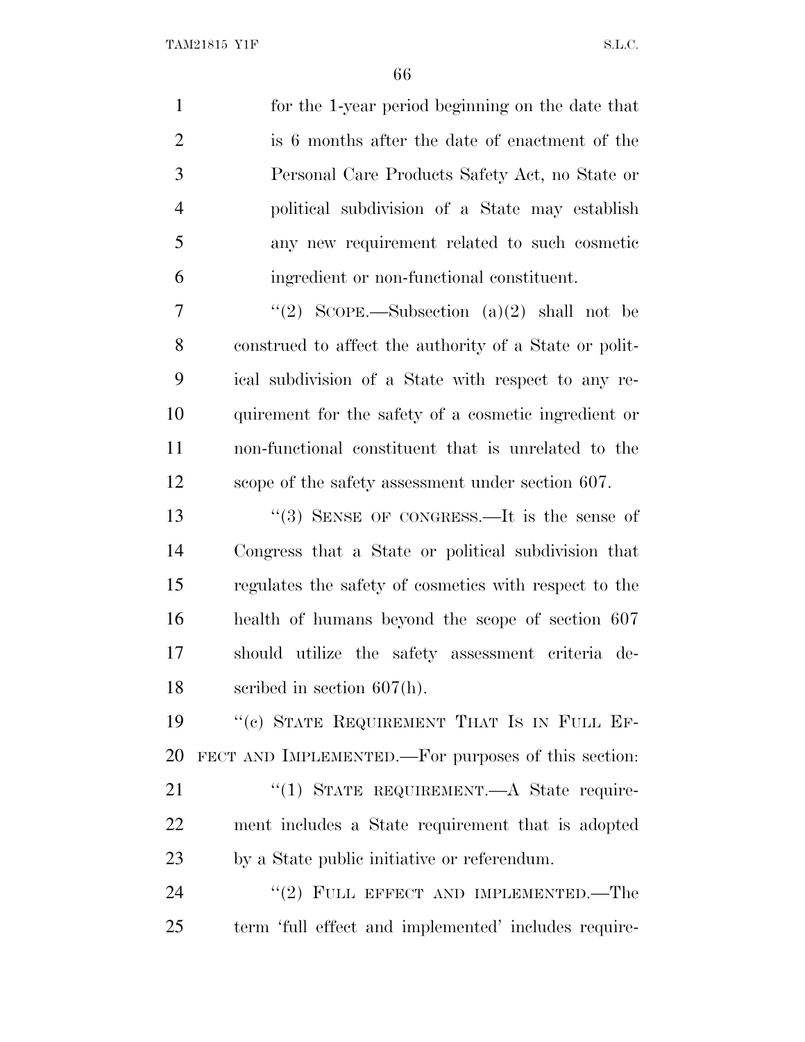for the 1-year period beginning on the date that is 6 months after the date of enactment of the Personal Care Products Safety Act, no State or political subdivision of a State may establish any new requirement related to such cosmetic ingredient or non-functional constituent.

"(2) SCOPE.—Subsection (a)(2) shall not be construed to affect the authority of a State or political subdivision of a State with respect to any requirement for the safety of a cosmetic ingredient or non-functional constituent that is unrelated to the scope of the safety assessment under section 607.

"(3) SENSE OF CONGRESS.—It is the sense of Congress that a State or political subdivision that regulates the safety of cosmetics with respect to the health of humans beyond the scope of section 607 should utilize the safety assessment criteria described in section 607(h).

"(c) STATE REQUIREMENT THAT IS IN FULL EFFECT AND IMPLEMENTED.—For purposes of this section:

"(1) STATE REQUIREMENT.—A State requirement includes a State requirement that is adopted by a State public initiative or referendum.

"(2) FULL EFFECT AND IMPLEMENTED.—The term 'full effect and implemented' includes require-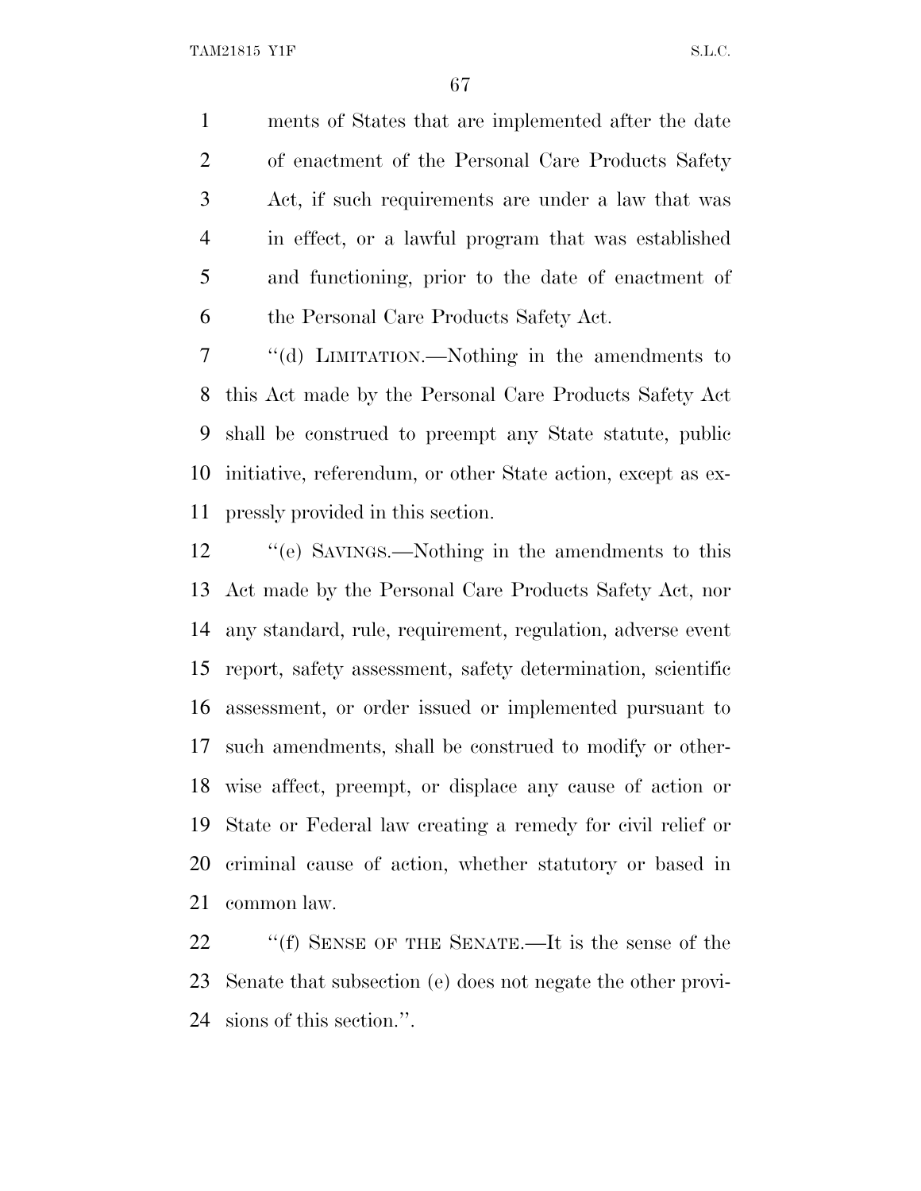ments of States that are implemented after the date of enactment of the Personal Care Products Safety Act, if such requirements are under a law that was in effect, or a lawful program that was established and functioning, prior to the date of enactment of the Personal Care Products Safety Act.

"(d) LIMITATION.—Nothing in the amendments to this Act made by the Personal Care Products Safety Act shall be construed to preempt any State statute, public initiative, referendum, or other State action, except as expressly provided in this section.

"(e) SAVINGS.—Nothing in the amendments to this Act made by the Personal Care Products Safety Act, nor any standard, rule, requirement, regulation, adverse event report, safety assessment, safety determination, scientific assessment, or order issued or implemented pursuant to such amendments, shall be construed to modify or otherwise affect, preempt, or displace any cause of action or State or Federal law creating a remedy for civil relief or criminal cause of action, whether statutory or based in common law.

"(f) SENSE OF THE SENATE.—It is the sense of the Senate that subsection (e) does not negate the other provisions of this section.".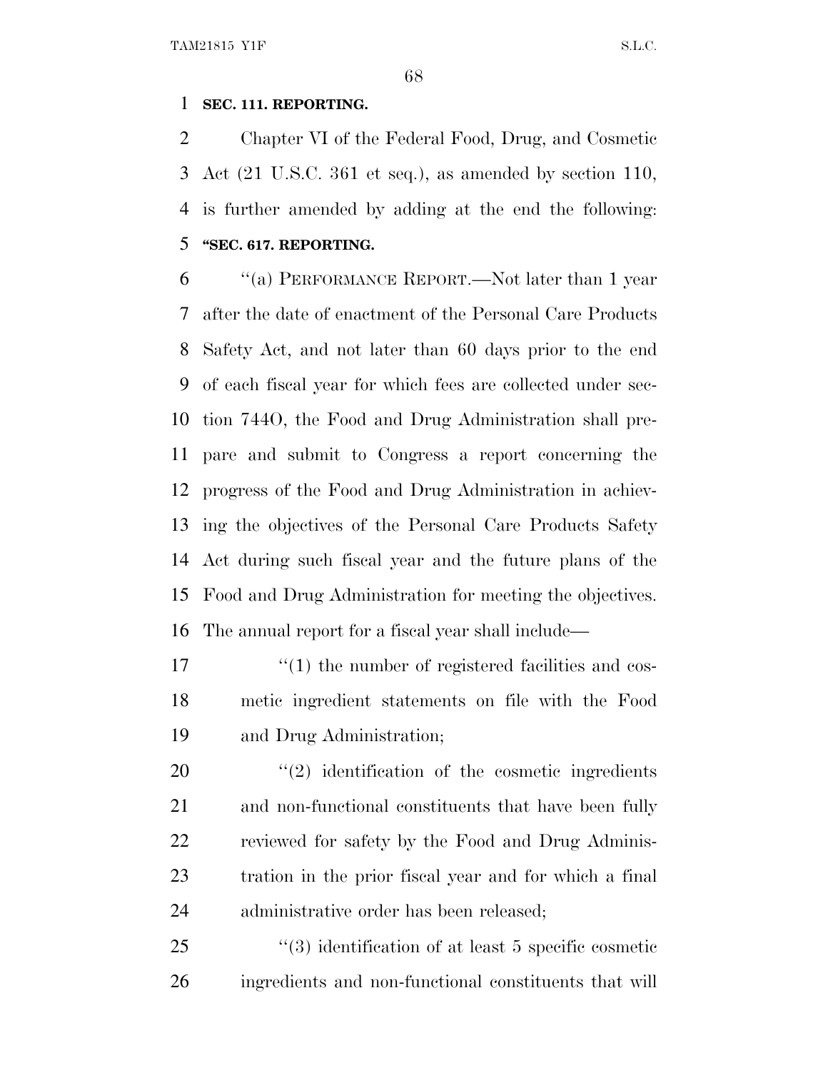**SEC. 111. REPORTING.**

Chapter VI of the Federal Food, Drug, and Cosmetic Act (21 U.S.C. 361 et seq.), as amended by section 110, is further amended by adding at the end the following:

**"SEC. 617. REPORTING.**

"(a) PERFORMANCE REPORT.—Not later than 1 year after the date of enactment of the Personal Care Products Safety Act, and not later than 60 days prior to the end of each fiscal year for which fees are collected under section 744O, the Food and Drug Administration shall prepare and submit to Congress a report concerning the progress of the Food and Drug Administration in achieving the objectives of the Personal Care Products Safety Act during such fiscal year and the future plans of the Food and Drug Administration for meeting the objectives. The annual report for a fiscal year shall include—

"(1) the number of registered facilities and cosmetic ingredient statements on file with the Food and Drug Administration;

"(2) identification of the cosmetic ingredients and non-functional constituents that have been fully reviewed for safety by the Food and Drug Administration in the prior fiscal year and for which a final administrative order has been released;

"(3) identification of at least 5 specific cosmetic ingredients and non-functional constituents that will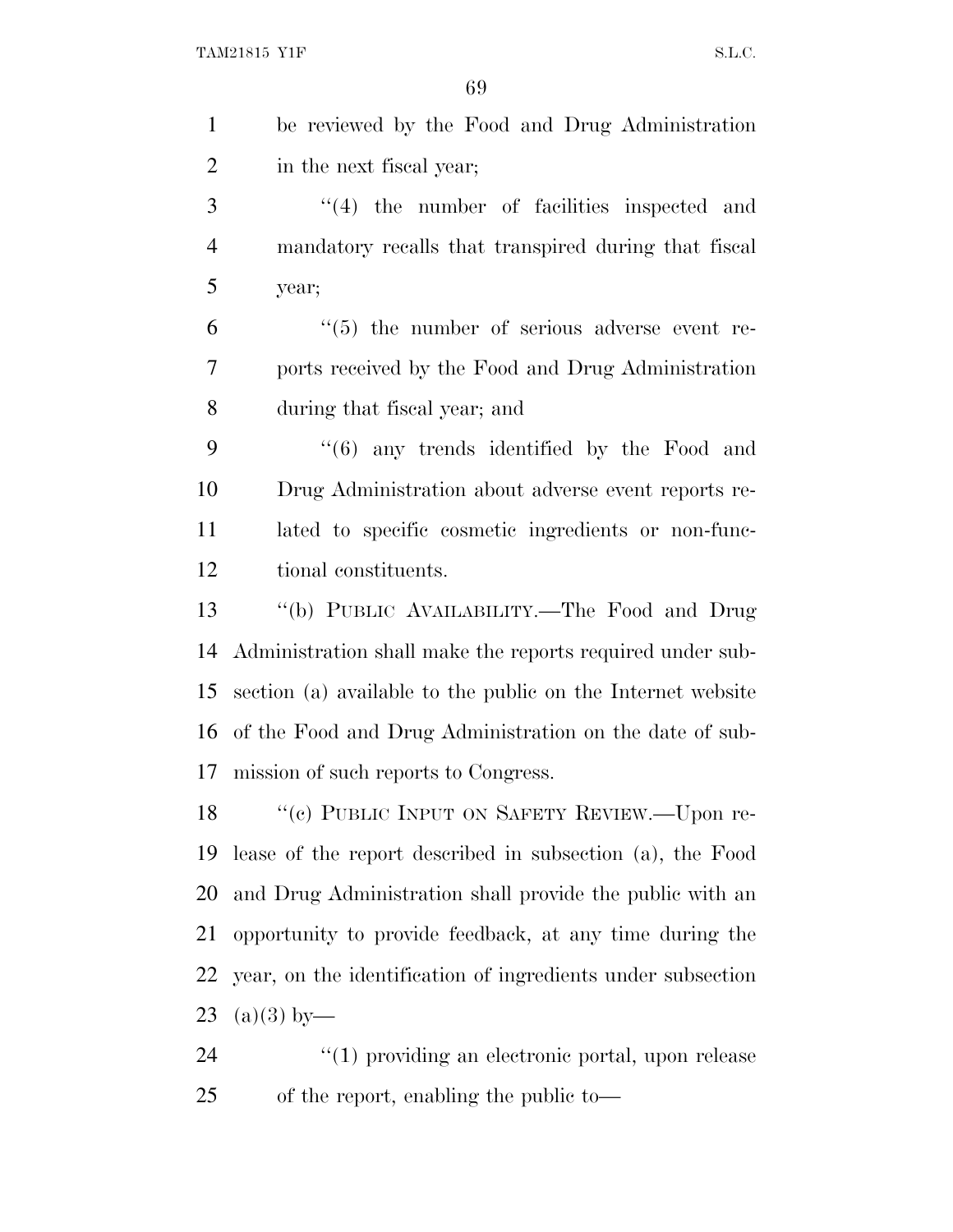be reviewed by the Food and Drug Administration in the next fiscal year;

"(4) the number of facilities inspected and mandatory recalls that transpired during that fiscal year;

"(5) the number of serious adverse event reports received by the Food and Drug Administration during that fiscal year; and

"(6) any trends identified by the Food and Drug Administration about adverse event reports related to specific cosmetic ingredients or non-functional constituents.

"(b) PUBLIC AVAILABILITY.—The Food and Drug Administration shall make the reports required under subsection (a) available to the public on the Internet website of the Food and Drug Administration on the date of submission of such reports to Congress.

"(c) PUBLIC INPUT ON SAFETY REVIEW.—Upon release of the report described in subsection (a), the Food and Drug Administration shall provide the public with an opportunity to provide feedback, at any time during the year, on the identification of ingredients under subsection (a)(3) by—

"(1) providing an electronic portal, upon release of the report, enabling the public to—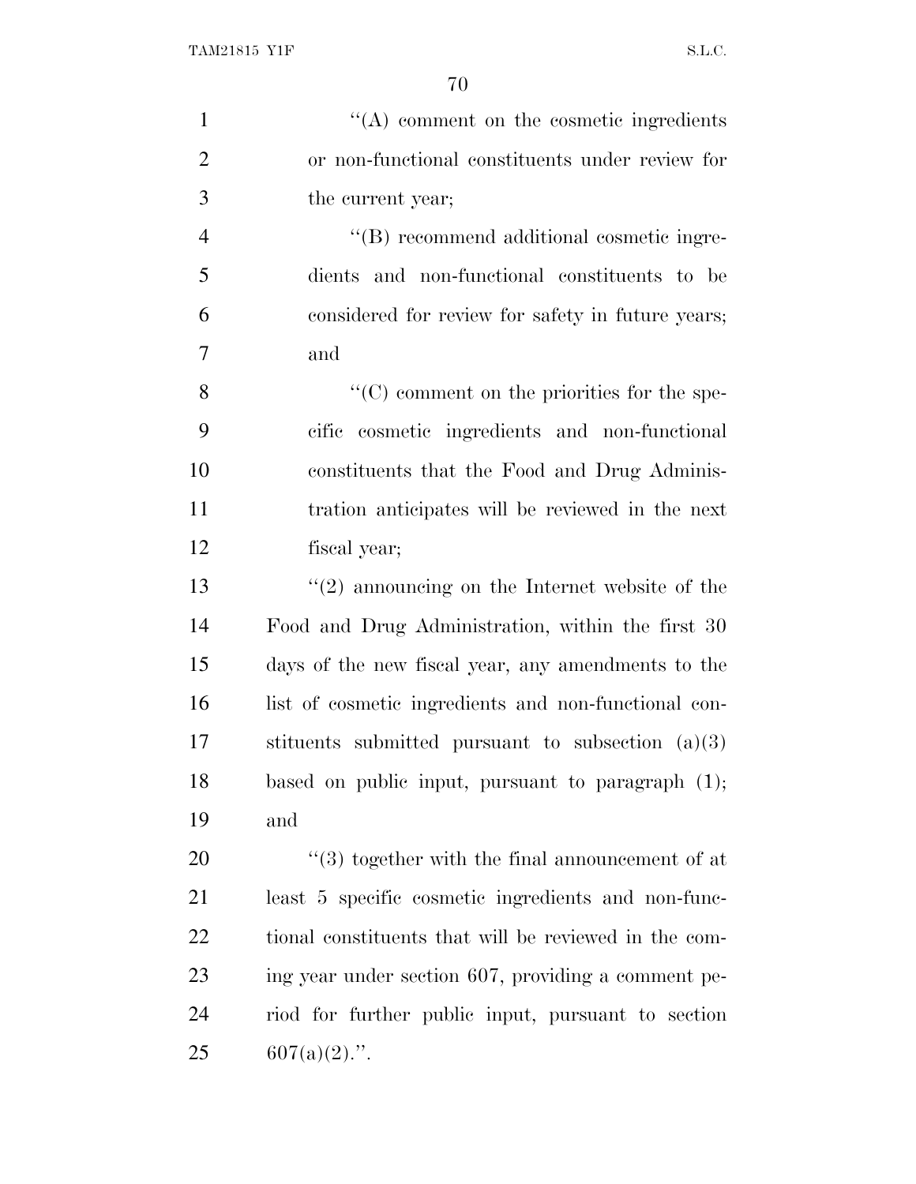''(A) comment on the cosmetic ingredients or non-functional constituents under review for the current year;

''(B) recommend additional cosmetic ingredients and non-functional constituents to be considered for review for safety in future years; and

''(C) comment on the priorities for the specific cosmetic ingredients and non-functional constituents that the Food and Drug Administration anticipates will be reviewed in the next fiscal year;

''(2) announcing on the Internet website of the Food and Drug Administration, within the first 30 days of the new fiscal year, any amendments to the list of cosmetic ingredients and non-functional constituents submitted pursuant to subsection (a)(3) based on public input, pursuant to paragraph (1); and

''(3) together with the final announcement of at least 5 specific cosmetic ingredients and non-functional constituents that will be reviewed in the coming year under section 607, providing a comment period for further public input, pursuant to section 607(a)(2).''.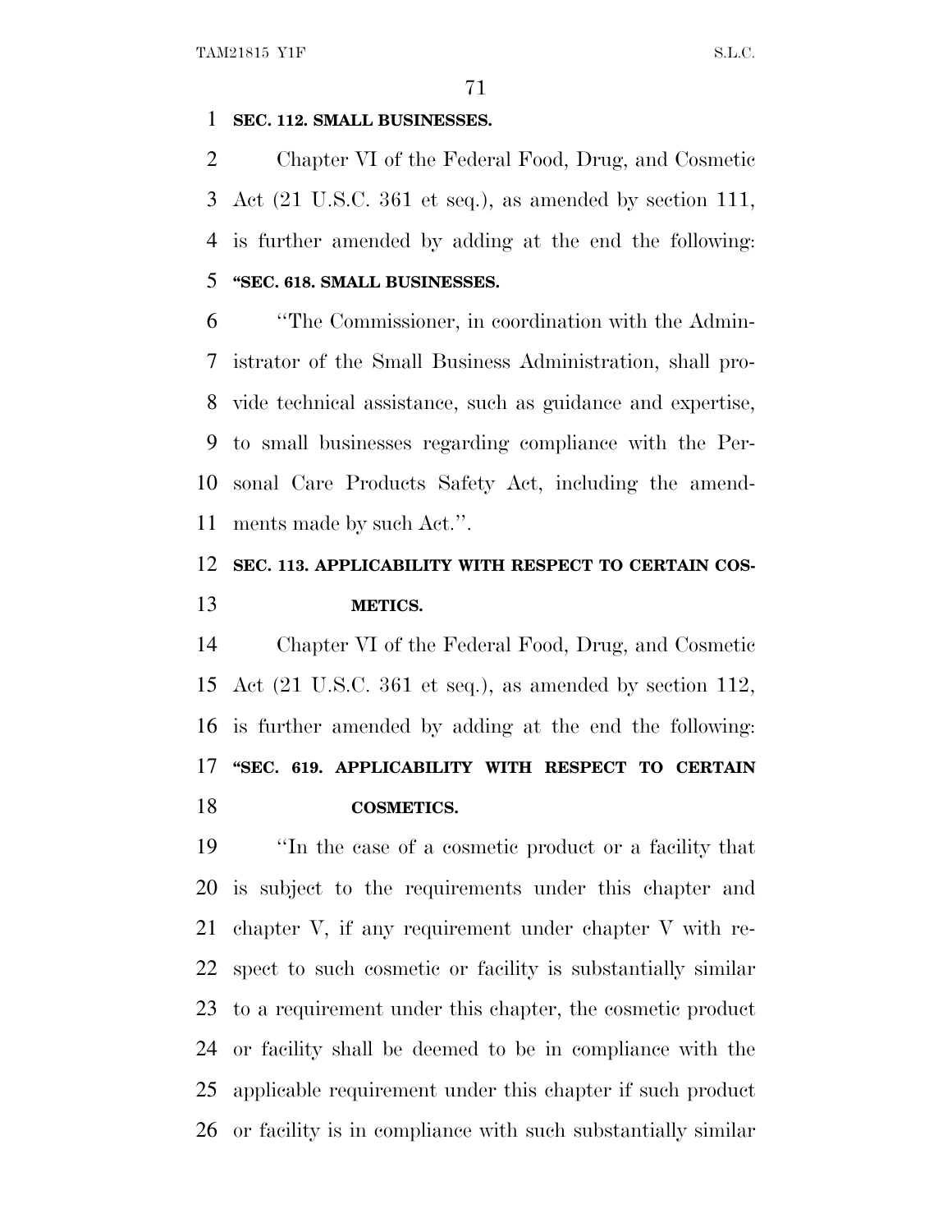**SEC. 112. SMALL BUSINESSES.**

Chapter VI of the Federal Food, Drug, and Cosmetic Act (21 U.S.C. 361 et seq.), as amended by section 111, is further amended by adding at the end the following:

**"SEC. 618. SMALL BUSINESSES.**

"The Commissioner, in coordination with the Administrator of the Small Business Administration, shall provide technical assistance, such as guidance and expertise, to small businesses regarding compliance with the Personal Care Products Safety Act, including the amendments made by such Act.".

**SEC. 113. APPLICABILITY WITH RESPECT TO CERTAIN COSMETICS.**

Chapter VI of the Federal Food, Drug, and Cosmetic Act (21 U.S.C. 361 et seq.), as amended by section 112, is further amended by adding at the end the following:

**"SEC. 619. APPLICABILITY WITH RESPECT TO CERTAIN COSMETICS.**

"In the case of a cosmetic product or a facility that is subject to the requirements under this chapter and chapter V, if any requirement under chapter V with respect to such cosmetic or facility is substantially similar to a requirement under this chapter, the cosmetic product or facility shall be deemed to be in compliance with the applicable requirement under this chapter if such product or facility is in compliance with such substantially similar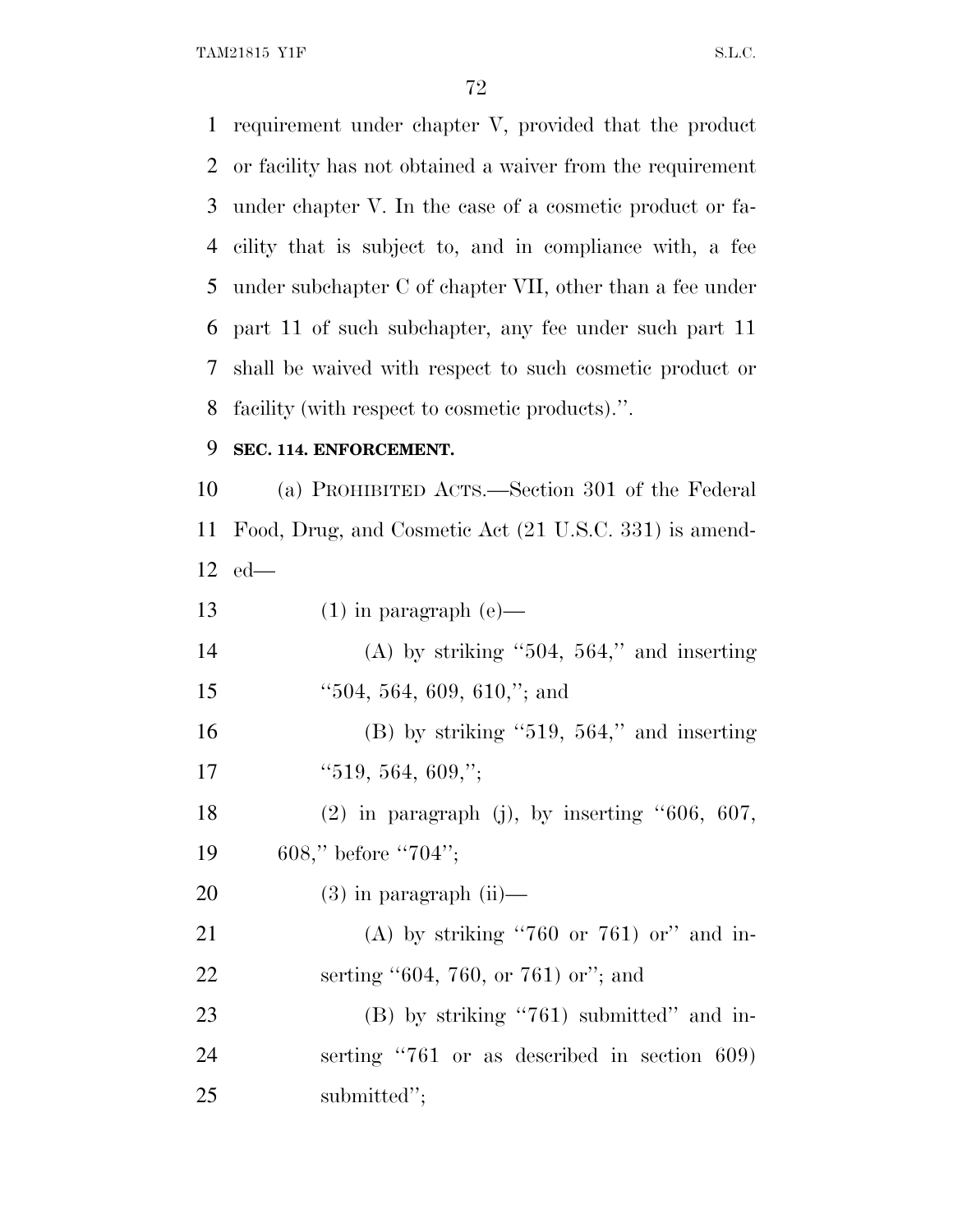requirement under chapter V, provided that the product or facility has not obtained a waiver from the requirement under chapter V. In the case of a cosmetic product or facility that is subject to, and in compliance with, a fee under subchapter C of chapter VII, other than a fee under part 11 of such subchapter, any fee under such part 11 shall be waived with respect to such cosmetic product or facility (with respect to cosmetic products).''.

**SEC. 114. ENFORCEMENT.**

(a) PROHIBITED ACTS.—Section 301 of the Federal Food, Drug, and Cosmetic Act (21 U.S.C. 331) is amended—

(1) in paragraph (e)—

(A) by striking ''504, 564,'' and inserting ''504, 564, 609, 610,''; and

(B) by striking ''519, 564,'' and inserting ''519, 564, 609,'';

(2) in paragraph (j), by inserting ''606, 607, 608,'' before ''704'';

(3) in paragraph (ii)—

(A) by striking ''760 or 761) or'' and inserting ''604, 760, or 761) or''; and

(B) by striking ''761) submitted'' and inserting ''761 or as described in section 609) submitted'';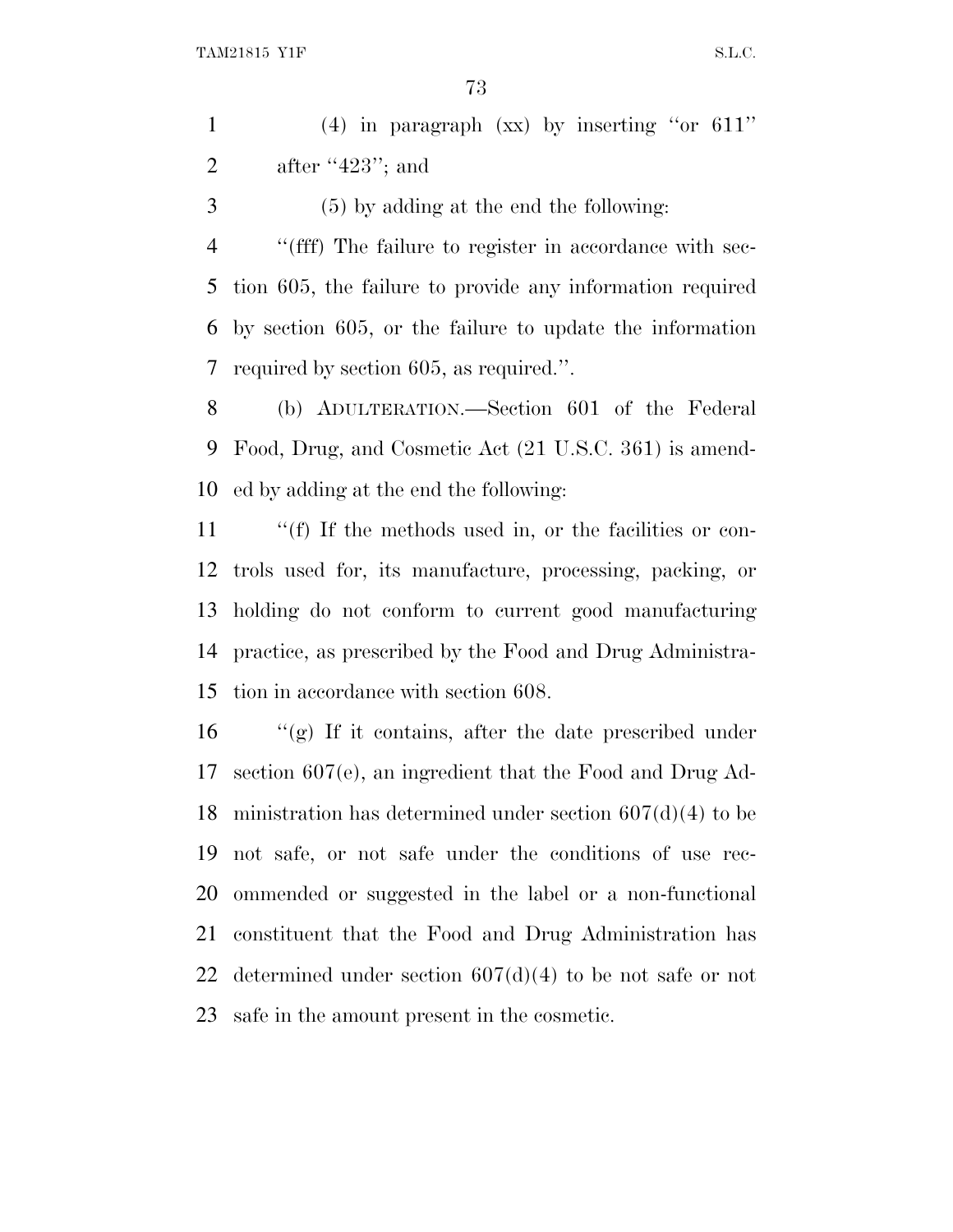(4) in paragraph (xx) by inserting "or 611" after "423"; and

(5) by adding at the end the following:

"(fff) The failure to register in accordance with section 605, the failure to provide any information required by section 605, or the failure to update the information required by section 605, as required.".

(b) ADULTERATION.—Section 601 of the Federal Food, Drug, and Cosmetic Act (21 U.S.C. 361) is amended by adding at the end the following:

"(f) If the methods used in, or the facilities or controls used for, its manufacture, processing, packing, or holding do not conform to current good manufacturing practice, as prescribed by the Food and Drug Administration in accordance with section 608.

"(g) If it contains, after the date prescribed under section 607(e), an ingredient that the Food and Drug Administration has determined under section 607(d)(4) to be not safe, or not safe under the conditions of use recommended or suggested in the label or a non-functional constituent that the Food and Drug Administration has determined under section 607(d)(4) to be not safe or not safe in the amount present in the cosmetic.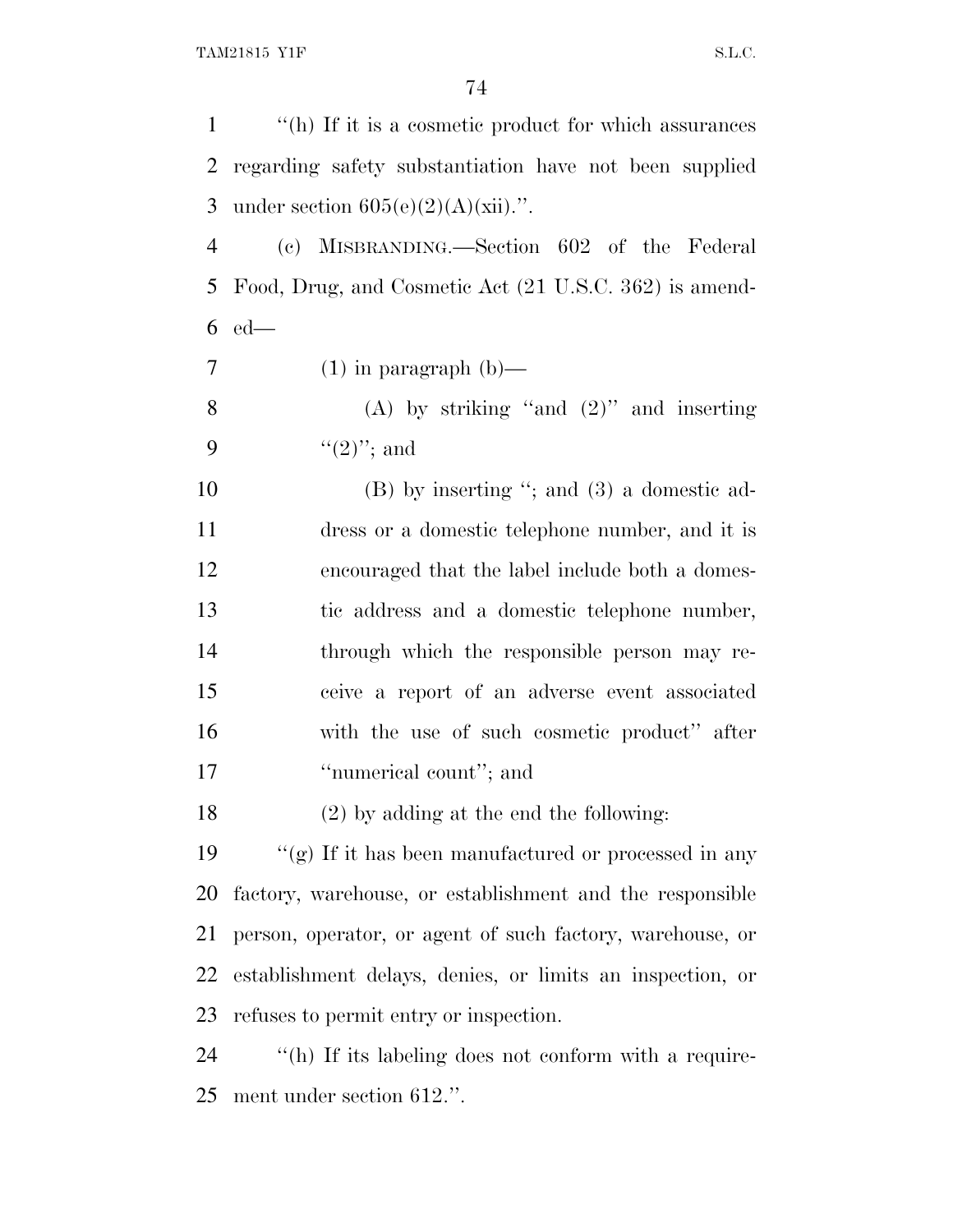"(h) If it is a cosmetic product for which assurances regarding safety substantiation have not been supplied under section 605(e)(2)(A)(xii).".

(c) MISBRANDING.—Section 602 of the Federal Food, Drug, and Cosmetic Act (21 U.S.C. 362) is amended—

(1) in paragraph (b)—

(A) by striking "and (2)" and inserting "(2)"; and

(B) by inserting "; and (3) a domestic address or a domestic telephone number, and it is encouraged that the label include both a domestic address and a domestic telephone number, through which the responsible person may receive a report of an adverse event associated with the use of such cosmetic product" after "numerical count"; and

(2) by adding at the end the following:

"(g) If it has been manufactured or processed in any factory, warehouse, or establishment and the responsible person, operator, or agent of such factory, warehouse, or establishment delays, denies, or limits an inspection, or refuses to permit entry or inspection.

"(h) If its labeling does not conform with a requirement under section 612.".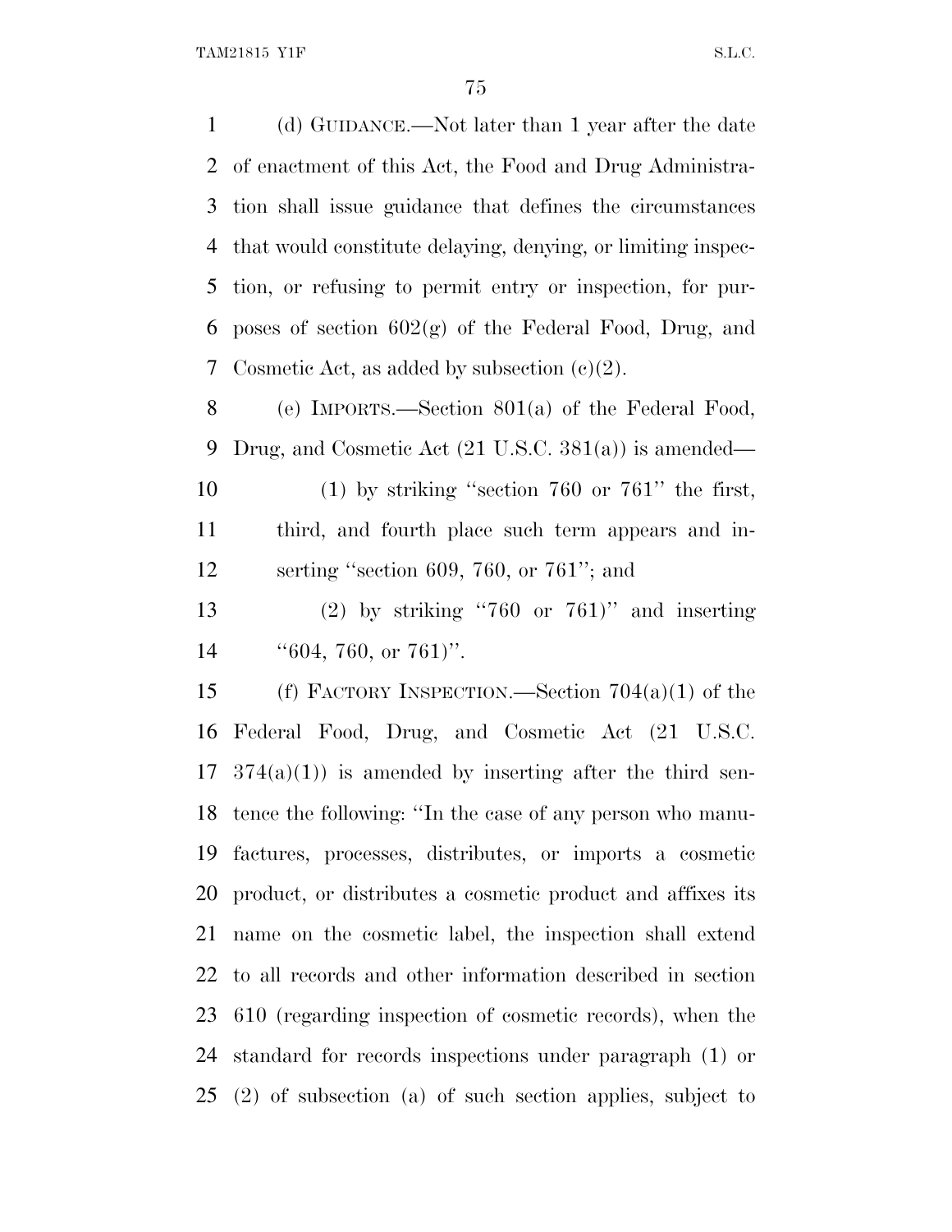(d) GUIDANCE.—Not later than 1 year after the date of enactment of this Act, the Food and Drug Administration shall issue guidance that defines the circumstances that would constitute delaying, denying, or limiting inspection, or refusing to permit entry or inspection, for purposes of section 602(g) of the Federal Food, Drug, and Cosmetic Act, as added by subsection (c)(2).

(e) IMPORTS.—Section 801(a) of the Federal Food, Drug, and Cosmetic Act (21 U.S.C. 381(a)) is amended—

(1) by striking ''section 760 or 761'' the first, third, and fourth place such term appears and inserting ''section 609, 760, or 761''; and

(2) by striking ''760 or 761)'' and inserting ''604, 760, or 761)''.

(f) FACTORY INSPECTION.—Section 704(a)(1) of the Federal Food, Drug, and Cosmetic Act (21 U.S.C. 374(a)(1)) is amended by inserting after the third sentence the following: ''In the case of any person who manufactures, processes, distributes, or imports a cosmetic product, or distributes a cosmetic product and affixes its name on the cosmetic label, the inspection shall extend to all records and other information described in section 610 (regarding inspection of cosmetic records), when the standard for records inspections under paragraph (1) or (2) of subsection (a) of such section applies, subject to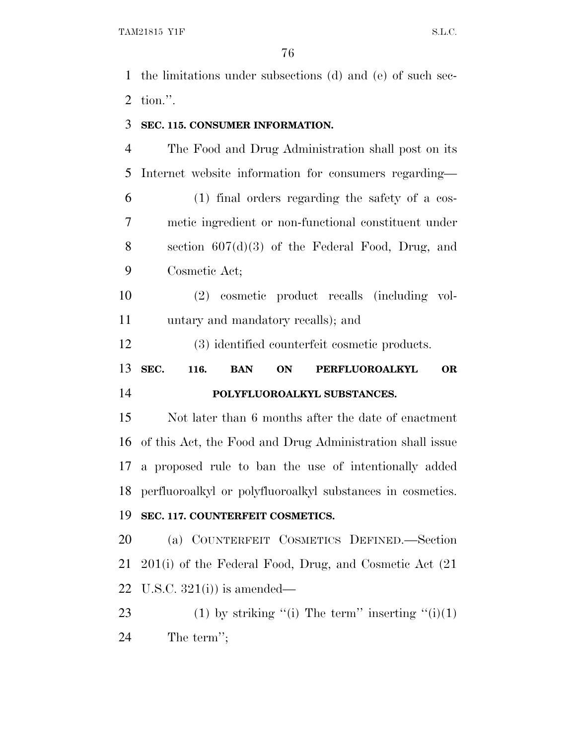the limitations under subsections (d) and (e) of such section.''.

**SEC. 115. CONSUMER INFORMATION.**

The Food and Drug Administration shall post on its Internet website information for consumers regarding—

(1) final orders regarding the safety of a cosmetic ingredient or non-functional constituent under section 607(d)(3) of the Federal Food, Drug, and Cosmetic Act;

(2) cosmetic product recalls (including voluntary and mandatory recalls); and

(3) identified counterfeit cosmetic products.

**SEC. 116. BAN ON PERFLUOROALKYL OR POLYFLUOROALKYL SUBSTANCES.**

Not later than 6 months after the date of enactment of this Act, the Food and Drug Administration shall issue a proposed rule to ban the use of intentionally added perfluoroalkyl or polyfluoroalkyl substances in cosmetics.

**SEC. 117. COUNTERFEIT COSMETICS.**

(a) COUNTERFEIT COSMETICS DEFINED.—Section 201(i) of the Federal Food, Drug, and Cosmetic Act (21 U.S.C. 321(i)) is amended—

(1) by striking ''(i) The term'' inserting ''(i)(1) The term'';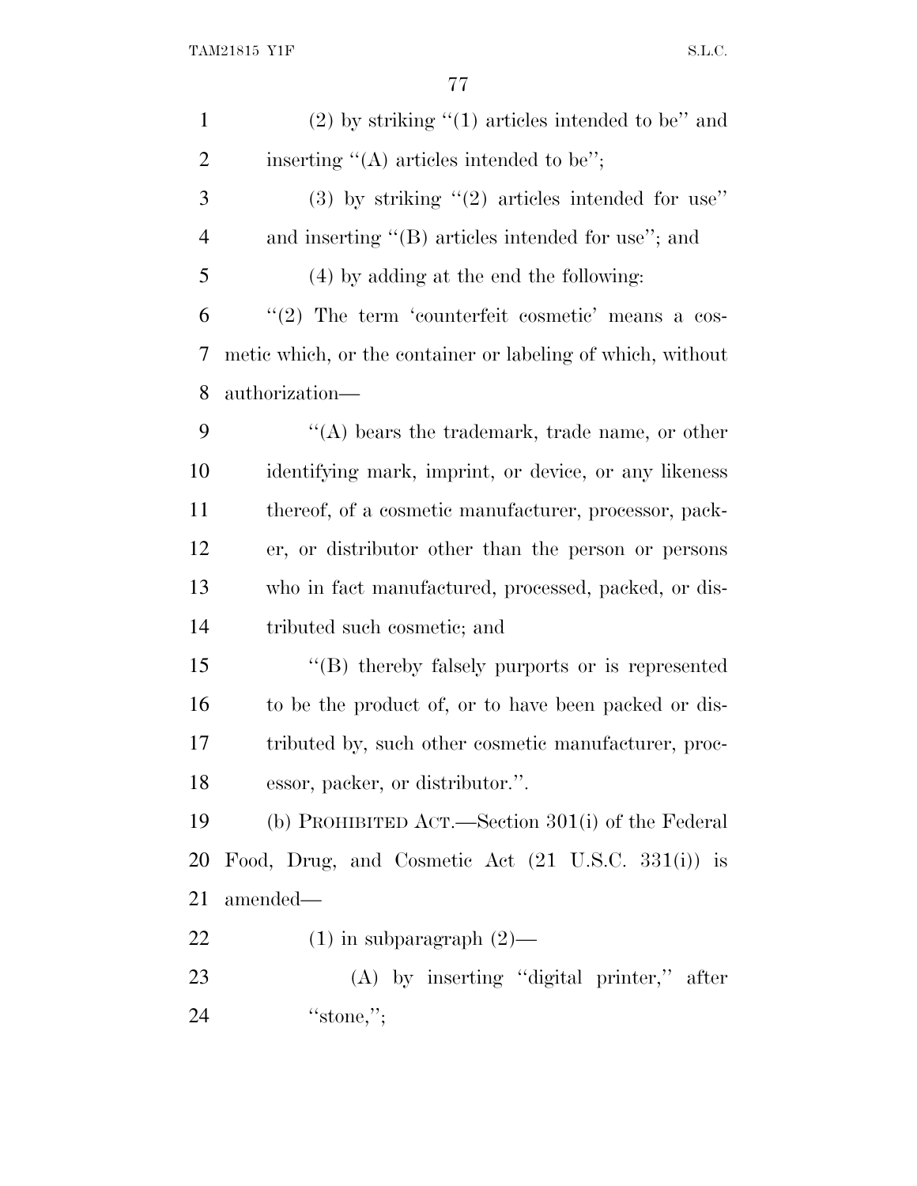(2) by striking "(1) articles intended to be" and inserting "(A) articles intended to be";

(3) by striking "(2) articles intended for use" and inserting "(B) articles intended for use"; and

(4) by adding at the end the following:

"(2) The term 'counterfeit cosmetic' means a cosmetic which, or the container or labeling of which, without authorization—

"(A) bears the trademark, trade name, or other identifying mark, imprint, or device, or any likeness thereof, of a cosmetic manufacturer, processor, packer, or distributor other than the person or persons who in fact manufactured, processed, packed, or distributed such cosmetic; and

"(B) thereby falsely purports or is represented to be the product of, or to have been packed or distributed by, such other cosmetic manufacturer, processor, packer, or distributor.".

(b) PROHIBITED ACT.—Section 301(i) of the Federal Food, Drug, and Cosmetic Act (21 U.S.C. 331(i)) is amended—

(1) in subparagraph (2)—

(A) by inserting "digital printer," after "stone,";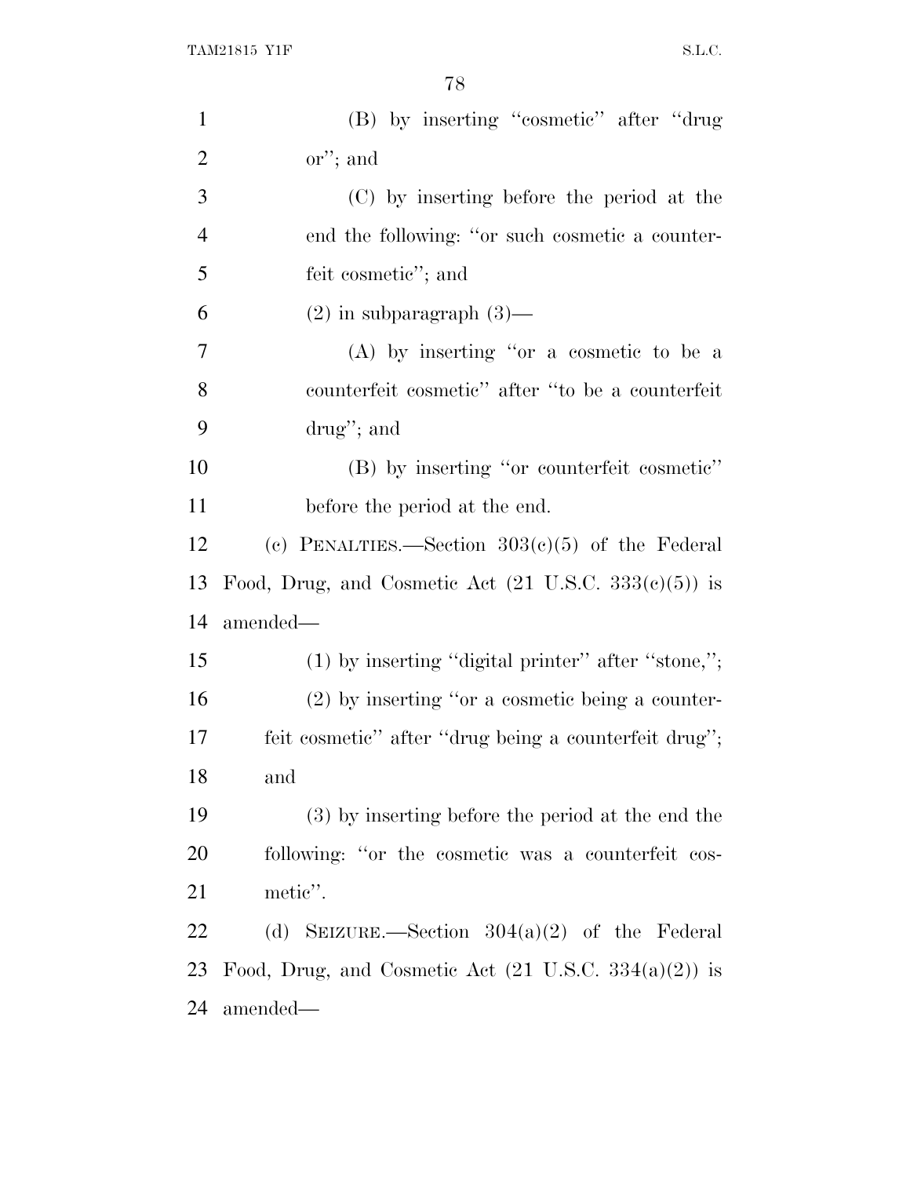(B) by inserting "cosmetic" after "drug or"; and

(C) by inserting before the period at the end the following: "or such cosmetic a counterfeit cosmetic"; and

(2) in subparagraph (3)—

(A) by inserting "or a cosmetic to be a counterfeit cosmetic" after "to be a counterfeit drug"; and

(B) by inserting "or counterfeit cosmetic" before the period at the end.

(c) PENALTIES.—Section 303(c)(5) of the Federal Food, Drug, and Cosmetic Act (21 U.S.C. 333(c)(5)) is amended—

(1) by inserting "digital printer" after "stone,";

(2) by inserting "or a cosmetic being a counterfeit cosmetic" after "drug being a counterfeit drug"; and

(3) by inserting before the period at the end the following: "or the cosmetic was a counterfeit cosmetic".

(d) SEIZURE.—Section 304(a)(2) of the Federal Food, Drug, and Cosmetic Act (21 U.S.C. 334(a)(2)) is amended—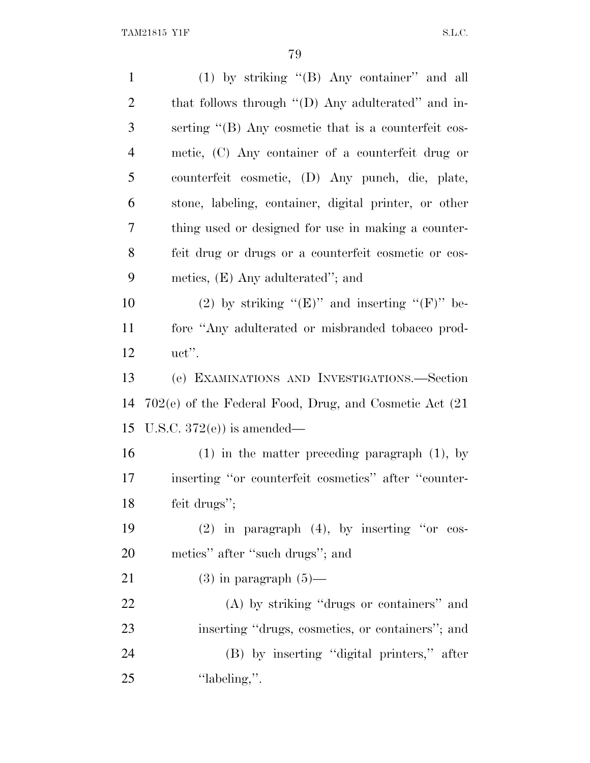(1) by striking "(B) Any container" and all that follows through "(D) Any adulterated" and inserting "(B) Any cosmetic that is a counterfeit cosmetic, (C) Any container of a counterfeit drug or counterfeit cosmetic, (D) Any punch, die, plate, stone, labeling, container, digital printer, or other thing used or designed for use in making a counterfeit drug or drugs or a counterfeit cosmetic or cosmetics, (E) Any adulterated"; and

(2) by striking "(E)" and inserting "(F)" before "Any adulterated or misbranded tobacco product".

(e) EXAMINATIONS AND INVESTIGATIONS.—Section 702(e) of the Federal Food, Drug, and Cosmetic Act (21 U.S.C. 372(e)) is amended—

(1) in the matter preceding paragraph (1), by inserting "or counterfeit cosmetics" after "counterfeit drugs";

(2) in paragraph (4), by inserting "or cosmetics" after "such drugs"; and

(3) in paragraph (5)—

(A) by striking "drugs or containers" and inserting "drugs, cosmetics, or containers"; and

(B) by inserting "digital printers," after "labeling,".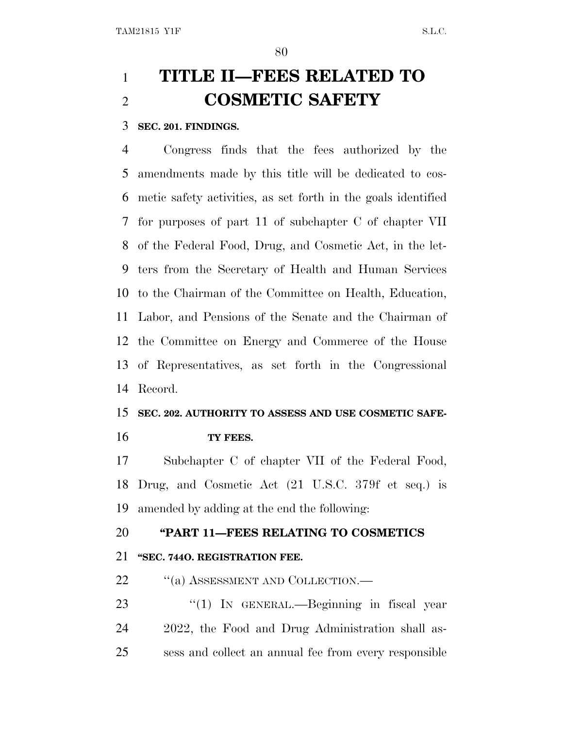# TITLE II—FEES RELATED TO COSMETIC SAFETY

**SEC. 201. FINDINGS.**

Congress finds that the fees authorized by the amendments made by this title will be dedicated to cosmetic safety activities, as set forth in the goals identified for purposes of part 11 of subchapter C of chapter VII of the Federal Food, Drug, and Cosmetic Act, in the letters from the Secretary of Health and Human Services to the Chairman of the Committee on Health, Education, Labor, and Pensions of the Senate and the Chairman of the Committee on Energy and Commerce of the House of Representatives, as set forth in the Congressional Record.

**SEC. 202. AUTHORITY TO ASSESS AND USE COSMETIC SAFETY FEES.**

Subchapter C of chapter VII of the Federal Food, Drug, and Cosmetic Act (21 U.S.C. 379f et seq.) is amended by adding at the end the following:

**"PART 11—FEES RELATING TO COSMETICS**

**"SEC. 744O. REGISTRATION FEE.**

"(a) ASSESSMENT AND COLLECTION.—

"(1) IN GENERAL.—Beginning in fiscal year 2022, the Food and Drug Administration shall assess and collect an annual fee from every responsible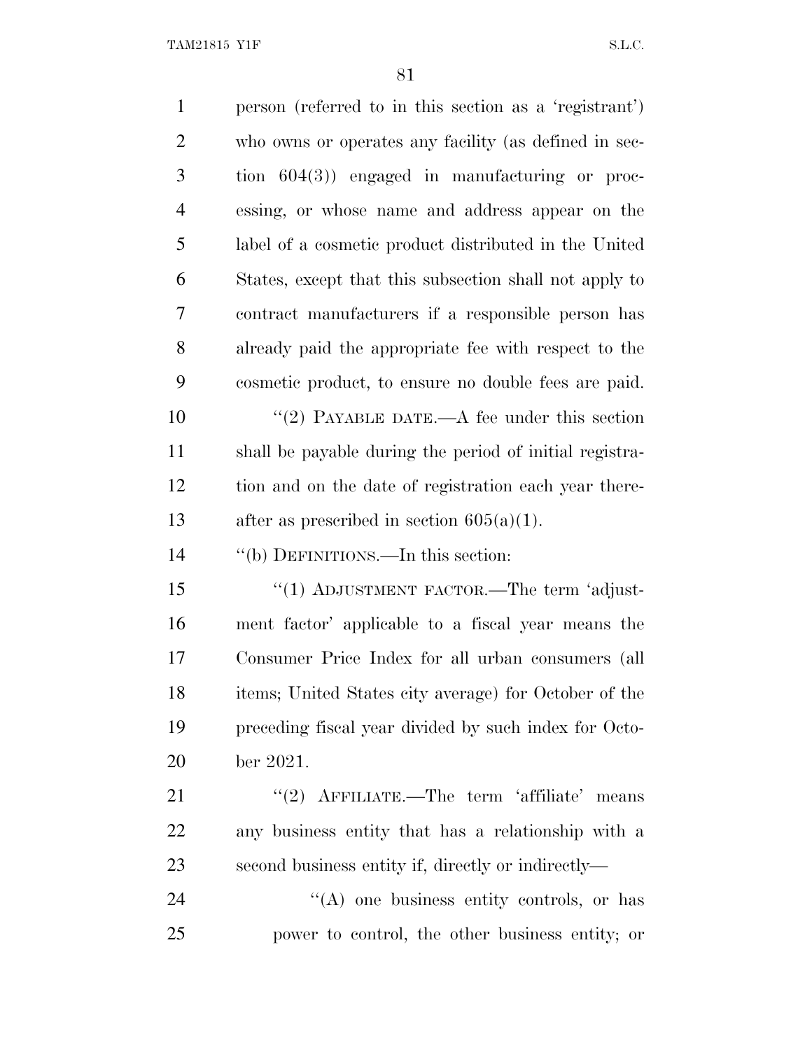person (referred to in this section as a 'registrant') who owns or operates any facility (as defined in section 604(3)) engaged in manufacturing or processing, or whose name and address appear on the label of a cosmetic product distributed in the United States, except that this subsection shall not apply to contract manufacturers if a responsible person has already paid the appropriate fee with respect to the cosmetic product, to ensure no double fees are paid.

"(2) PAYABLE DATE.—A fee under this section shall be payable during the period of initial registration and on the date of registration each year thereafter as prescribed in section 605(a)(1).

"(b) DEFINITIONS.—In this section:

"(1) ADJUSTMENT FACTOR.—The term 'adjustment factor' applicable to a fiscal year means the Consumer Price Index for all urban consumers (all items; United States city average) for October of the preceding fiscal year divided by such index for October 2021.

"(2) AFFILIATE.—The term 'affiliate' means any business entity that has a relationship with a second business entity if, directly or indirectly—

"(A) one business entity controls, or has power to control, the other business entity; or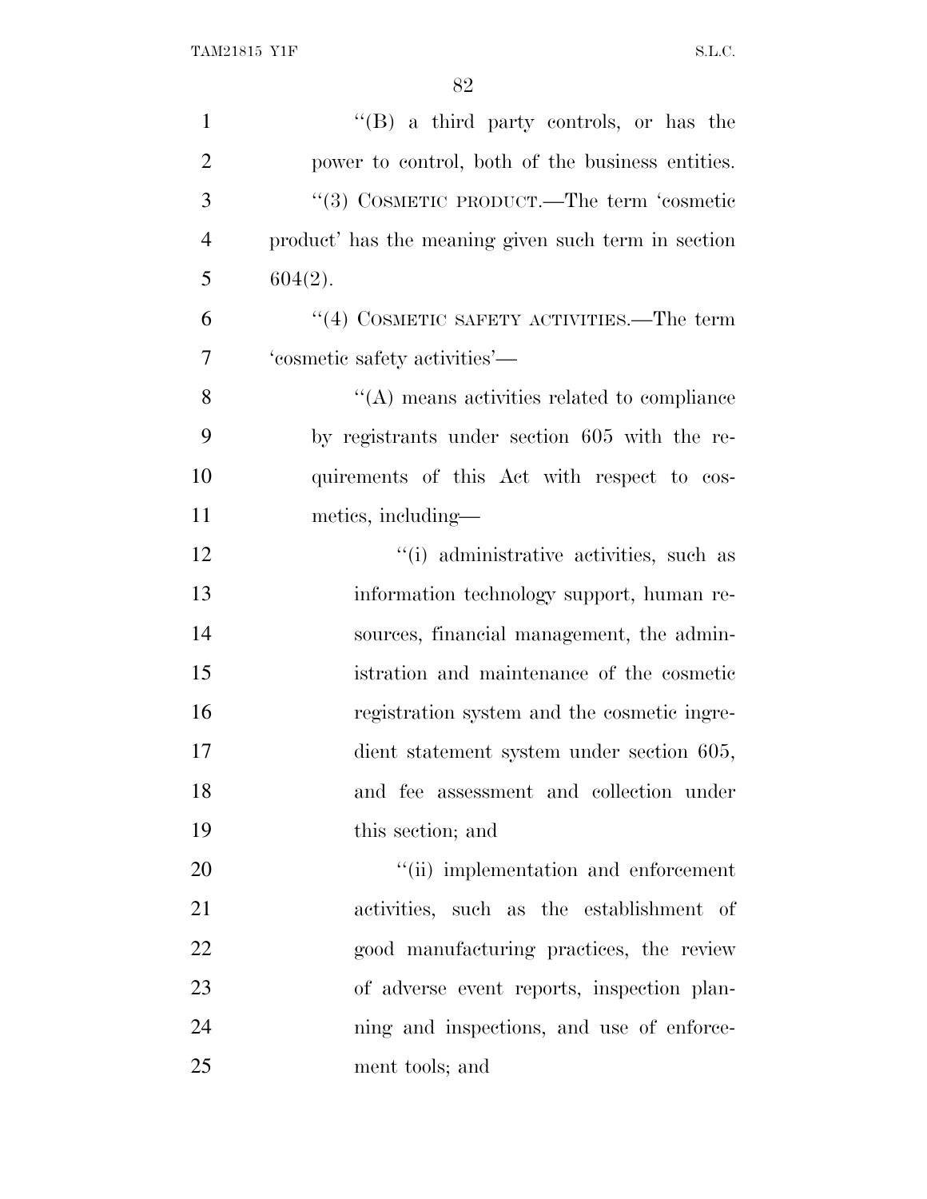"(B) a third party controls, or has the power to control, both of the business entities.

"(3) COSMETIC PRODUCT.—The term 'cosmetic product' has the meaning given such term in section 604(2).

"(4) COSMETIC SAFETY ACTIVITIES.—The term 'cosmetic safety activities'—

"(A) means activities related to compliance by registrants under section 605 with the requirements of this Act with respect to cosmetics, including—

"(i) administrative activities, such as information technology support, human resources, financial management, the administration and maintenance of the cosmetic registration system and the cosmetic ingredient statement system under section 605, and fee assessment and collection under this section; and

"(ii) implementation and enforcement activities, such as the establishment of good manufacturing practices, the review of adverse event reports, inspection planning and inspections, and use of enforcement tools; and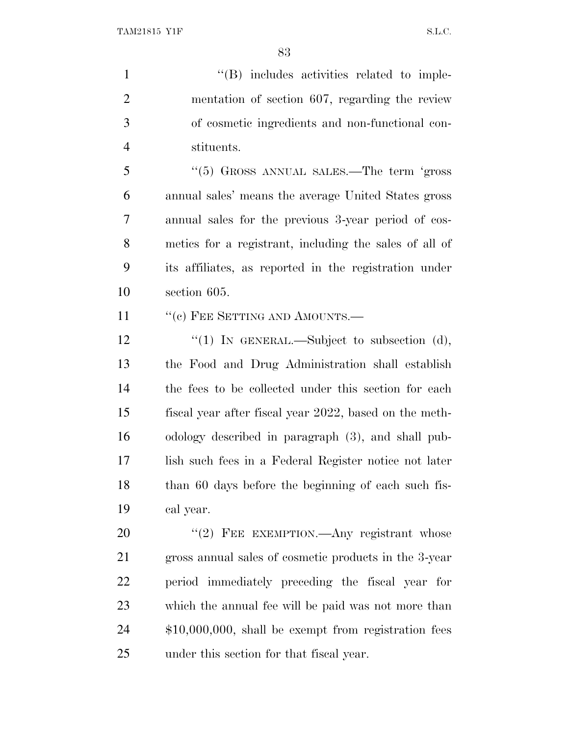''(B) includes activities related to implementation of section 607, regarding the review of cosmetic ingredients and non-functional constituents.

''(5) GROSS ANNUAL SALES.—The term 'gross annual sales' means the average United States gross annual sales for the previous 3-year period of cosmetics for a registrant, including the sales of all of its affiliates, as reported in the registration under section 605.

''(c) FEE SETTING AND AMOUNTS.—

''(1) IN GENERAL.—Subject to subsection (d), the Food and Drug Administration shall establish the fees to be collected under this section for each fiscal year after fiscal year 2022, based on the methodology described in paragraph (3), and shall publish such fees in a Federal Register notice not later than 60 days before the beginning of each such fiscal year.

''(2) FEE EXEMPTION.—Any registrant whose gross annual sales of cosmetic products in the 3-year period immediately preceding the fiscal year for which the annual fee will be paid was not more than $10,000,000, shall be exempt from registration fees under this section for that fiscal year.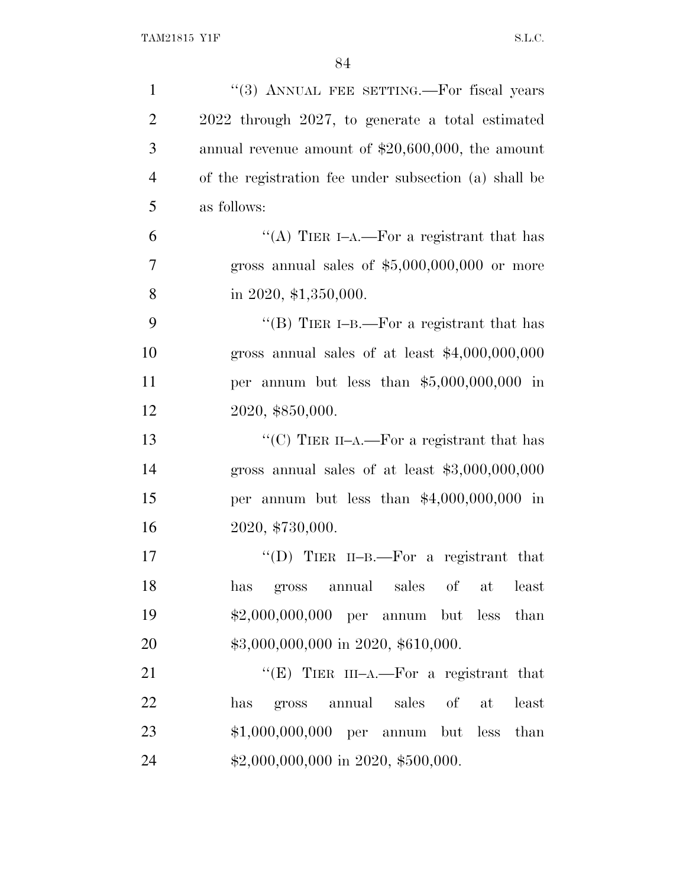"(3) ANNUAL FEE SETTING.—For fiscal years 2022 through 2027, to generate a total estimated annual revenue amount of $20,600,000, the amount of the registration fee under subsection (a) shall be as follows:

"(A) TIER I–A.—For a registrant that has gross annual sales of $5,000,000,000 or more in 2020, $1,350,000.

"(B) TIER I–B.—For a registrant that has gross annual sales of at least $4,000,000,000 per annum but less than $5,000,000,000 in 2020, $850,000.

"(C) TIER II–A.—For a registrant that has gross annual sales of at least $3,000,000,000 per annum but less than $4,000,000,000 in 2020, $730,000.

"(D) TIER II–B.—For a registrant that has gross annual sales of at least $2,000,000,000 per annum but less than $3,000,000,000 in 2020, $610,000.

"(E) TIER III–A.—For a registrant that has gross annual sales of at least $1,000,000,000 per annum but less than $2,000,000,000 in 2020, $500,000.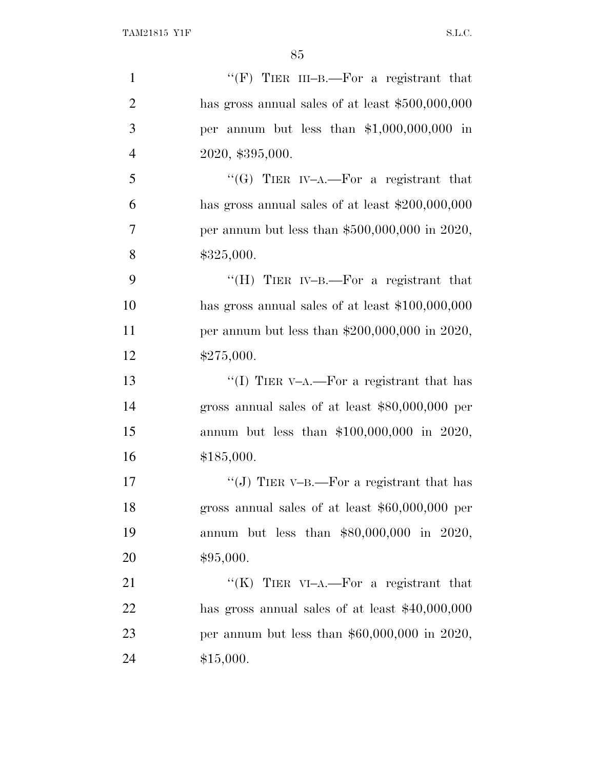"(F) TIER III–B.—For a registrant that has gross annual sales of at least $500,000,000 per annum but less than $1,000,000,000 in 2020, $395,000.

"(G) TIER IV–A.—For a registrant that has gross annual sales of at least $200,000,000 per annum but less than $500,000,000 in 2020, $325,000.

"(H) TIER IV–B.—For a registrant that has gross annual sales of at least $100,000,000 per annum but less than $200,000,000 in 2020, $275,000.

"(I) TIER V–A.—For a registrant that has gross annual sales of at least $80,000,000 per annum but less than $100,000,000 in 2020, $185,000.

"(J) TIER V–B.—For a registrant that has gross annual sales of at least $60,000,000 per annum but less than $80,000,000 in 2020, $95,000.

"(K) TIER VI–A.—For a registrant that has gross annual sales of at least $40,000,000 per annum but less than $60,000,000 in 2020, $15,000.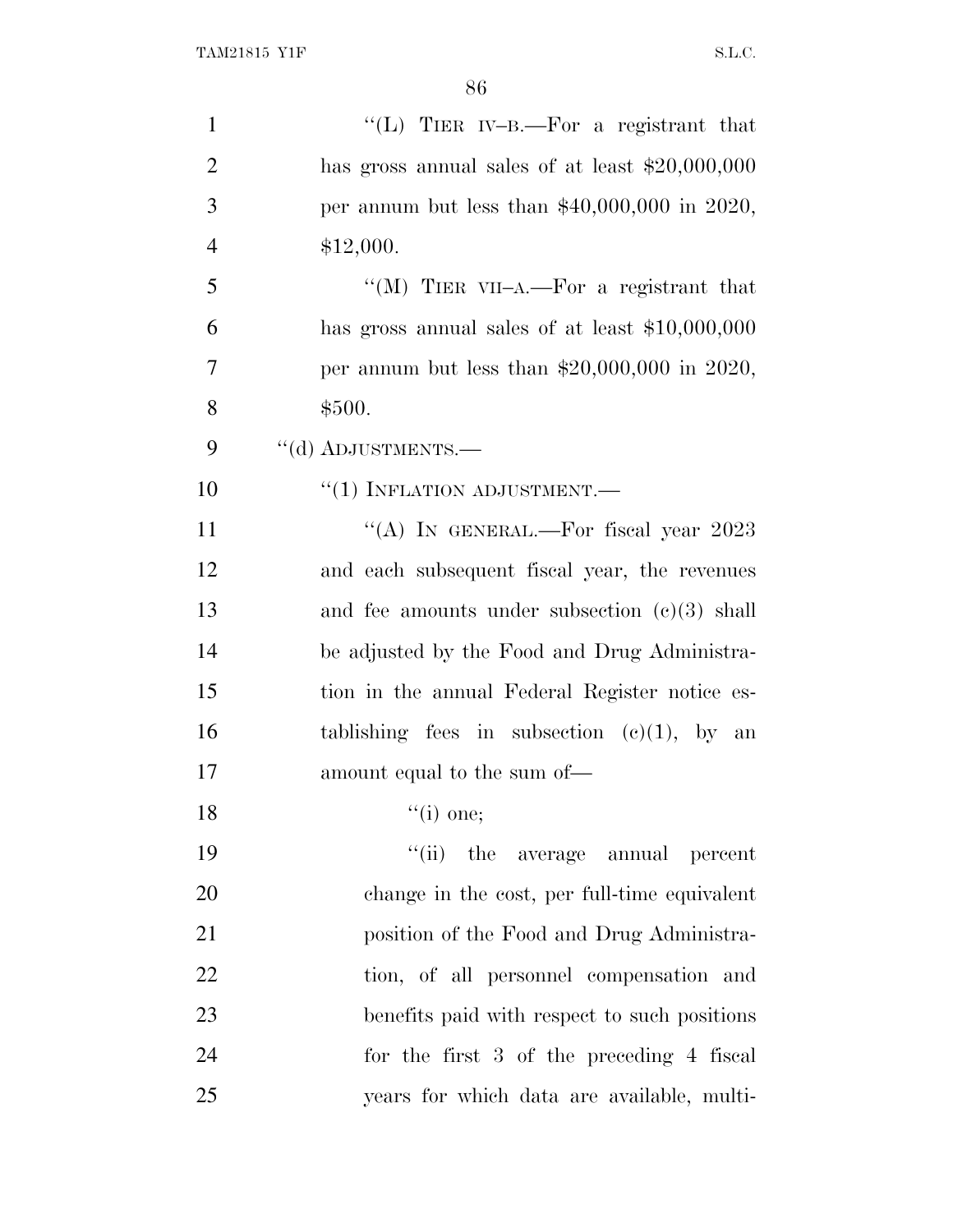"(L) TIER IV–B.—For a registrant that has gross annual sales of at least $20,000,000 per annum but less than $40,000,000 in 2020, $12,000.

"(M) TIER VII–A.—For a registrant that has gross annual sales of at least $10,000,000 per annum but less than $20,000,000 in 2020, $500.

"(d) ADJUSTMENTS.—

"(1) INFLATION ADJUSTMENT.—

"(A) IN GENERAL.—For fiscal year 2023 and each subsequent fiscal year, the revenues and fee amounts under subsection (c)(3) shall be adjusted by the Food and Drug Administration in the annual Federal Register notice establishing fees in subsection (c)(1), by an amount equal to the sum of—

"(i) one;

"(ii) the average annual percent change in the cost, per full-time equivalent position of the Food and Drug Administration, of all personnel compensation and benefits paid with respect to such positions for the first 3 of the preceding 4 fiscal years for which data are available, multi-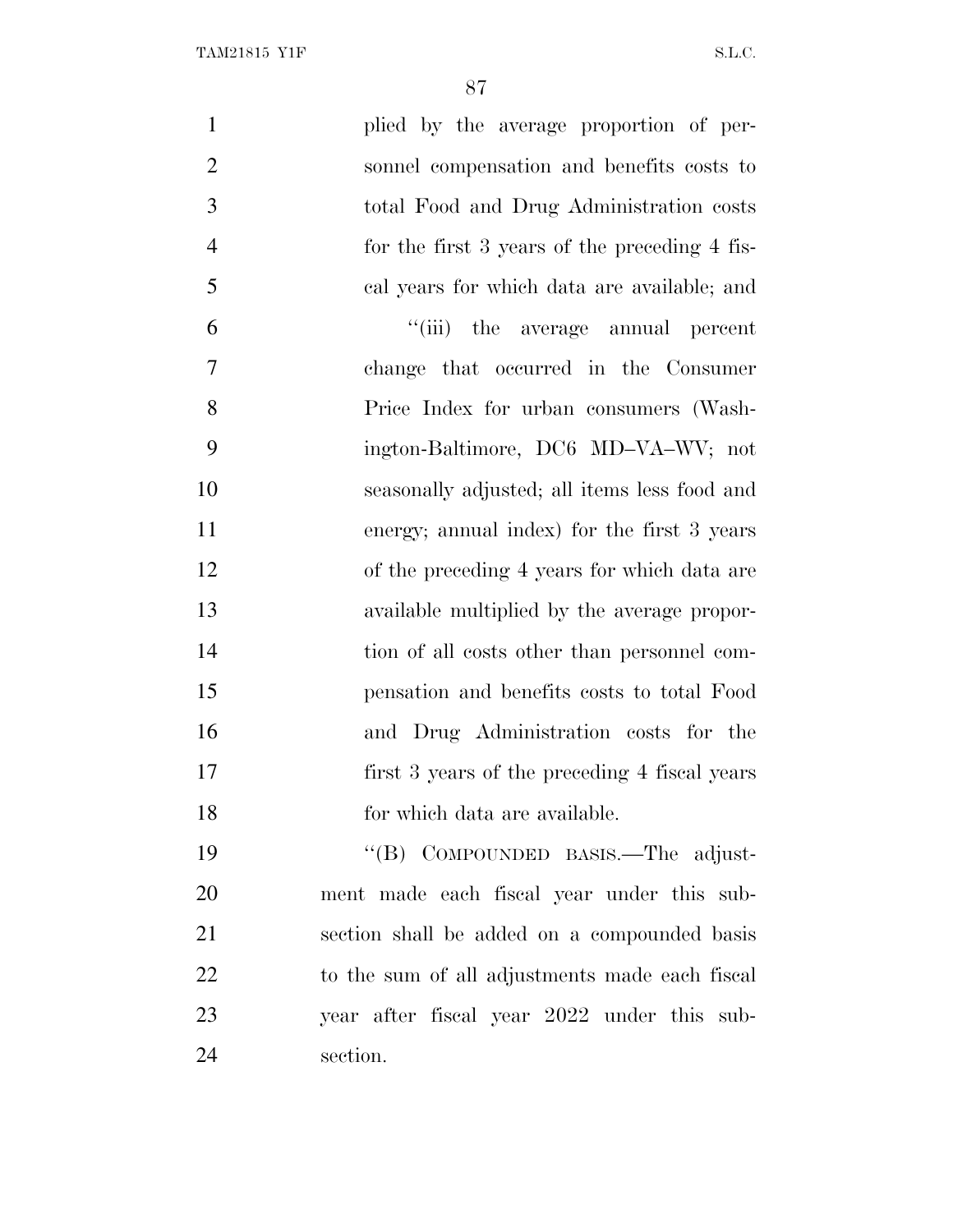plied by the average proportion of personnel compensation and benefits costs to total Food and Drug Administration costs for the first 3 years of the preceding 4 fiscal years for which data are available; and

"(iii) the average annual percent change that occurred in the Consumer Price Index for urban consumers (Washington-Baltimore, DC6 MD–VA–WV; not seasonally adjusted; all items less food and energy; annual index) for the first 3 years of the preceding 4 years for which data are available multiplied by the average proportion of all costs other than personnel compensation and benefits costs to total Food and Drug Administration costs for the first 3 years of the preceding 4 fiscal years for which data are available.

"(B) COMPOUNDED BASIS.—The adjustment made each fiscal year under this subsection shall be added on a compounded basis to the sum of all adjustments made each fiscal year after fiscal year 2022 under this subsection.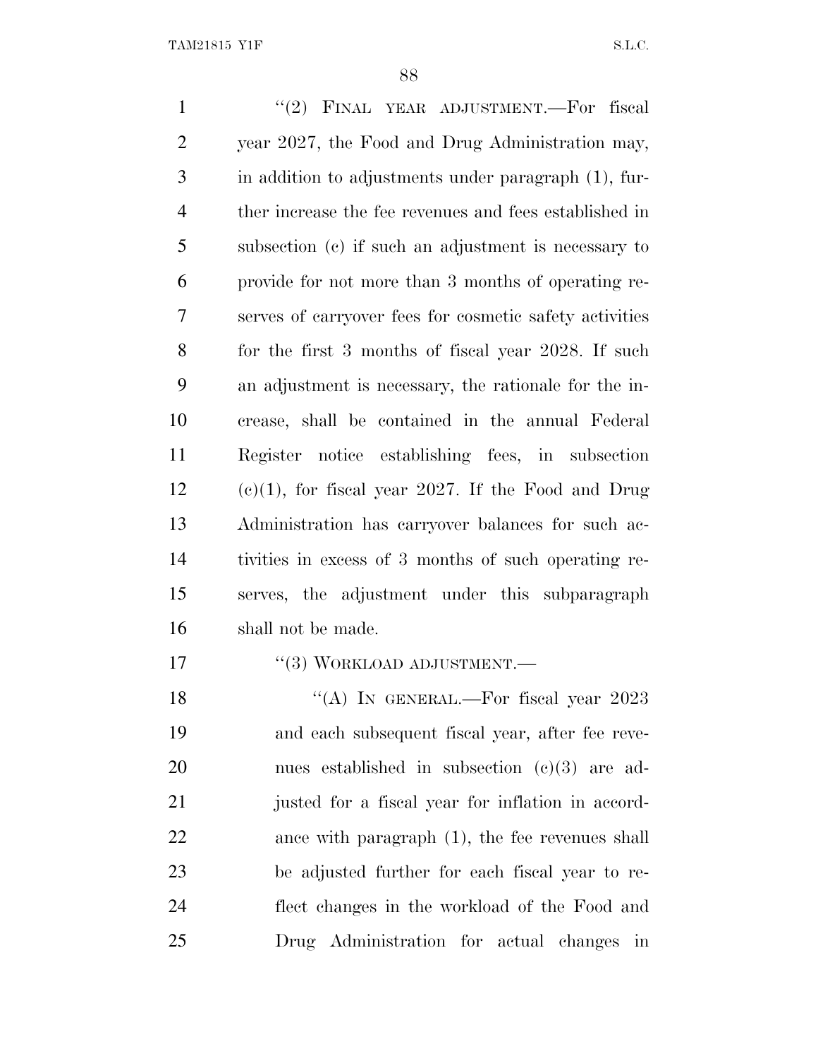"(2) FINAL YEAR ADJUSTMENT.—For fiscal year 2027, the Food and Drug Administration may, in addition to adjustments under paragraph (1), further increase the fee revenues and fees established in subsection (c) if such an adjustment is necessary to provide for not more than 3 months of operating reserves of carryover fees for cosmetic safety activities for the first 3 months of fiscal year 2028. If such an adjustment is necessary, the rationale for the increase, shall be contained in the annual Federal Register notice establishing fees, in subsection (c)(1), for fiscal year 2027. If the Food and Drug Administration has carryover balances for such activities in excess of 3 months of such operating reserves, the adjustment under this subparagraph shall not be made.

"(3) WORKLOAD ADJUSTMENT.—

"(A) IN GENERAL.—For fiscal year 2023 and each subsequent fiscal year, after fee revenues established in subsection (c)(3) are adjusted for a fiscal year for inflation in accordance with paragraph (1), the fee revenues shall be adjusted further for each fiscal year to reflect changes in the workload of the Food and Drug Administration for actual changes in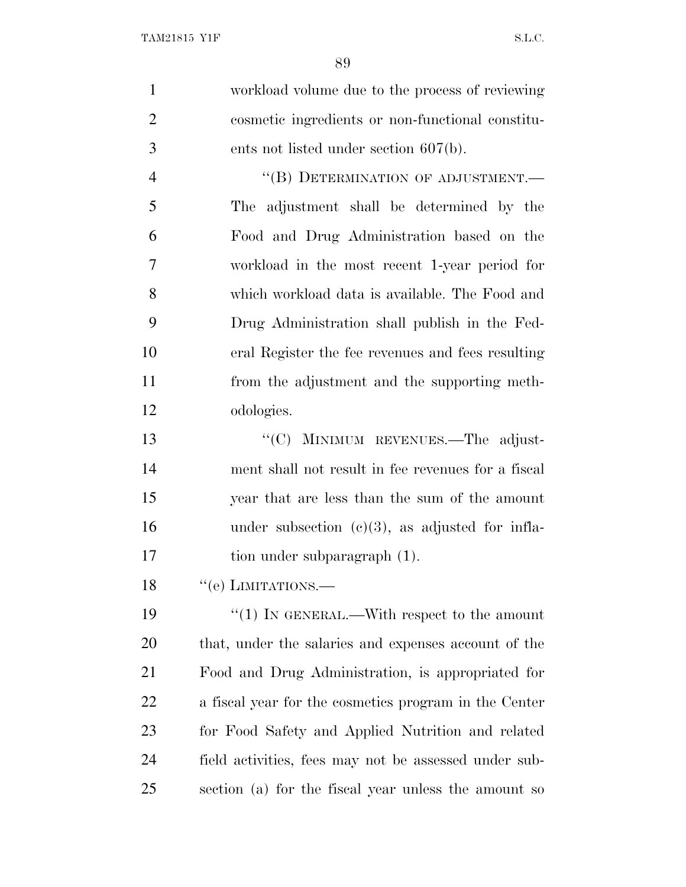workload volume due to the process of reviewing cosmetic ingredients or non-functional constituents not listed under section 607(b).

"(B) DETERMINATION OF ADJUSTMENT.—The adjustment shall be determined by the Food and Drug Administration based on the workload in the most recent 1-year period for which workload data is available. The Food and Drug Administration shall publish in the Federal Register the fee revenues and fees resulting from the adjustment and the supporting methodologies.

"(C) MINIMUM REVENUES.—The adjustment shall not result in fee revenues for a fiscal year that are less than the sum of the amount under subsection (c)(3), as adjusted for inflation under subparagraph (1).

"(e) LIMITATIONS.—

"(1) IN GENERAL.—With respect to the amount that, under the salaries and expenses account of the Food and Drug Administration, is appropriated for a fiscal year for the cosmetics program in the Center for Food Safety and Applied Nutrition and related field activities, fees may not be assessed under subsection (a) for the fiscal year unless the amount so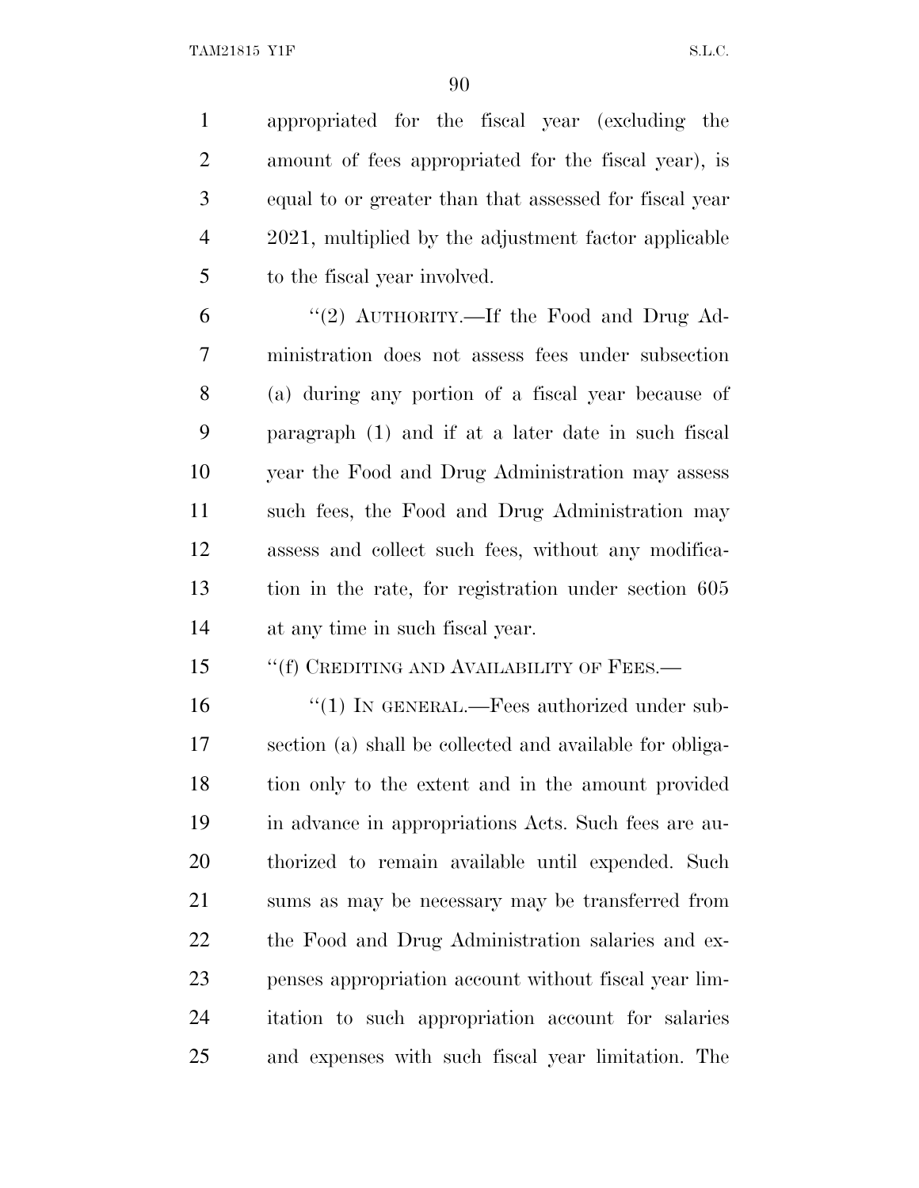appropriated for the fiscal year (excluding the amount of fees appropriated for the fiscal year), is equal to or greater than that assessed for fiscal year 2021, multiplied by the adjustment factor applicable to the fiscal year involved.

"(2) AUTHORITY.—If the Food and Drug Administration does not assess fees under subsection (a) during any portion of a fiscal year because of paragraph (1) and if at a later date in such fiscal year the Food and Drug Administration may assess such fees, the Food and Drug Administration may assess and collect such fees, without any modification in the rate, for registration under section 605 at any time in such fiscal year.

"(f) CREDITING AND AVAILABILITY OF FEES.—

"(1) IN GENERAL.—Fees authorized under subsection (a) shall be collected and available for obligation only to the extent and in the amount provided in advance in appropriations Acts. Such fees are authorized to remain available until expended. Such sums as may be necessary may be transferred from the Food and Drug Administration salaries and expenses appropriation account without fiscal year limitation to such appropriation account for salaries and expenses with such fiscal year limitation. The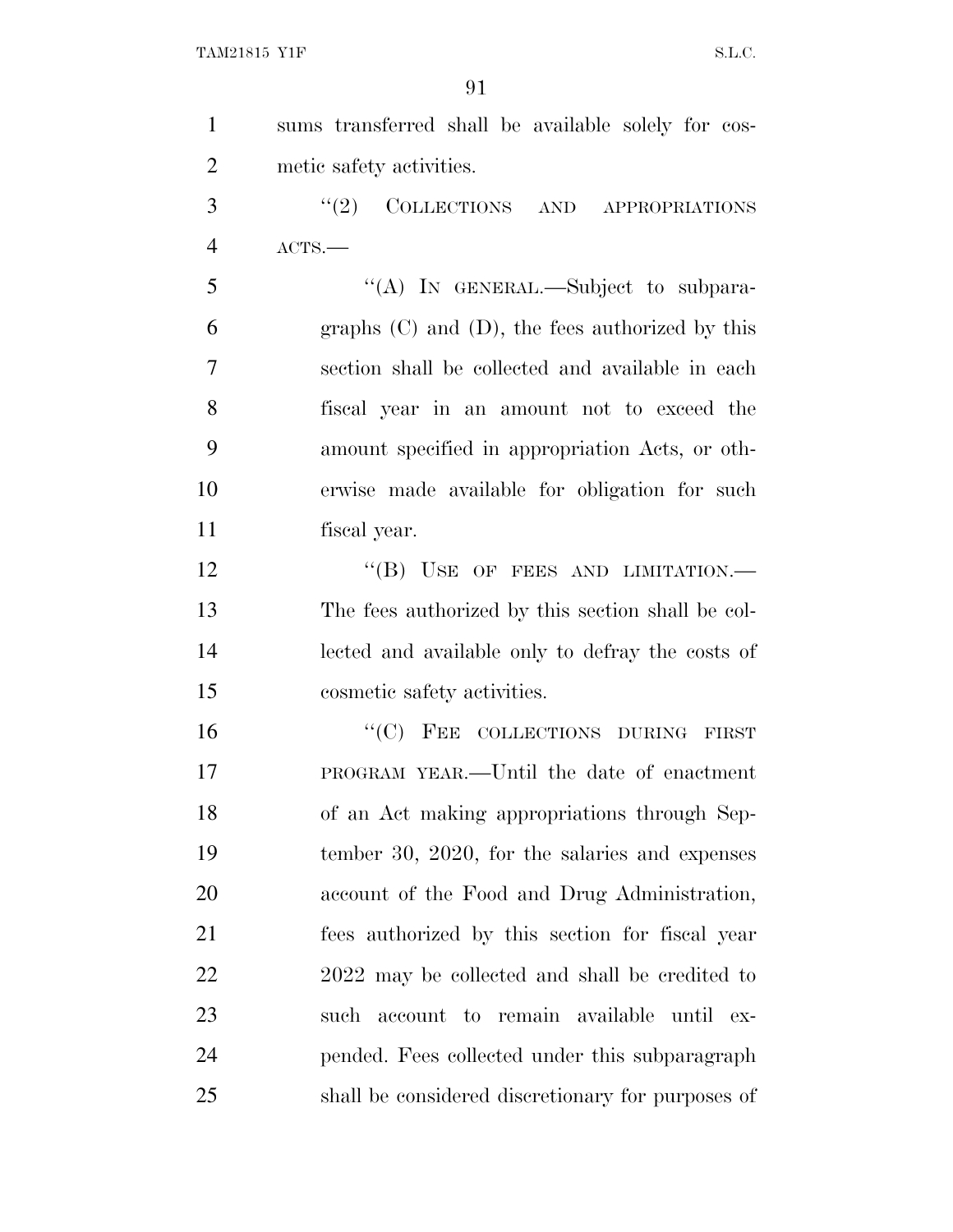sums transferred shall be available solely for cosmetic safety activities.

"(2) COLLECTIONS AND APPROPRIATIONS ACTS.—

"(A) IN GENERAL.—Subject to subparagraphs (C) and (D), the fees authorized by this section shall be collected and available in each fiscal year in an amount not to exceed the amount specified in appropriation Acts, or otherwise made available for obligation for such fiscal year.

"(B) USE OF FEES AND LIMITATION.—The fees authorized by this section shall be collected and available only to defray the costs of cosmetic safety activities.

"(C) FEE COLLECTIONS DURING FIRST PROGRAM YEAR.—Until the date of enactment of an Act making appropriations through September 30, 2020, for the salaries and expenses account of the Food and Drug Administration, fees authorized by this section for fiscal year 2022 may be collected and shall be credited to such account to remain available until expended. Fees collected under this subparagraph shall be considered discretionary for purposes of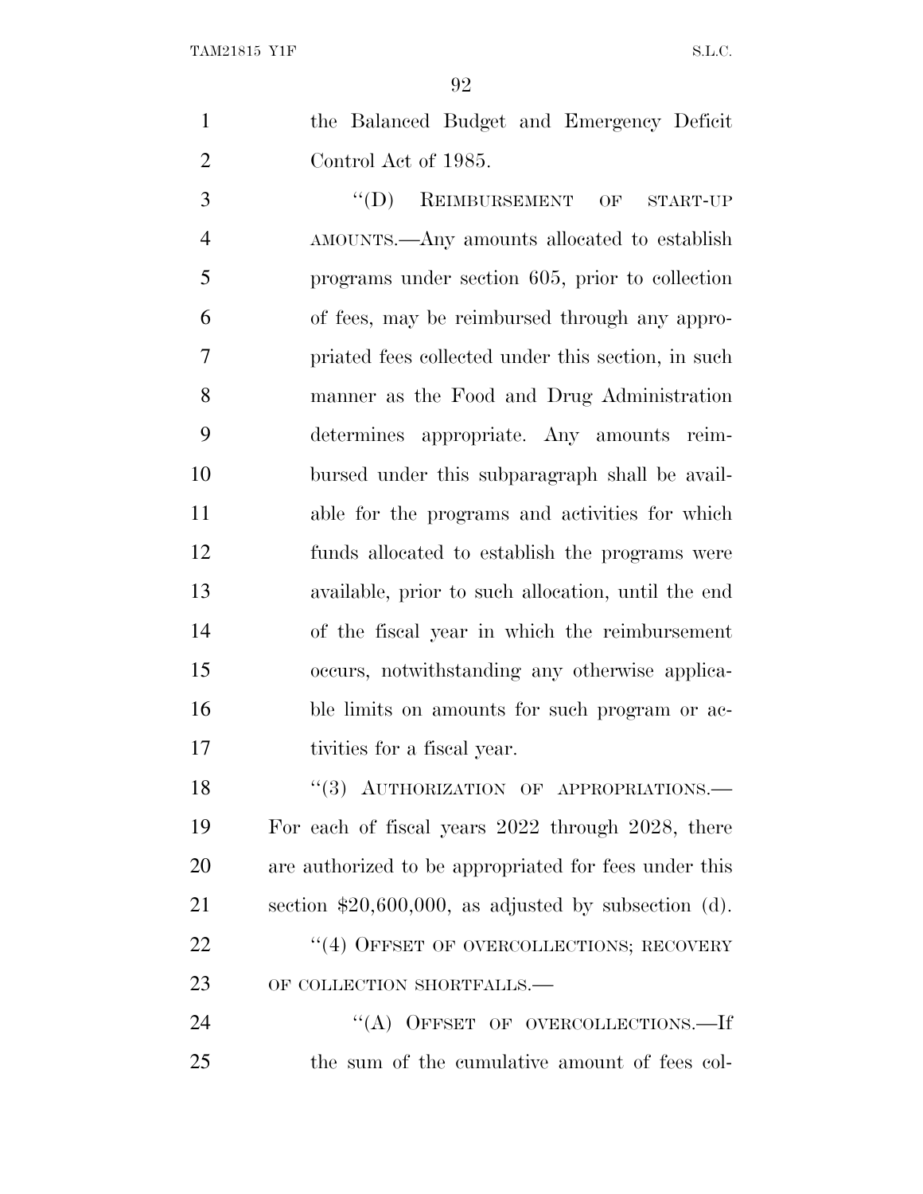the Balanced Budget and Emergency Deficit Control Act of 1985.

"(D) REIMBURSEMENT OF START-UP AMOUNTS.—Any amounts allocated to establish programs under section 605, prior to collection of fees, may be reimbursed through any appropriated fees collected under this section, in such manner as the Food and Drug Administration determines appropriate. Any amounts reimbursed under this subparagraph shall be available for the programs and activities for which funds allocated to establish the programs were available, prior to such allocation, until the end of the fiscal year in which the reimbursement occurs, notwithstanding any otherwise applicable limits on amounts for such program or activities for a fiscal year.

"(3) AUTHORIZATION OF APPROPRIATIONS.—For each of fiscal years 2022 through 2028, there are authorized to be appropriated for fees under this section $20,600,000, as adjusted by subsection (d).

"(4) OFFSET OF OVERCOLLECTIONS; RECOVERY OF COLLECTION SHORTFALLS.—

"(A) OFFSET OF OVERCOLLECTIONS.—If the sum of the cumulative amount of fees col-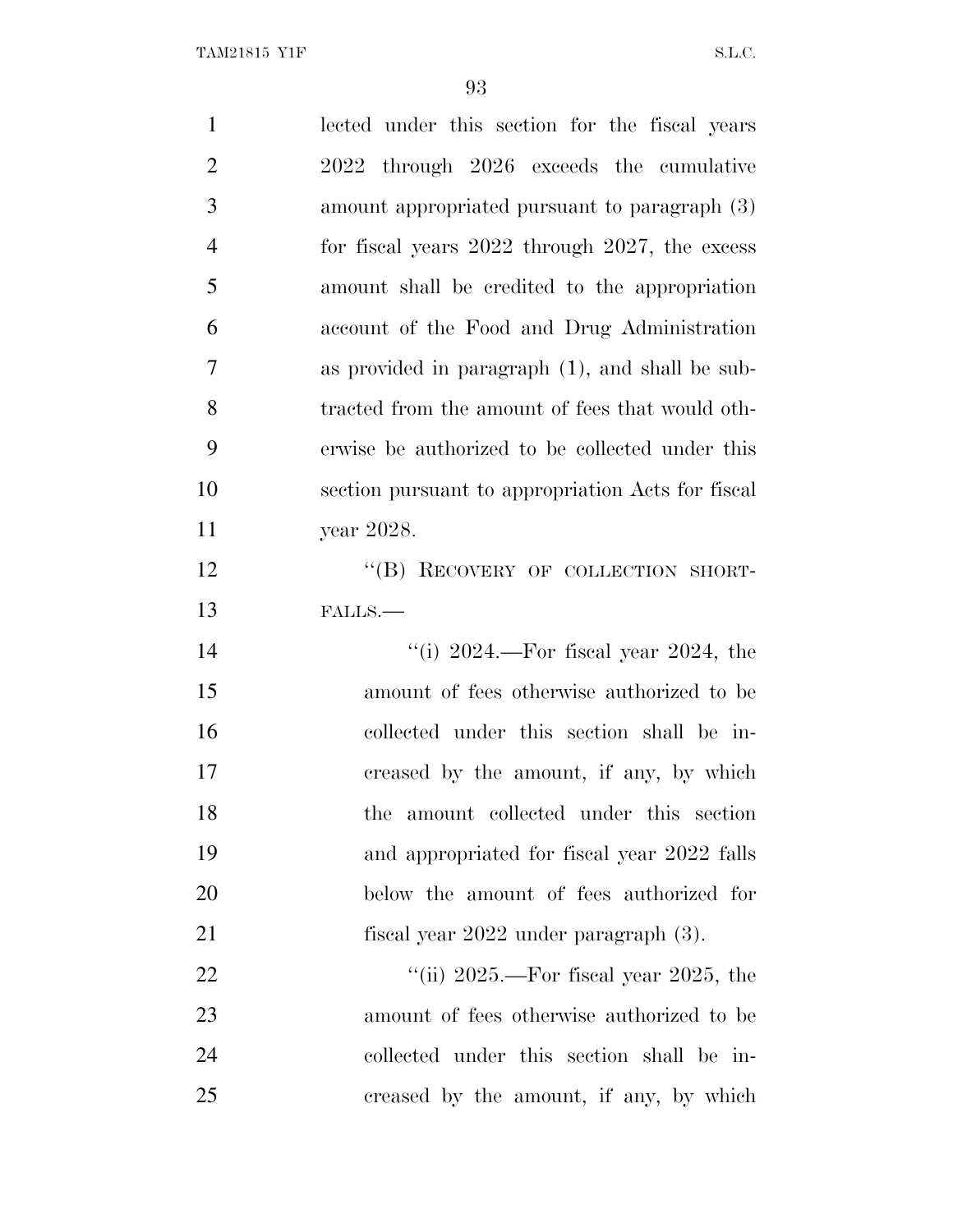lected under this section for the fiscal years 2022 through 2026 exceeds the cumulative amount appropriated pursuant to paragraph (3) for fiscal years 2022 through 2027, the excess amount shall be credited to the appropriation account of the Food and Drug Administration as provided in paragraph (1), and shall be subtracted from the amount of fees that would otherwise be authorized to be collected under this section pursuant to appropriation Acts for fiscal year 2028.

"(B) RECOVERY OF COLLECTION SHORTFALLS.—

"(i) 2024.—For fiscal year 2024, the amount of fees otherwise authorized to be collected under this section shall be increased by the amount, if any, by which the amount collected under this section and appropriated for fiscal year 2022 falls below the amount of fees authorized for fiscal year 2022 under paragraph (3).

"(ii) 2025.—For fiscal year 2025, the amount of fees otherwise authorized to be collected under this section shall be increased by the amount, if any, by which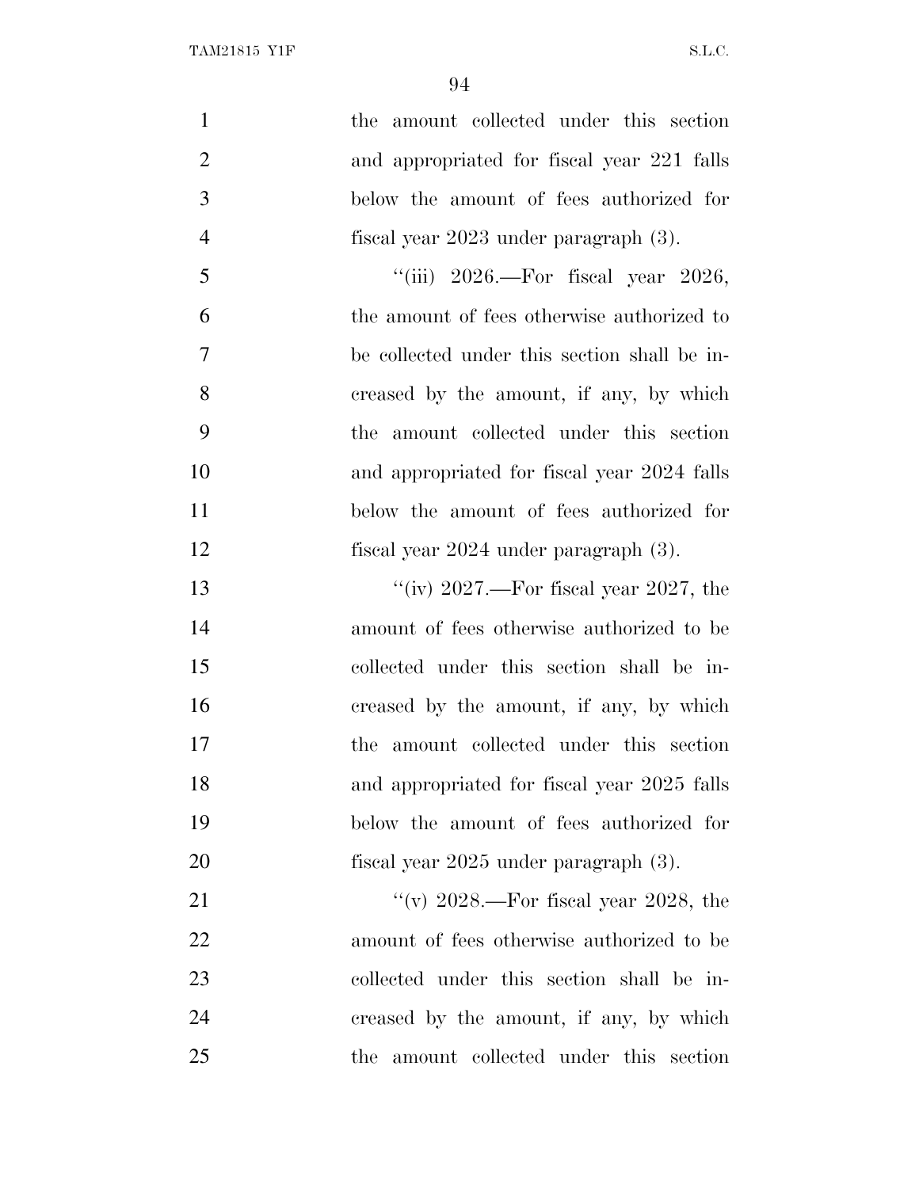the amount collected under this section and appropriated for fiscal year 221 falls below the amount of fees authorized for fiscal year 2023 under paragraph (3).

''(iii) 2026.—For fiscal year 2026, the amount of fees otherwise authorized to be collected under this section shall be increased by the amount, if any, by which the amount collected under this section and appropriated for fiscal year 2024 falls below the amount of fees authorized for fiscal year 2024 under paragraph (3).

''(iv) 2027.—For fiscal year 2027, the amount of fees otherwise authorized to be collected under this section shall be increased by the amount, if any, by which the amount collected under this section and appropriated for fiscal year 2025 falls below the amount of fees authorized for fiscal year 2025 under paragraph (3).

''(v) 2028.—For fiscal year 2028, the amount of fees otherwise authorized to be collected under this section shall be increased by the amount, if any, by which the amount collected under this section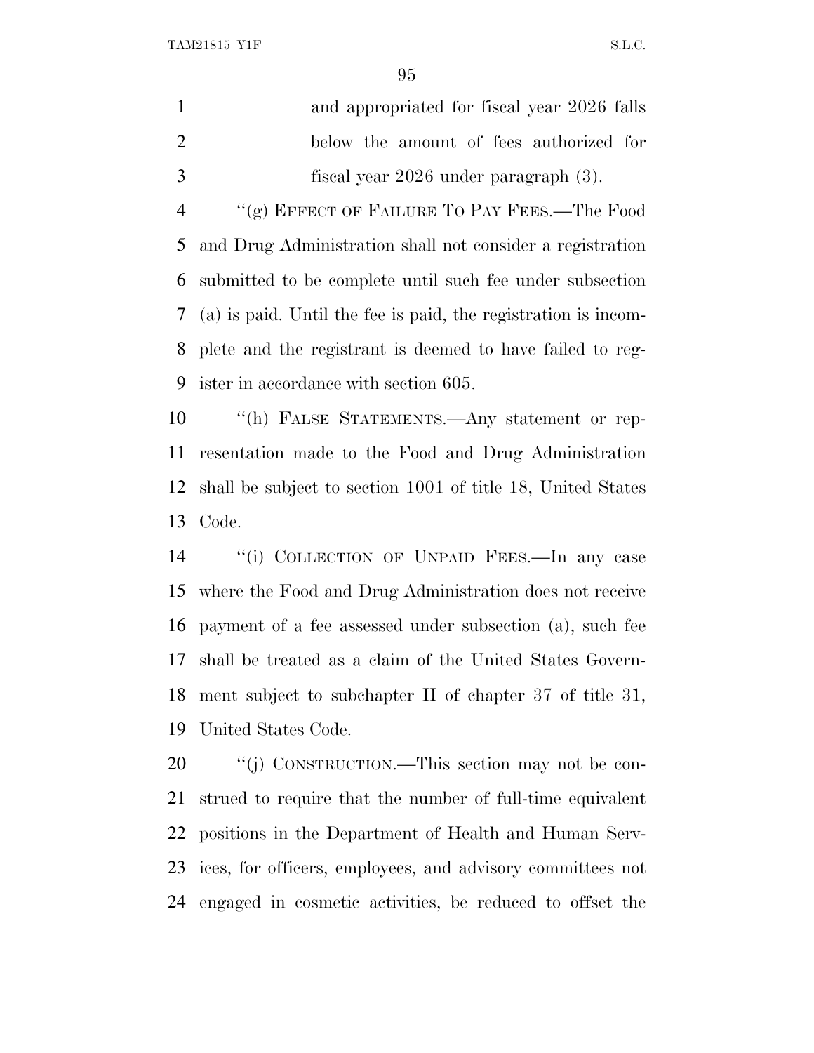and appropriated for fiscal year 2026 falls below the amount of fees authorized for fiscal year 2026 under paragraph (3).

"(g) EFFECT OF FAILURE TO PAY FEES.—The Food and Drug Administration shall not consider a registration submitted to be complete until such fee under subsection (a) is paid. Until the fee is paid, the registration is incomplete and the registrant is deemed to have failed to register in accordance with section 605.

"(h) FALSE STATEMENTS.—Any statement or representation made to the Food and Drug Administration shall be subject to section 1001 of title 18, United States Code.

"(i) COLLECTION OF UNPAID FEES.—In any case where the Food and Drug Administration does not receive payment of a fee assessed under subsection (a), such fee shall be treated as a claim of the United States Government subject to subchapter II of chapter 37 of title 31, United States Code.

"(j) CONSTRUCTION.—This section may not be construed to require that the number of full-time equivalent positions in the Department of Health and Human Services, for officers, employees, and advisory committees not engaged in cosmetic activities, be reduced to offset the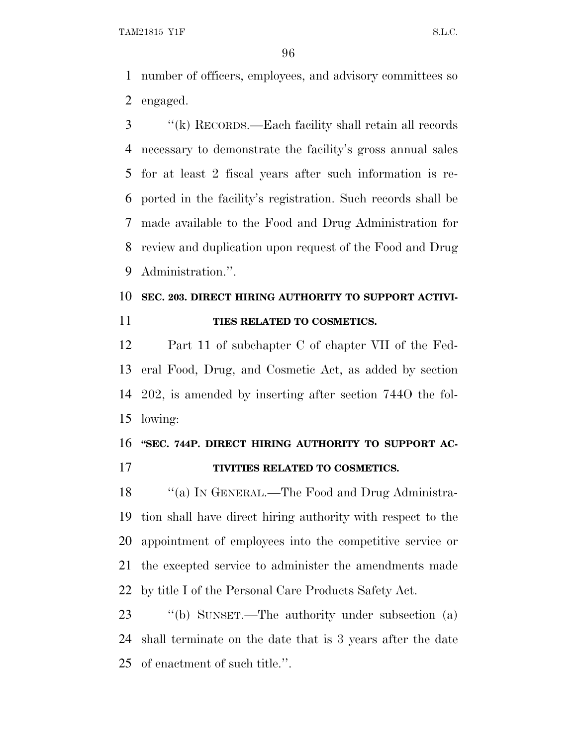number of officers, employees, and advisory committees so engaged.

"(k) RECORDS.—Each facility shall retain all records necessary to demonstrate the facility's gross annual sales for at least 2 fiscal years after such information is reported in the facility's registration. Such records shall be made available to the Food and Drug Administration for review and duplication upon request of the Food and Drug Administration.".

## SEC. 203. DIRECT HIRING AUTHORITY TO SUPPORT ACTIVITIES RELATED TO COSMETICS.

Part 11 of subchapter C of chapter VII of the Federal Food, Drug, and Cosmetic Act, as added by section 202, is amended by inserting after section 744O the following:

## "SEC. 744P. DIRECT HIRING AUTHORITY TO SUPPORT ACTIVITIES RELATED TO COSMETICS.

"(a) IN GENERAL.—The Food and Drug Administration shall have direct hiring authority with respect to the appointment of employees into the competitive service or the excepted service to administer the amendments made by title I of the Personal Care Products Safety Act.

"(b) SUNSET.—The authority under subsection (a) shall terminate on the date that is 3 years after the date of enactment of such title.".